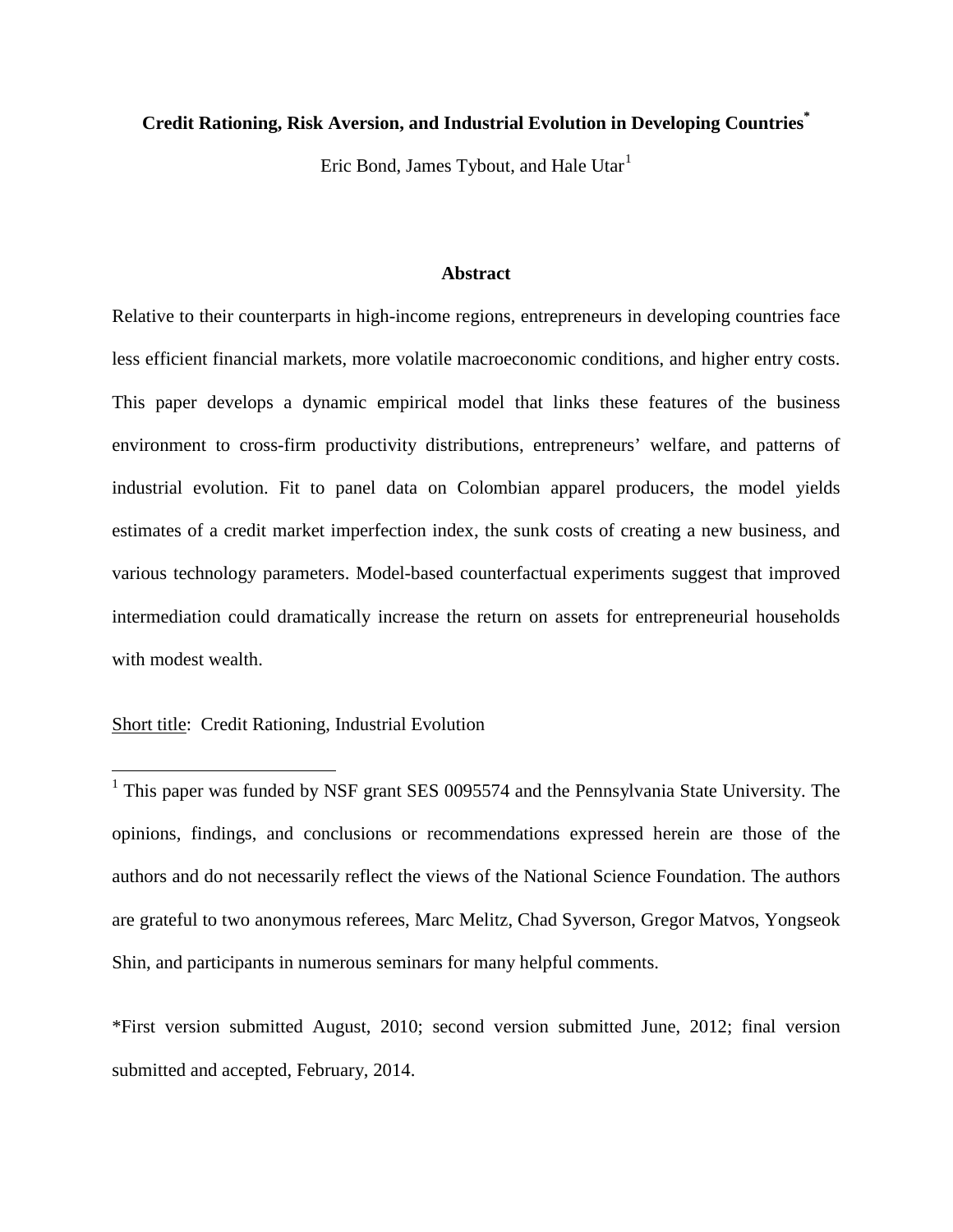# Credit Rationing, Risk Aversion, and Industrial Evolution in Developing Countries[*]

Eric Bond, James Tybout, and Hale Utar[1]

## Abstract

Relative to their counterparts in high-income regions, entrepreneurs in developing countries face less efficient financial markets, more volatile macroeconomic conditions, and higher entry costs. This paper develops a dynamic empirical model that links these features of the business environment to cross-firm productivity distributions, entrepreneurs' welfare, and patterns of industrial evolution. Fit to panel data on Colombian apparel producers, the model yields estimates of a credit market imperfection index, the sunk costs of creating a new business, and various technology parameters. Model-based counterfactual experiments suggest that improved intermediation could dramatically increase the return on assets for entrepreneurial households with modest wealth.

Short title: Credit Rationing, Industrial Evolution

[1] This paper was funded by NSF grant SES 0095574 and the Pennsylvania State University. The opinions, findings, and conclusions or recommendations expressed herein are those of the authors and do not necessarily reflect the views of the National Science Foundation. The authors are grateful to two anonymous referees, Marc Melitz, Chad Syverson, Gregor Matvos, Yongseok Shin, and participants in numerous seminars for many helpful comments.

*First version submitted August, 2010; second version submitted June, 2012; final version submitted and accepted, February, 2014.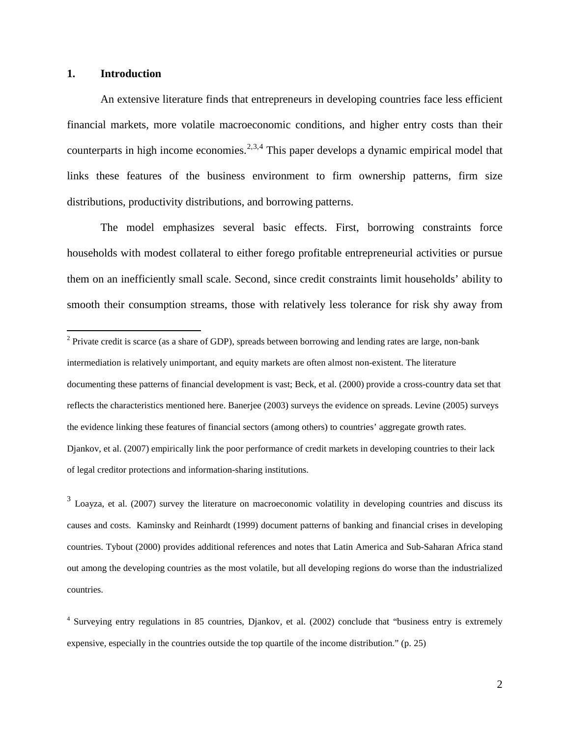## 1. Introduction

An extensive literature finds that entrepreneurs in developing countries face less efficient financial markets, more volatile macroeconomic conditions, and higher entry costs than their counterparts in high income economies.[2,3,4] This paper develops a dynamic empirical model that links these features of the business environment to firm ownership patterns, firm size distributions, productivity distributions, and borrowing patterns.

The model emphasizes several basic effects. First, borrowing constraints force households with modest collateral to either forego profitable entrepreneurial activities or pursue them on an inefficiently small scale. Second, since credit constraints limit households' ability to smooth their consumption streams, those with relatively less tolerance for risk shy away from

---

[2] Private credit is scarce (as a share of GDP), spreads between borrowing and lending rates are large, non-bank intermediation is relatively unimportant, and equity markets are often almost non-existent. The literature documenting these patterns of financial development is vast; Beck, et al. (2000) provide a cross-country data set that reflects the characteristics mentioned here. Banerjee (2003) surveys the evidence on spreads. Levine (2005) surveys the evidence linking these features of financial sectors (among others) to countries' aggregate growth rates. Djankov, et al. (2007) empirically link the poor performance of credit markets in developing countries to their lack of legal creditor protections and information-sharing institutions.

[3] Loayza, et al. (2007) survey the literature on macroeconomic volatility in developing countries and discuss its causes and costs. Kaminsky and Reinhardt (1999) document patterns of banking and financial crises in developing countries. Tybout (2000) provides additional references and notes that Latin America and Sub-Saharan Africa stand out among the developing countries as the most volatile, but all developing regions do worse than the industrialized countries.

[4] Surveying entry regulations in 85 countries, Djankov, et al. (2002) conclude that "business entry is extremely expensive, especially in the countries outside the top quartile of the income distribution." (p. 25)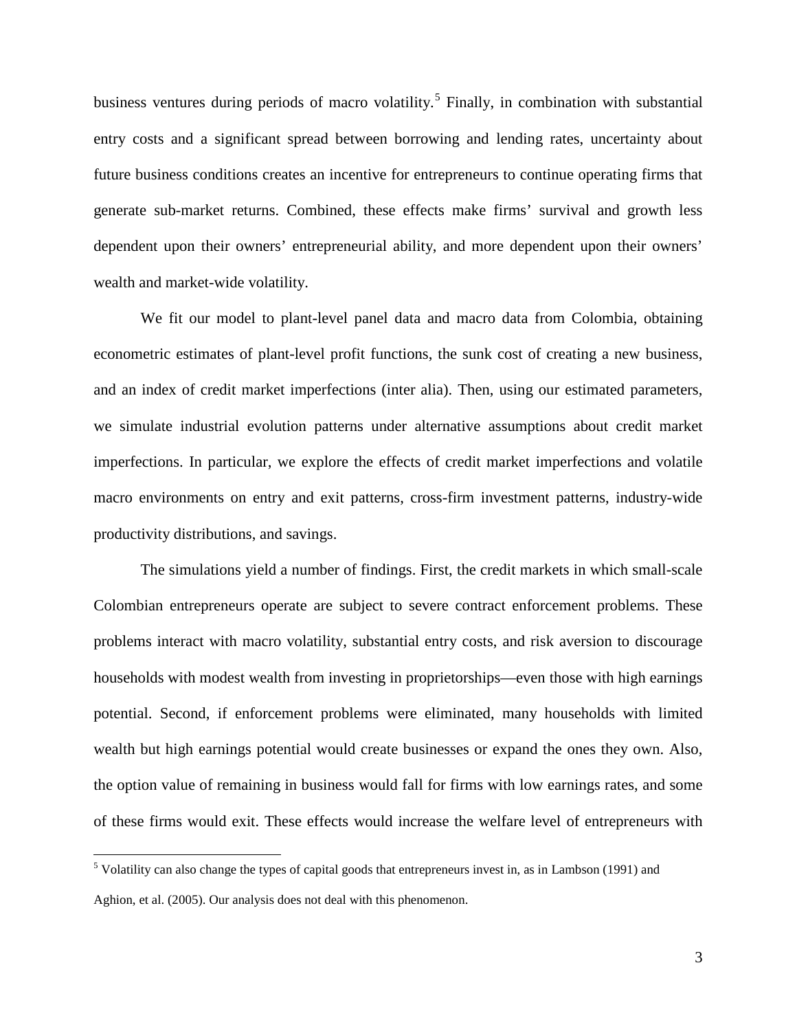business ventures during periods of macro volatility.[5] Finally, in combination with substantial entry costs and a significant spread between borrowing and lending rates, uncertainty about future business conditions creates an incentive for entrepreneurs to continue operating firms that generate sub-market returns. Combined, these effects make firms' survival and growth less dependent upon their owners' entrepreneurial ability, and more dependent upon their owners' wealth and market-wide volatility.

We fit our model to plant-level panel data and macro data from Colombia, obtaining econometric estimates of plant-level profit functions, the sunk cost of creating a new business, and an index of credit market imperfections (inter alia). Then, using our estimated parameters, we simulate industrial evolution patterns under alternative assumptions about credit market imperfections. In particular, we explore the effects of credit market imperfections and volatile macro environments on entry and exit patterns, cross-firm investment patterns, industry-wide productivity distributions, and savings.

The simulations yield a number of findings. First, the credit markets in which small-scale Colombian entrepreneurs operate are subject to severe contract enforcement problems. These problems interact with macro volatility, substantial entry costs, and risk aversion to discourage households with modest wealth from investing in proprietorships—even those with high earnings potential. Second, if enforcement problems were eliminated, many households with limited wealth but high earnings potential would create businesses or expand the ones they own. Also, the option value of remaining in business would fall for firms with low earnings rates, and some of these firms would exit. These effects would increase the welfare level of entrepreneurs with

[5] Volatility can also change the types of capital goods that entrepreneurs invest in, as in Lambson (1991) and Aghion, et al. (2005). Our analysis does not deal with this phenomenon.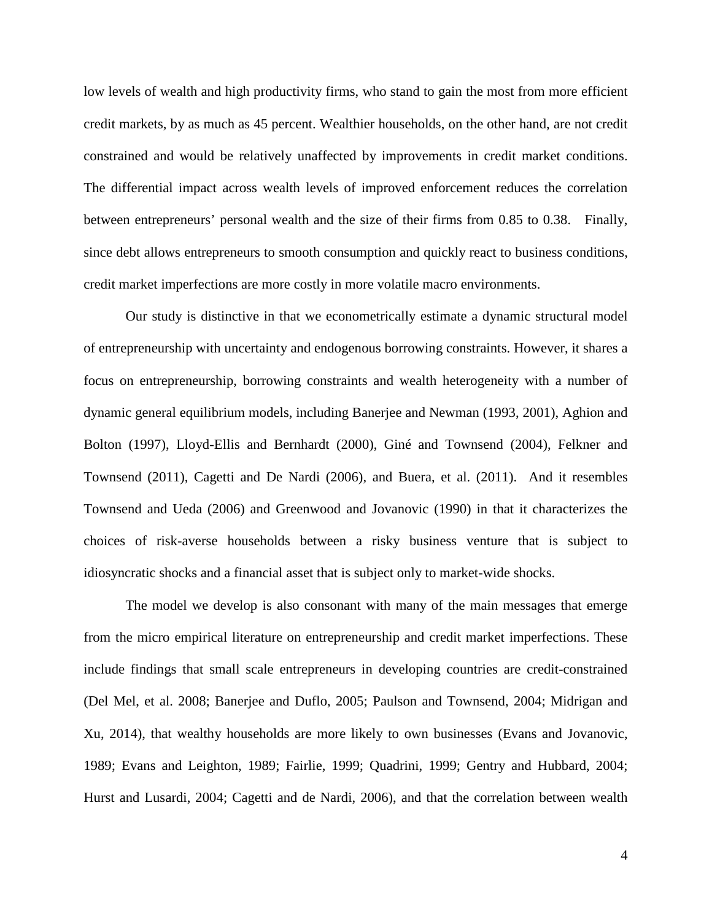low levels of wealth and high productivity firms, who stand to gain the most from more efficient credit markets, by as much as 45 percent. Wealthier households, on the other hand, are not credit constrained and would be relatively unaffected by improvements in credit market conditions. The differential impact across wealth levels of improved enforcement reduces the correlation between entrepreneurs' personal wealth and the size of their firms from 0.85 to 0.38. Finally, since debt allows entrepreneurs to smooth consumption and quickly react to business conditions, credit market imperfections are more costly in more volatile macro environments.

Our study is distinctive in that we econometrically estimate a dynamic structural model of entrepreneurship with uncertainty and endogenous borrowing constraints. However, it shares a focus on entrepreneurship, borrowing constraints and wealth heterogeneity with a number of dynamic general equilibrium models, including Banerjee and Newman (1993, 2001), Aghion and Bolton (1997), Lloyd-Ellis and Bernhardt (2000), Giné and Townsend (2004), Felkner and Townsend (2011), Cagetti and De Nardi (2006), and Buera, et al. (2011). And it resembles Townsend and Ueda (2006) and Greenwood and Jovanovic (1990) in that it characterizes the choices of risk-averse households between a risky business venture that is subject to idiosyncratic shocks and a financial asset that is subject only to market-wide shocks.

The model we develop is also consonant with many of the main messages that emerge from the micro empirical literature on entrepreneurship and credit market imperfections. These include findings that small scale entrepreneurs in developing countries are credit-constrained (Del Mel, et al. 2008; Banerjee and Duflo, 2005; Paulson and Townsend, 2004; Midrigan and Xu, 2014), that wealthy households are more likely to own businesses (Evans and Jovanovic, 1989; Evans and Leighton, 1989; Fairlie, 1999; Quadrini, 1999; Gentry and Hubbard, 2004; Hurst and Lusardi, 2004; Cagetti and de Nardi, 2006), and that the correlation between wealth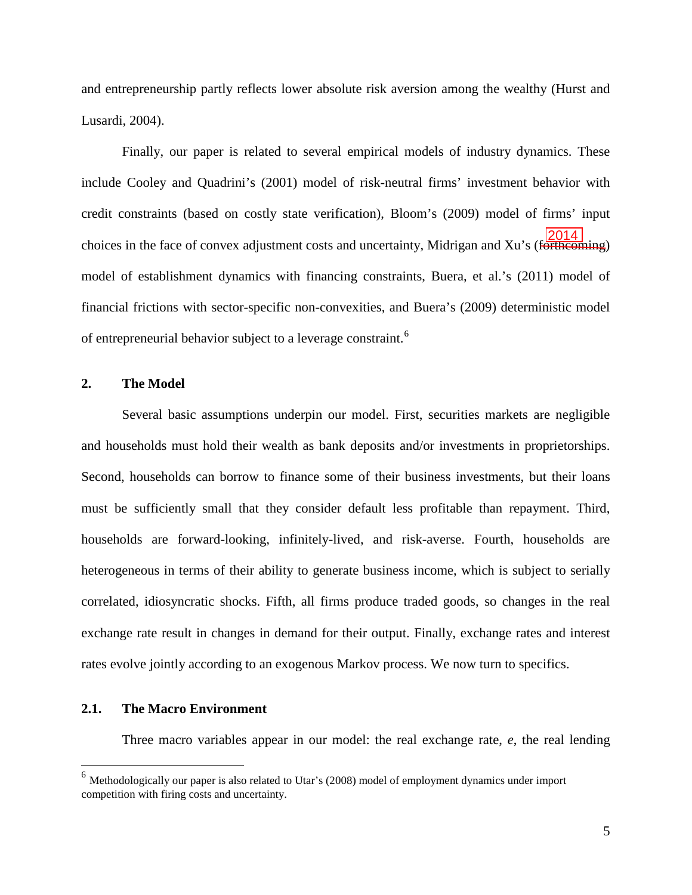and entrepreneurship partly reflects lower absolute risk aversion among the wealthy (Hurst and Lusardi, 2004).

Finally, our paper is related to several empirical models of industry dynamics. These include Cooley and Quadrini's (2001) model of risk-neutral firms' investment behavior with credit constraints (based on costly state verification), Bloom's (2009) model of firms' input choices in the face of convex adjustment costs and uncertainty, Midrigan and Xu's (2014) model of establishment dynamics with financing constraints, Buera, et al.'s (2011) model of financial frictions with sector-specific non-convexities, and Buera's (2009) deterministic model of entrepreneurial behavior subject to a leverage constraint.[6]

## 2. The Model

Several basic assumptions underpin our model. First, securities markets are negligible and households must hold their wealth as bank deposits and/or investments in proprietorships. Second, households can borrow to finance some of their business investments, but their loans must be sufficiently small that they consider default less profitable than repayment. Third, households are forward-looking, infinitely-lived, and risk-averse. Fourth, households are heterogeneous in terms of their ability to generate business income, which is subject to serially correlated, idiosyncratic shocks. Fifth, all firms produce traded goods, so changes in the real exchange rate result in changes in demand for their output. Finally, exchange rates and interest rates evolve jointly according to an exogenous Markov process. We now turn to specifics.

### 2.1. The Macro Environment

Three macro variables appear in our model: the real exchange rate, $e$, the real lending

[6] Methodologically our paper is also related to Utar's (2008) model of employment dynamics under import competition with firing costs and uncertainty.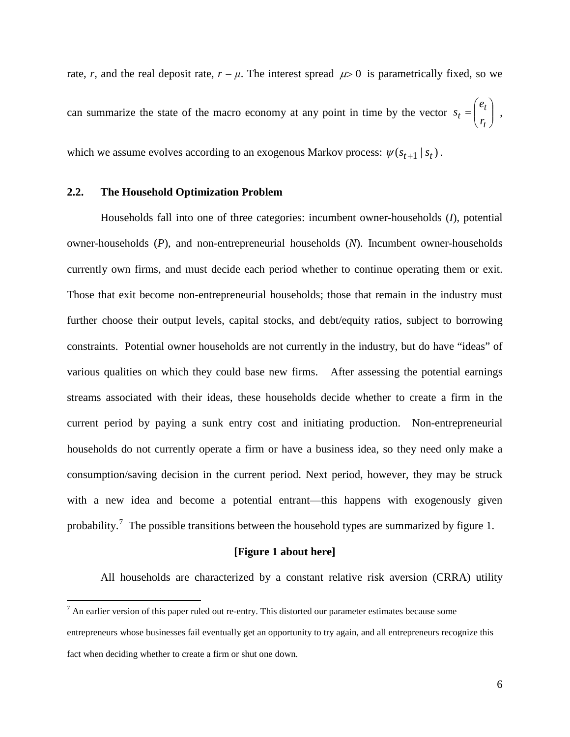rate, $r$, and the real deposit rate, $r - \mu$. The interest spread $\mu > 0$ is parametrically fixed, so we can summarize the state of the macro economy at any point in time by the vector $s_t = \begin{pmatrix} e_t \\ r_t \end{pmatrix}$, which we assume evolves according to an exogenous Markov process: $\psi(s_{t+1} \mid s_t)$.

### 2.2. The Household Optimization Problem

Households fall into one of three categories: incumbent owner-households (*I*), potential owner-households (*P*), and non-entrepreneurial households (*N*). Incumbent owner-households currently own firms, and must decide each period whether to continue operating them or exit. Those that exit become non-entrepreneurial households; those that remain in the industry must further choose their output levels, capital stocks, and debt/equity ratios, subject to borrowing constraints. Potential owner households are not currently in the industry, but do have "ideas" of various qualities on which they could base new firms. After assessing the potential earnings streams associated with their ideas, these households decide whether to create a firm in the current period by paying a sunk entry cost and initiating production. Non-entrepreneurial households do not currently operate a firm or have a business idea, so they need only make a consumption/saving decision in the current period. Next period, however, they may be struck with a new idea and become a potential entrant—this happens with exogenously given probability.[7] The possible transitions between the household types are summarized by figure 1.

**[Figure 1 about here]**

All households are characterized by a constant relative risk aversion (CRRA) utility

[7] An earlier version of this paper ruled out re-entry. This distorted our parameter estimates because some entrepreneurs whose businesses fail eventually get an opportunity to try again, and all entrepreneurs recognize this fact when deciding whether to create a firm or shut one down.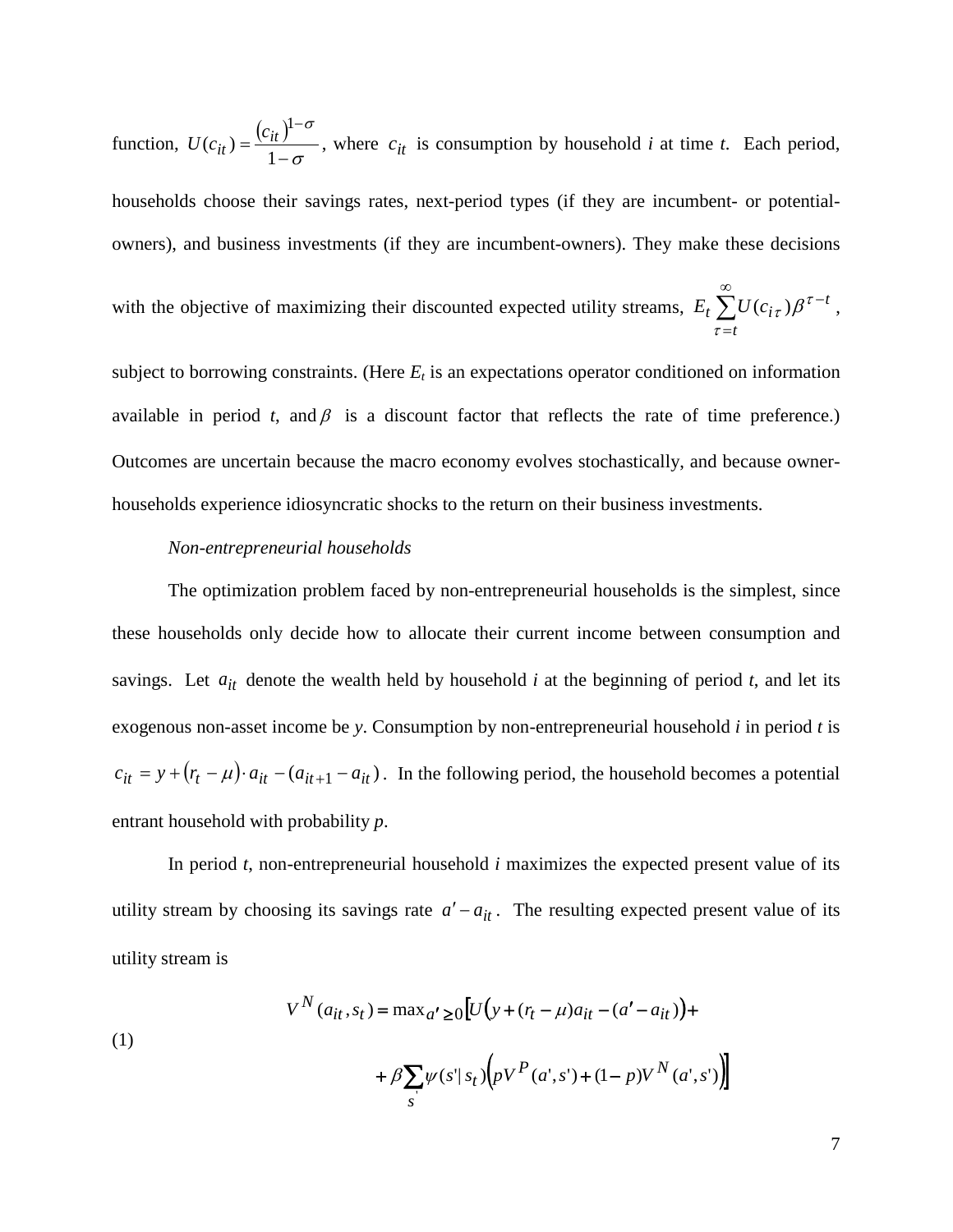function, $U(c_{it}) = \frac{(c_{it})^{1-\sigma}}{1-\sigma}$, where $c_{it}$ is consumption by household *i* at time *t*. Each period, households choose their savings rates, next-period types (if they are incumbent- or potential-owners), and business investments (if they are incumbent-owners). They make these decisions with the objective of maximizing their discounted expected utility streams, $E_t \sum_{\tau=t}^{\infty} U(c_{i\tau})\beta^{\tau-t}$, subject to borrowing constraints. (Here $E_t$ is an expectations operator conditioned on information available in period *t*, and $\beta$ is a discount factor that reflects the rate of time preference.) Outcomes are uncertain because the macro economy evolves stochastically, and because owner-households experience idiosyncratic shocks to the return on their business investments.

*Non-entrepreneurial households*

The optimization problem faced by non-entrepreneurial households is the simplest, since these households only decide how to allocate their current income between consumption and savings. Let $a_{it}$ denote the wealth held by household *i* at the beginning of period *t*, and let its exogenous non-asset income be *y*. Consumption by non-entrepreneurial household *i* in period *t* is $c_{it} = y + (r_t - \mu) \cdot a_{it} - (a_{it+1} - a_{it})$. In the following period, the household becomes a potential entrant household with probability *p*.

In period *t*, non-entrepreneurial household *i* maximizes the expected present value of its utility stream by choosing its savings rate $a' - a_{it}$. The resulting expected present value of its utility stream is

$$
\begin{aligned}
V^N(a_{it}, s_t) = \max_{a' \geq 0} \Big[ & U\big(y + (r_t - \mu)a_{it} - (a' - a_{it})\big) + \\
& + \beta \sum_{s'} \psi(s' | s_t) \big( pV^P(a', s') + (1-p)V^N(a', s') \big) \Big]
\end{aligned} \tag{1}
$$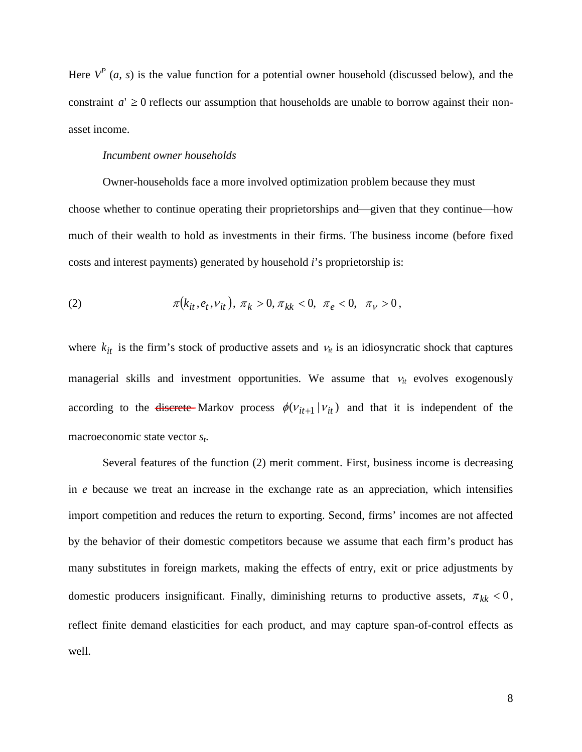Here $V^P(a, s)$ is the value function for a potential owner household (discussed below), and the constraint $a' \geq 0$ reflects our assumption that households are unable to borrow against their non-asset income.

*Incumbent owner households*

Owner-households face a more involved optimization problem because they must choose whether to continue operating their proprietorships and—given that they continue—how much of their wealth to hold as investments in their firms. The business income (before fixed costs and interest payments) generated by household *i*'s proprietorship is:

$$\pi(k_{it}, e_t, \nu_{it}),\ \pi_k > 0, \pi_{kk} < 0,\ \pi_e < 0,\ \ \pi_\nu > 0, \tag{2}$$

where $k_{it}$ is the firm's stock of productive assets and $\nu_{it}$ is an idiosyncratic shock that captures managerial skills and investment opportunities. We assume that $\nu_{it}$ evolves exogenously according to the ~~discrete~~ Markov process $\phi(\nu_{it+1} | \nu_{it})$ and that it is independent of the macroeconomic state vector $s_t$.

Several features of the function (2) merit comment. First, business income is decreasing in *e* because we treat an increase in the exchange rate as an appreciation, which intensifies import competition and reduces the return to exporting. Second, firms' incomes are not affected by the behavior of their domestic competitors because we assume that each firm's product has many substitutes in foreign markets, making the effects of entry, exit or price adjustments by domestic producers insignificant. Finally, diminishing returns to productive assets, $\pi_{kk} < 0$, reflect finite demand elasticities for each product, and may capture span-of-control effects as well.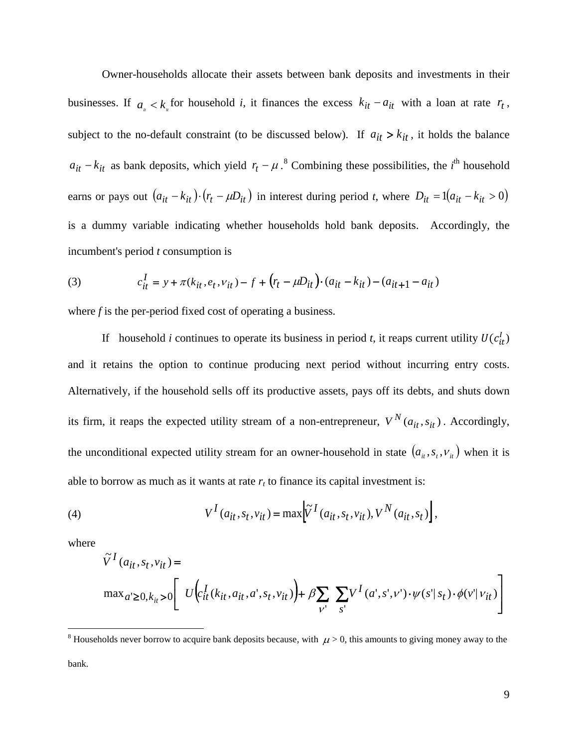Owner-households allocate their assets between bank deposits and investments in their businesses. If $a_{it} < k_{it}$ for household *i*, it finances the excess $k_{it} - a_{it}$ with a loan at rate $r_t$, subject to the no-default constraint (to be discussed below). If $a_{it} > k_{it}$, it holds the balance $a_{it} - k_{it}$ as bank deposits, which yield $r_t - \mu$.[8] Combining these possibilities, the *i*th household earns or pays out $(a_{it} - k_{it}) \cdot (r_t - \mu D_{it})$ in interest during period *t*, where $D_{it} = 1(a_{it} - k_{it} > 0)$ is a dummy variable indicating whether households hold bank deposits. Accordingly, the incumbent's period *t* consumption is

$$c_{it}^I = y + \pi(k_{it}, e_t, \nu_{it}) - f + (r_t - \mu D_{it}) \cdot (a_{it} - k_{it}) - (a_{it+1} - a_{it}) \tag{3}$$

where *f* is the per-period fixed cost of operating a business.

If household *i* continues to operate its business in period *t*, it reaps current utility $U(c_{it}^I)$ and it retains the option to continue producing next period without incurring entry costs. Alternatively, if the household sells off its productive assets, pays off its debts, and shuts down its firm, it reaps the expected utility stream of a non-entrepreneur, $V^N(a_{it}, s_{it})$. Accordingly, the unconditional expected utility stream for an owner-household in state $(a_{it}, s_t, \nu_{it})$ when it is able to borrow as much as it wants at rate $r_t$ to finance its capital investment is:

$$V^I(a_{it}, s_t, \nu_{it}) = \max\left[\tilde{V}^I(a_{it}, s_t, \nu_{it}), V^N(a_{it}, s_t)\right], \tag{4}$$

where

$$\tilde{V}^I(a_{it}, s_t, \nu_{it}) =$$
$$\max_{a' \geq 0, k_{it} > 0}\left[ U\left(c_{it}^I(k_{it}, a_{it}, a', s_t, \nu_{it})\right) + \beta \sum_{\nu'} \sum_{s'} V^I(a', s', \nu') \cdot \psi(s' | s_t) \cdot \phi(\nu' | \nu_{it}) \right]$$

[8] Households never borrow to acquire bank deposits because, with $\mu > 0$, this amounts to giving money away to the bank.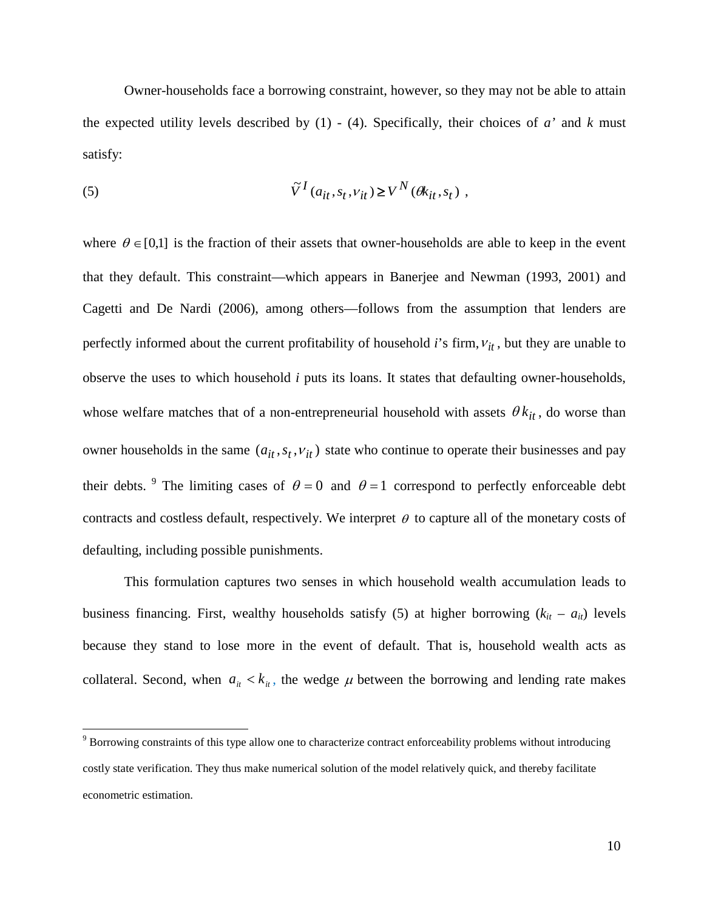Owner-households face a borrowing constraint, however, so they may not be able to attain the expected utility levels described by (1) - (4). Specifically, their choices of *a'* and *k* must satisfy:

$$\tilde{V}^{I}(a_{it}, s_t, \nu_{it}) \geq V^{N}(\theta k_{it}, s_t) \ , \tag{5}$$

where $\theta \in [0,1]$ is the fraction of their assets that owner-households are able to keep in the event that they default. This constraint—which appears in Banerjee and Newman (1993, 2001) and Cagetti and De Nardi (2006), among others—follows from the assumption that lenders are perfectly informed about the current profitability of household *i*'s firm, $\nu_{it}$, but they are unable to observe the uses to which household *i* puts its loans. It states that defaulting owner-households, whose welfare matches that of a non-entrepreneurial household with assets $\theta k_{it}$, do worse than owner households in the same $(a_{it}, s_t, \nu_{it})$ state who continue to operate their businesses and pay their debts.[9] The limiting cases of $\theta = 0$ and $\theta = 1$ correspond to perfectly enforceable debt contracts and costless default, respectively. We interpret $\theta$ to capture all of the monetary costs of defaulting, including possible punishments.

This formulation captures two senses in which household wealth accumulation leads to business financing. First, wealthy households satisfy (5) at higher borrowing ($k_{it} - a_{it}$) levels because they stand to lose more in the event of default. That is, household wealth acts as collateral. Second, when $a_{it} < k_{it}$, the wedge $\mu$ between the borrowing and lending rate makes

---

[9] Borrowing constraints of this type allow one to characterize contract enforceability problems without introducing costly state verification. They thus make numerical solution of the model relatively quick, and thereby facilitate econometric estimation.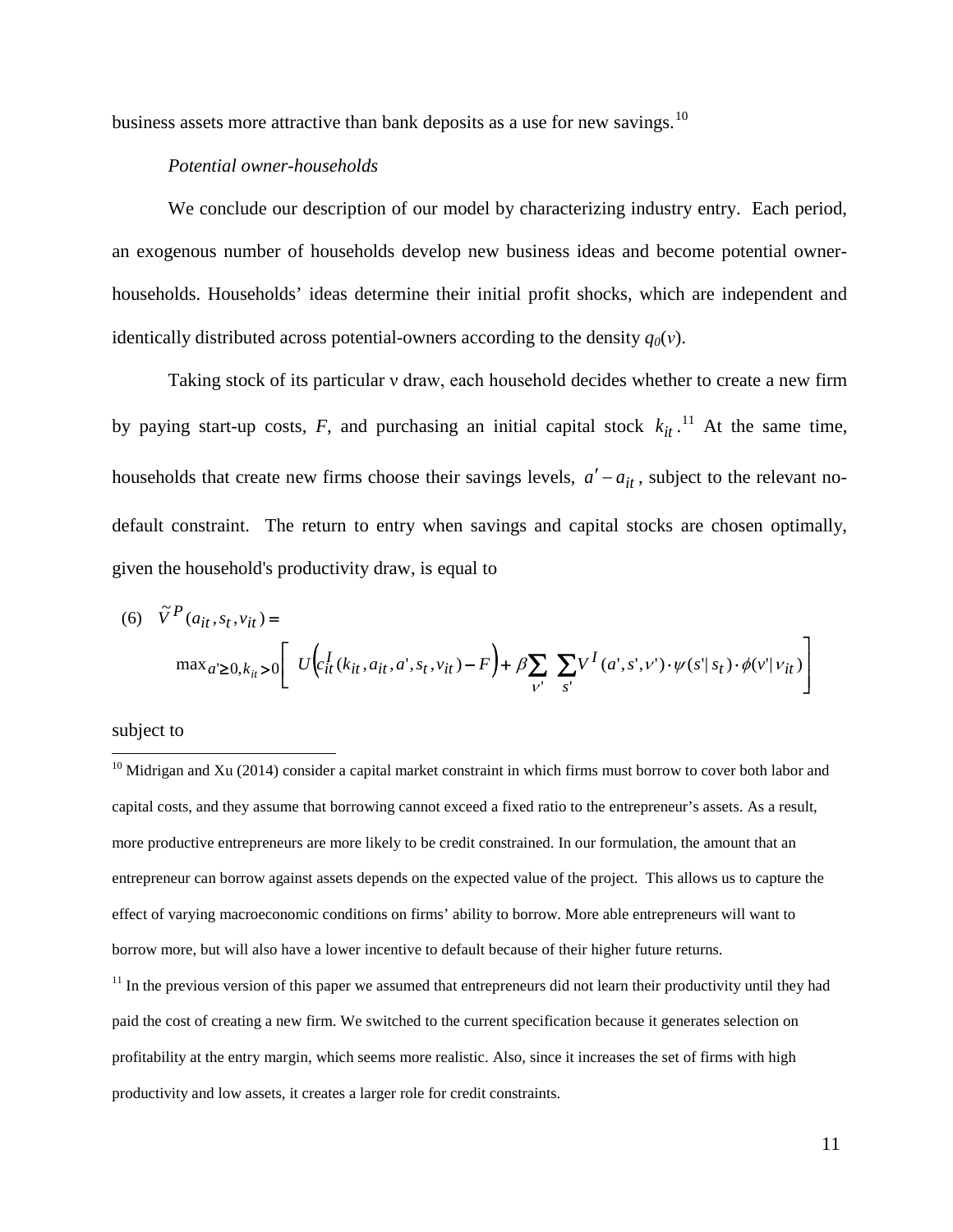business assets more attractive than bank deposits as a use for new savings.[10]

*Potential owner-households*

We conclude our description of our model by characterizing industry entry. Each period, an exogenous number of households develop new business ideas and become potential owner-households. Households' ideas determine their initial profit shocks, which are independent and identically distributed across potential-owners according to the density $q_0(v)$.

Taking stock of its particular ν draw, each household decides whether to create a new firm by paying start-up costs, $F$, and purchasing an initial capital stock $k_{it}$.[11] At the same time, households that create new firms choose their savings levels, $a' - a_{it}$, subject to the relevant no-default constraint. The return to entry when savings and capital stocks are chosen optimally, given the household's productivity draw, is equal to

$$\text{(6)}\quad \tilde{V}^P(a_{it}, s_t, v_{it}) = \max_{a' \geq 0, k_{it} > 0} \left[ U\left(c_{it}^I(k_{it}, a_{it}, a', s_t, v_{it}) - F\right) + \beta \sum_{v'} \sum_{s'} V^I(a', s', v') \cdot \psi(s' \mid s_t) \cdot \phi(v' \mid v_{it}) \right]$$

subject to

[10] Midrigan and Xu (2014) consider a capital market constraint in which firms must borrow to cover both labor and capital costs, and they assume that borrowing cannot exceed a fixed ratio to the entrepreneur's assets. As a result, more productive entrepreneurs are more likely to be credit constrained. In our formulation, the amount that an entrepreneur can borrow against assets depends on the expected value of the project. This allows us to capture the effect of varying macroeconomic conditions on firms' ability to borrow. More able entrepreneurs will want to borrow more, but will also have a lower incentive to default because of their higher future returns.

[11] In the previous version of this paper we assumed that entrepreneurs did not learn their productivity until they had paid the cost of creating a new firm. We switched to the current specification because it generates selection on profitability at the entry margin, which seems more realistic. Also, since it increases the set of firms with high productivity and low assets, it creates a larger role for credit constraints.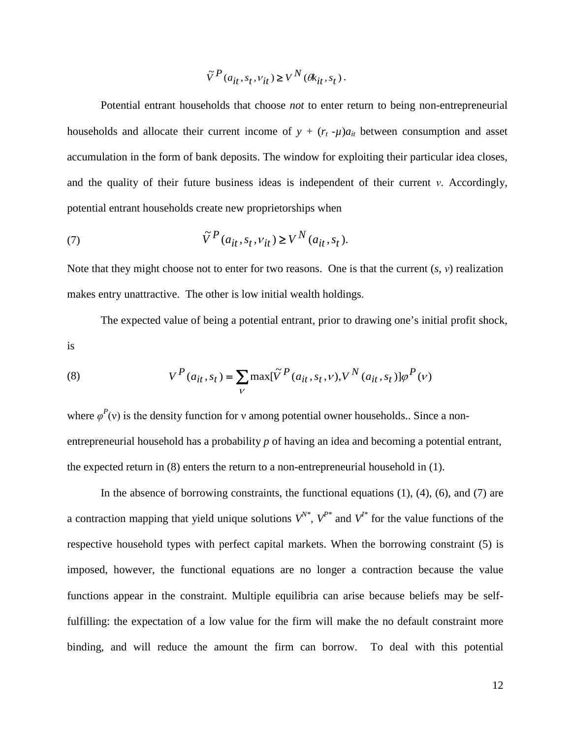$$\tilde{V}^P(a_{it}, s_t, \nu_{it}) \geq V^N(\theta k_{it}, s_t).$$

Potential entrant households that choose *not* to enter return to being non-entrepreneurial households and allocate their current income of $y + (r_t - \mu)a_{it}$ between consumption and asset accumulation in the form of bank deposits. The window for exploiting their particular idea closes, and the quality of their future business ideas is independent of their current $\nu$. Accordingly, potential entrant households create new proprietorships when

$$\tilde{V}^P(a_{it}, s_t, \nu_{it}) \geq V^N(a_{it}, s_t). \tag{7}$$

Note that they might choose not to enter for two reasons. One is that the current $(s, \nu)$ realization makes entry unattractive. The other is low initial wealth holdings.

The expected value of being a potential entrant, prior to drawing one's initial profit shock, is

$$V^P(a_{it}, s_t) = \sum_{\nu} \max[\tilde{V}^P(a_{it}, s_t, \nu), V^N(a_{it}, s_t)]\varphi^P(\nu) \tag{8}$$

where $\varphi^P(\nu)$ is the density function for $\nu$ among potential owner households.. Since a non-entrepreneurial household has a probability $p$ of having an idea and becoming a potential entrant, the expected return in (8) enters the return to a non-entrepreneurial household in (1).

In the absence of borrowing constraints, the functional equations (1), (4), (6), and (7) are a contraction mapping that yield unique solutions $V^{N*}$, $V^{P*}$ and $V^{I*}$ for the value functions of the respective household types with perfect capital markets. When the borrowing constraint (5) is imposed, however, the functional equations are no longer a contraction because the value functions appear in the constraint. Multiple equilibria can arise because beliefs may be self-fulfilling: the expectation of a low value for the firm will make the no default constraint more binding, and will reduce the amount the firm can borrow. To deal with this potential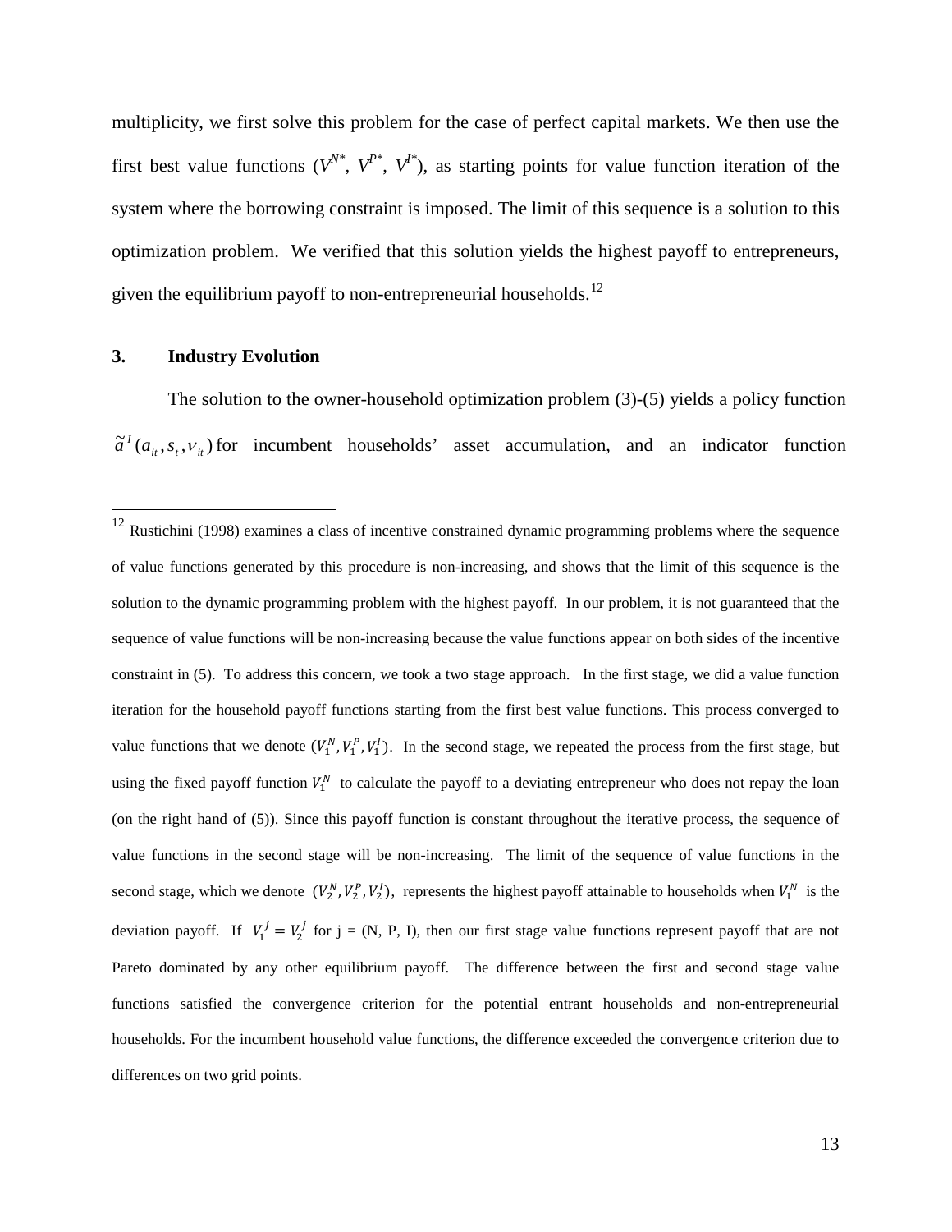multiplicity, we first solve this problem for the case of perfect capital markets. We then use the first best value functions ($V^{N*}$, $V^{P*}$, $V^{I*}$), as starting points for value function iteration of the system where the borrowing constraint is imposed. The limit of this sequence is a solution to this optimization problem. We verified that this solution yields the highest payoff to entrepreneurs, given the equilibrium payoff to non-entrepreneurial households.[12]

## 3. Industry Evolution

The solution to the owner-household optimization problem (3)-(5) yields a policy function $\tilde{a}^I(a_{it}, s_t, \nu_{it})$ for incumbent households' asset accumulation, and an indicator function

---

[12] Rustichini (1998) examines a class of incentive constrained dynamic programming problems where the sequence of value functions generated by this procedure is non-increasing, and shows that the limit of this sequence is the solution to the dynamic programming problem with the highest payoff. In our problem, it is not guaranteed that the sequence of value functions will be non-increasing because the value functions appear on both sides of the incentive constraint in (5). To address this concern, we took a two stage approach. In the first stage, we did a value function iteration for the household payoff functions starting from the first best value functions. This process converged to value functions that we denote $(V_1^N, V_1^P, V_1^I)$. In the second stage, we repeated the process from the first stage, but using the fixed payoff function $V_1^N$ to calculate the payoff to a deviating entrepreneur who does not repay the loan (on the right hand of (5)). Since this payoff function is constant throughout the iterative process, the sequence of value functions in the second stage will be non-increasing. The limit of the sequence of value functions in the second stage, which we denote $(V_2^N, V_2^P, V_2^I)$, represents the highest payoff attainable to households when $V_1^N$ is the deviation payoff. If $V_1^j = V_2^j$ for j = (N, P, I), then our first stage value functions represent payoff that are not Pareto dominated by any other equilibrium payoff. The difference between the first and second stage value functions satisfied the convergence criterion for the potential entrant households and non-entrepreneurial households. For the incumbent household value functions, the difference exceeded the convergence criterion due to differences on two grid points.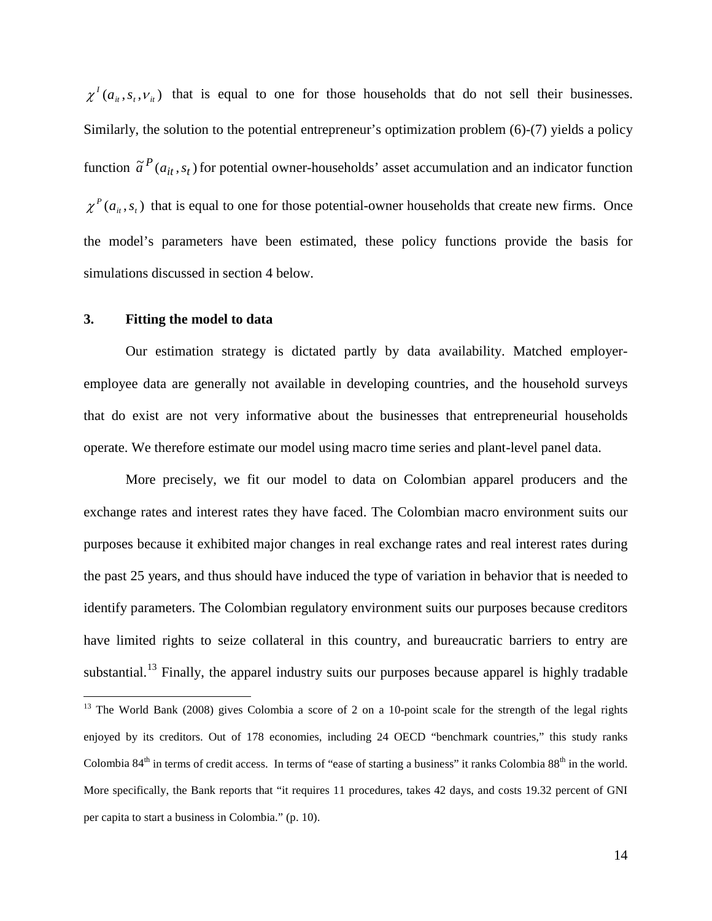$\chi^I(a_{it}, s_t, v_{it})$ that is equal to one for those households that do not sell their businesses. Similarly, the solution to the potential entrepreneur's optimization problem (6)-(7) yields a policy function $\tilde{a}^P(a_{it}, s_t)$ for potential owner-households' asset accumulation and an indicator function $\chi^P(a_{it}, s_t)$ that is equal to one for those potential-owner households that create new firms. Once the model's parameters have been estimated, these policy functions provide the basis for simulations discussed in section 4 below.

## 3. Fitting the model to data

Our estimation strategy is dictated partly by data availability. Matched employer-employee data are generally not available in developing countries, and the household surveys that do exist are not very informative about the businesses that entrepreneurial households operate. We therefore estimate our model using macro time series and plant-level panel data.

More precisely, we fit our model to data on Colombian apparel producers and the exchange rates and interest rates they have faced. The Colombian macro environment suits our purposes because it exhibited major changes in real exchange rates and real interest rates during the past 25 years, and thus should have induced the type of variation in behavior that is needed to identify parameters. The Colombian regulatory environment suits our purposes because creditors have limited rights to seize collateral in this country, and bureaucratic barriers to entry are substantial.[13] Finally, the apparel industry suits our purposes because apparel is highly tradable

[13] The World Bank (2008) gives Colombia a score of 2 on a 10-point scale for the strength of the legal rights enjoyed by its creditors. Out of 178 economies, including 24 OECD "benchmark countries," this study ranks Colombia 84th in terms of credit access. In terms of "ease of starting a business" it ranks Colombia 88th in the world. More specifically, the Bank reports that "it requires 11 procedures, takes 42 days, and costs 19.32 percent of GNI per capita to start a business in Colombia." (p. 10).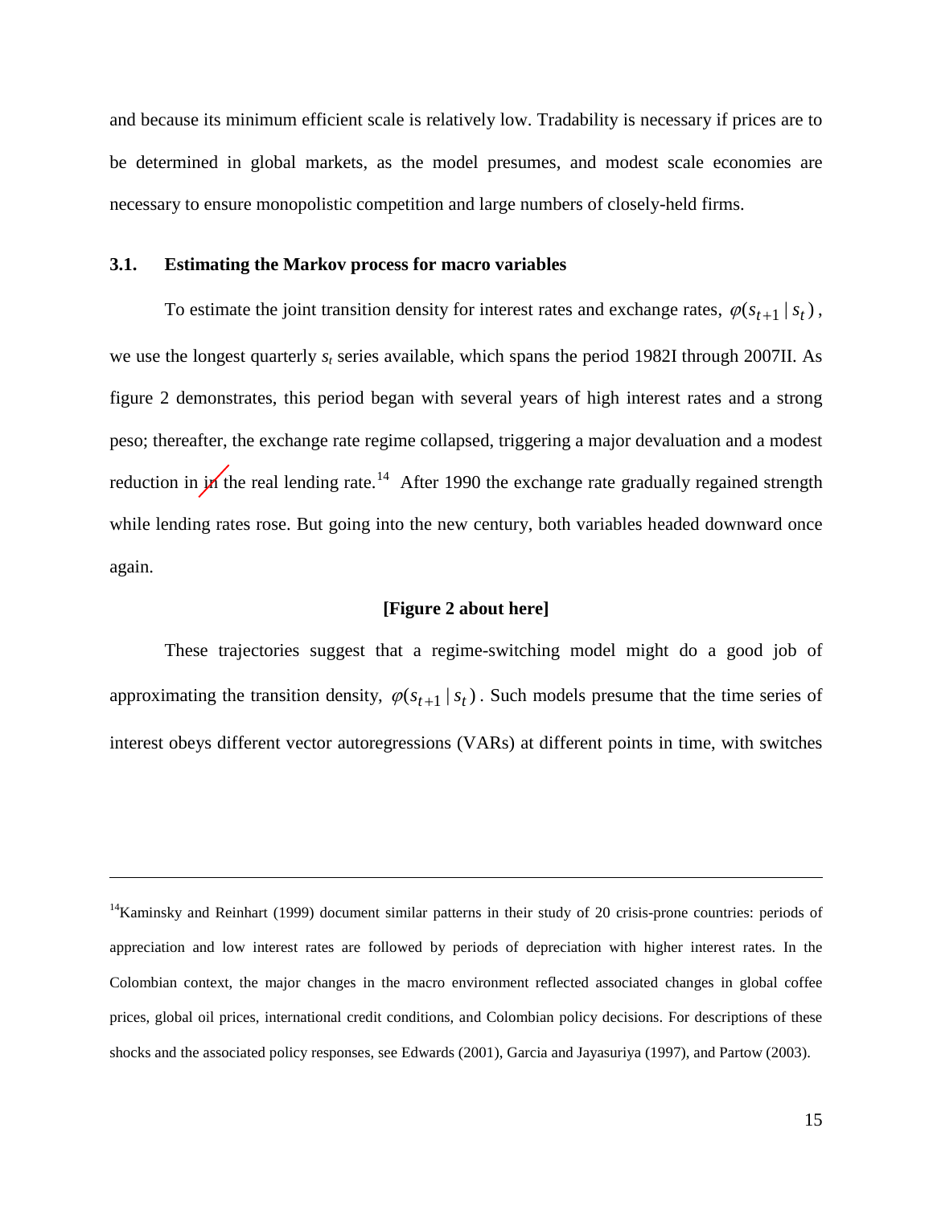and because its minimum efficient scale is relatively low. Tradability is necessary if prices are to be determined in global markets, as the model presumes, and modest scale economies are necessary to ensure monopolistic competition and large numbers of closely-held firms.

### 3.1. Estimating the Markov process for macro variables

To estimate the joint transition density for interest rates and exchange rates, $\varphi(s_{t+1} \mid s_t)$, we use the longest quarterly $s_t$ series available, which spans the period 1982I through 2007II. As figure 2 demonstrates, this period began with several years of high interest rates and a strong peso; thereafter, the exchange rate regime collapsed, triggering a major devaluation and a modest reduction in in the real lending rate.[14] After 1990 the exchange rate gradually regained strength while lending rates rose. But going into the new century, both variables headed downward once again.

**[Figure 2 about here]**

These trajectories suggest that a regime-switching model might do a good job of approximating the transition density, $\varphi(s_{t+1} \mid s_t)$. Such models presume that the time series of interest obeys different vector autoregressions (VARs) at different points in time, with switches

---

[14]Kaminsky and Reinhart (1999) document similar patterns in their study of 20 crisis-prone countries: periods of appreciation and low interest rates are followed by periods of depreciation with higher interest rates. In the Colombian context, the major changes in the macro environment reflected associated changes in global coffee prices, global oil prices, international credit conditions, and Colombian policy decisions. For descriptions of these shocks and the associated policy responses, see Edwards (2001), Garcia and Jayasuriya (1997), and Partow (2003).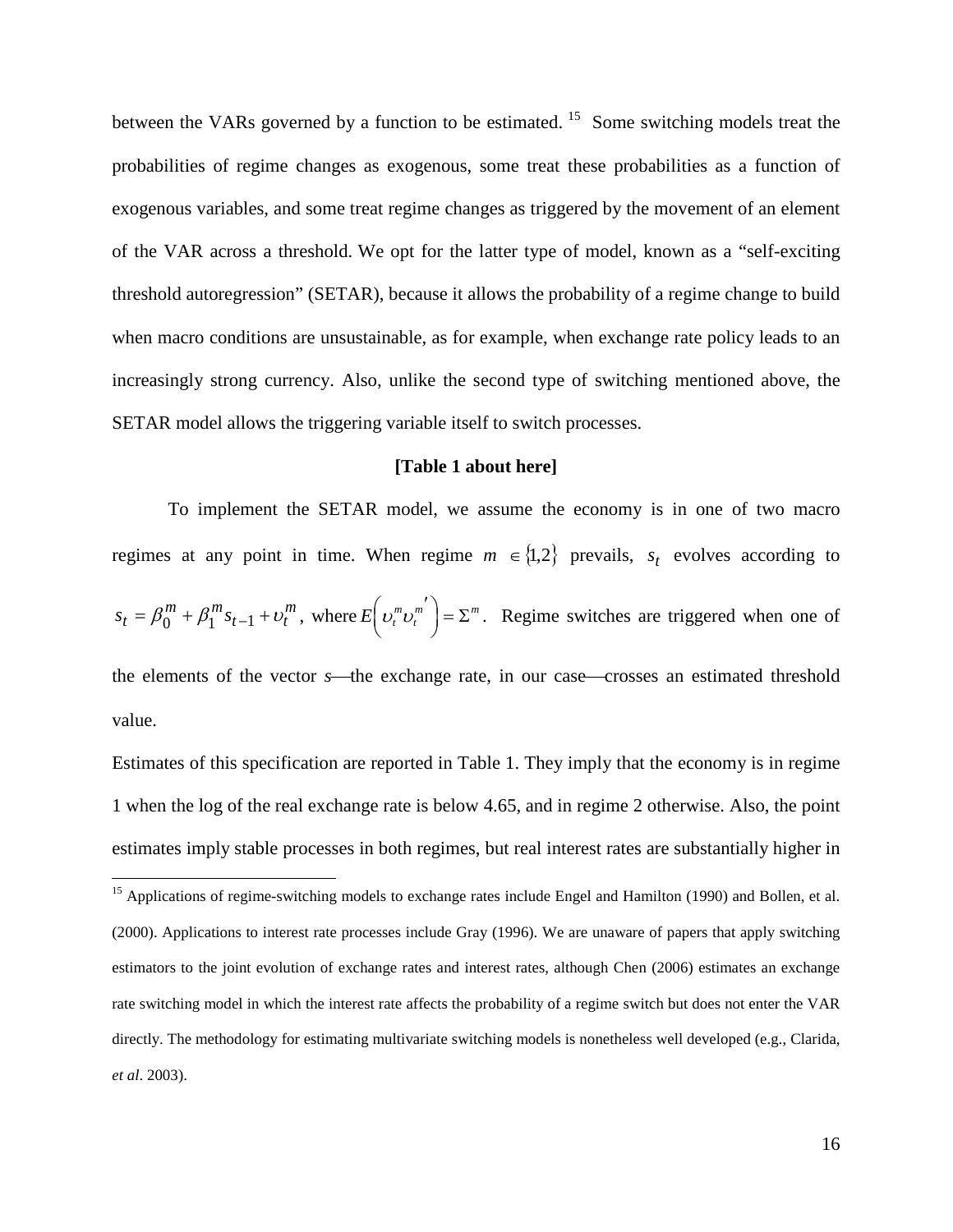between the VARs governed by a function to be estimated. [15] Some switching models treat the probabilities of regime changes as exogenous, some treat these probabilities as a function of exogenous variables, and some treat regime changes as triggered by the movement of an element of the VAR across a threshold. We opt for the latter type of model, known as a "self-exciting threshold autoregression" (SETAR), because it allows the probability of a regime change to build when macro conditions are unsustainable, as for example, when exchange rate policy leads to an increasingly strong currency. Also, unlike the second type of switching mentioned above, the SETAR model allows the triggering variable itself to switch processes.

**[Table 1 about here]**

To implement the SETAR model, we assume the economy is in one of two macro regimes at any point in time. When regime $m \in \{1,2\}$ prevails, $s_t$ evolves according to $s_t = \beta_0^m + \beta_1^m s_{t-1} + \upsilon_t^m$, where $E\left(\upsilon_t^m \upsilon_t^{m\prime}\right) = \Sigma^m$. Regime switches are triggered when one of the elements of the vector $s$—the exchange rate, in our case—crosses an estimated threshold value.

Estimates of this specification are reported in Table 1. They imply that the economy is in regime 1 when the log of the real exchange rate is below 4.65, and in regime 2 otherwise. Also, the point estimates imply stable processes in both regimes, but real interest rates are substantially higher in

[15] Applications of regime-switching models to exchange rates include Engel and Hamilton (1990) and Bollen, et al. (2000). Applications to interest rate processes include Gray (1996). We are unaware of papers that apply switching estimators to the joint evolution of exchange rates and interest rates, although Chen (2006) estimates an exchange rate switching model in which the interest rate affects the probability of a regime switch but does not enter the VAR directly. The methodology for estimating multivariate switching models is nonetheless well developed (e.g., Clarida, *et al*. 2003).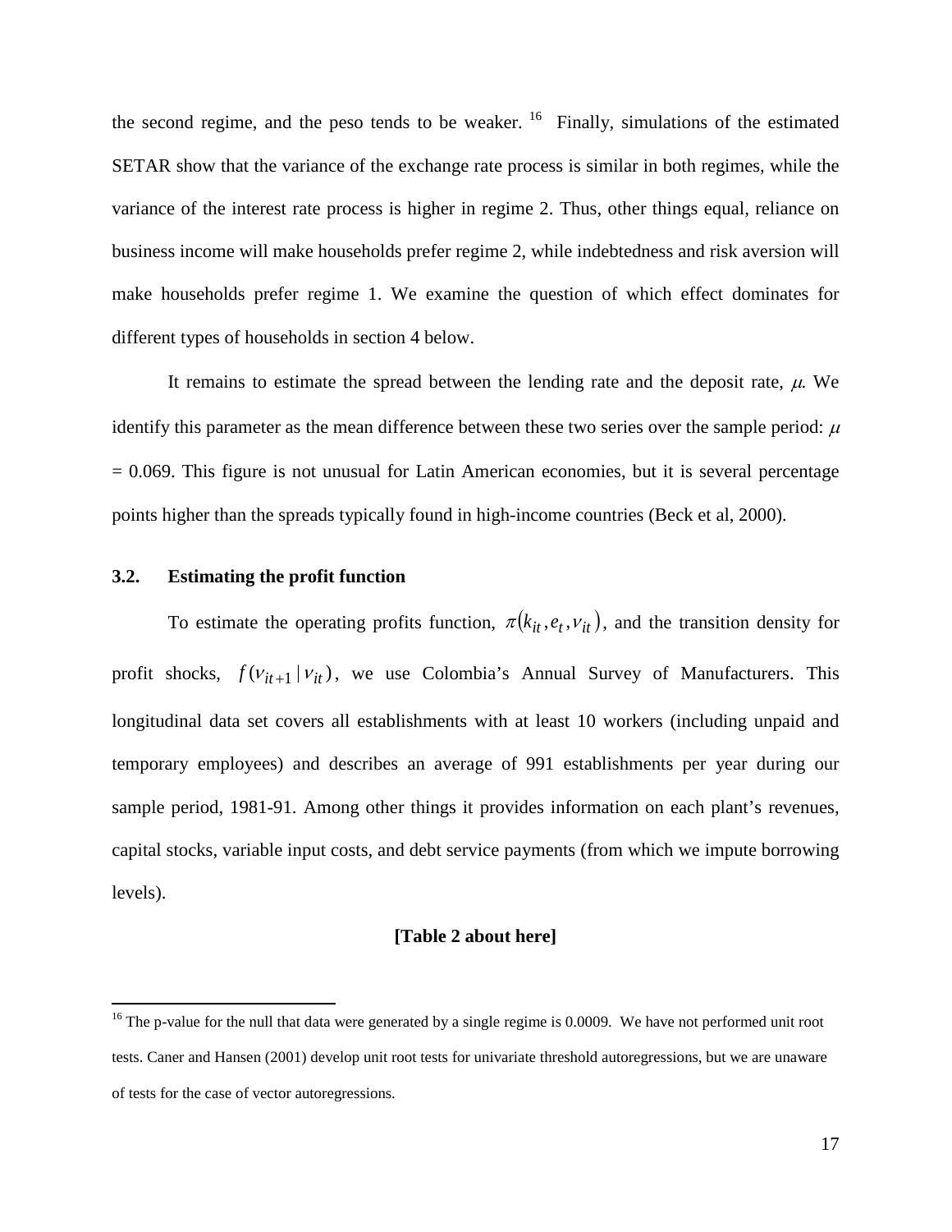the second regime, and the peso tends to be weaker. [16] Finally, simulations of the estimated SETAR show that the variance of the exchange rate process is similar in both regimes, while the variance of the interest rate process is higher in regime 2. Thus, other things equal, reliance on business income will make households prefer regime 2, while indebtedness and risk aversion will make households prefer regime 1. We examine the question of which effect dominates for different types of households in section 4 below.

It remains to estimate the spread between the lending rate and the deposit rate, $\mu$. We identify this parameter as the mean difference between these two series over the sample period: $\mu = 0.069$. This figure is not unusual for Latin American economies, but it is several percentage points higher than the spreads typically found in high-income countries (Beck et al, 2000).

### 3.2. Estimating the profit function

To estimate the operating profits function, $\pi(k_{it}, e_t, \nu_{it})$, and the transition density for profit shocks, $f(\nu_{it+1} \mid \nu_{it})$, we use Colombia's Annual Survey of Manufacturers. This longitudinal data set covers all establishments with at least 10 workers (including unpaid and temporary employees) and describes an average of 991 establishments per year during our sample period, 1981-91. Among other things it provides information on each plant's revenues, capital stocks, variable input costs, and debt service payments (from which we impute borrowing levels).

**[Table 2 about here]**

---

[16] The p-value for the null that data were generated by a single regime is 0.0009. We have not performed unit root tests. Caner and Hansen (2001) develop unit root tests for univariate threshold autoregressions, but we are unaware of tests for the case of vector autoregressions.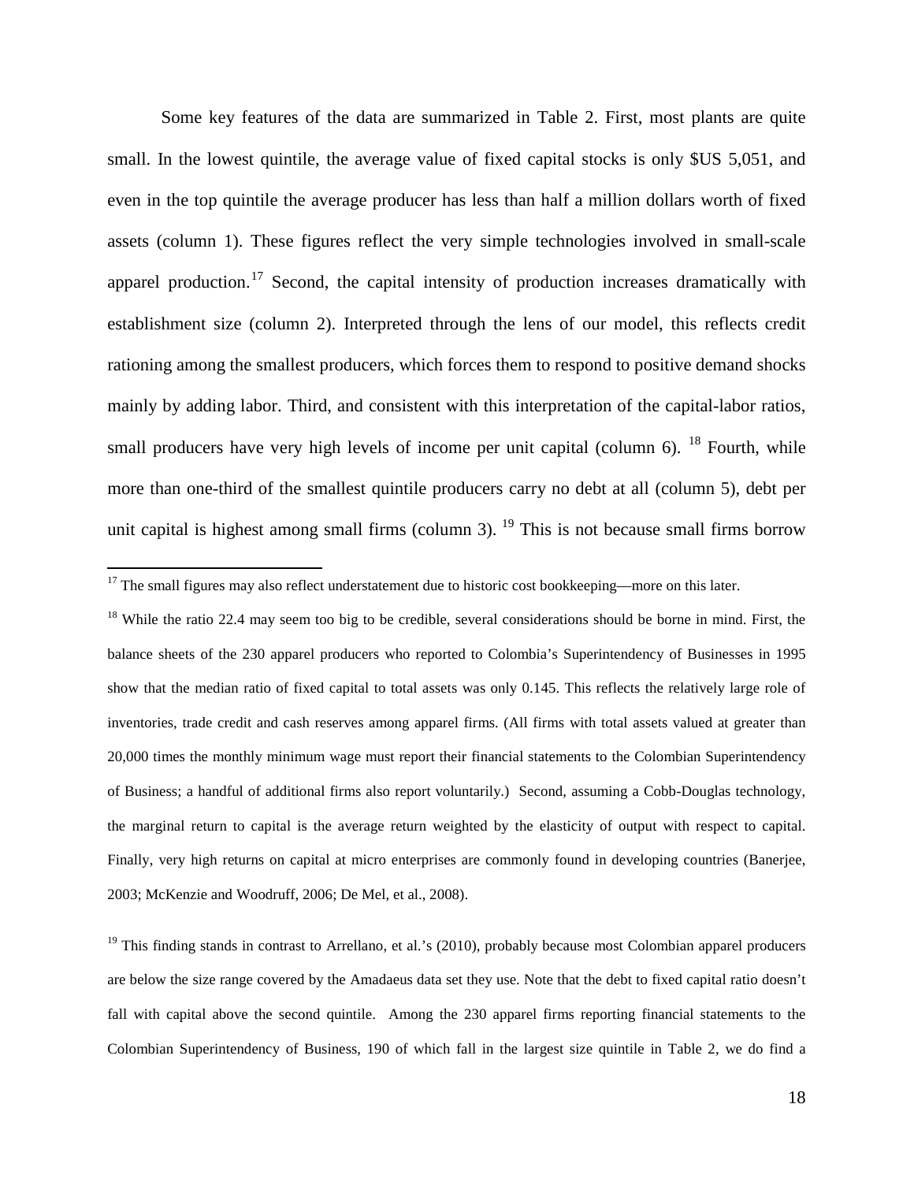Some key features of the data are summarized in Table 2. First, most plants are quite small. In the lowest quintile, the average value of fixed capital stocks is only $US 5,051, and even in the top quintile the average producer has less than half a million dollars worth of fixed assets (column 1). These figures reflect the very simple technologies involved in small-scale apparel production.[17] Second, the capital intensity of production increases dramatically with establishment size (column 2). Interpreted through the lens of our model, this reflects credit rationing among the smallest producers, which forces them to respond to positive demand shocks mainly by adding labor. Third, and consistent with this interpretation of the capital-labor ratios, small producers have very high levels of income per unit capital (column 6).[18] Fourth, while more than one-third of the smallest quintile producers carry no debt at all (column 5), debt per unit capital is highest among small firms (column 3).[19] This is not because small firms borrow

---

[17] The small figures may also reflect understatement due to historic cost bookkeeping—more on this later.

[18] While the ratio 22.4 may seem too big to be credible, several considerations should be borne in mind. First, the balance sheets of the 230 apparel producers who reported to Colombia's Superintendency of Businesses in 1995 show that the median ratio of fixed capital to total assets was only 0.145. This reflects the relatively large role of inventories, trade credit and cash reserves among apparel firms. (All firms with total assets valued at greater than 20,000 times the monthly minimum wage must report their financial statements to the Colombian Superintendency of Business; a handful of additional firms also report voluntarily.) Second, assuming a Cobb-Douglas technology, the marginal return to capital is the average return weighted by the elasticity of output with respect to capital. Finally, very high returns on capital at micro enterprises are commonly found in developing countries (Banerjee, 2003; McKenzie and Woodruff, 2006; De Mel, et al., 2008).

[19] This finding stands in contrast to Arrellano, et al.'s (2010), probably because most Colombian apparel producers are below the size range covered by the Amadaeus data set they use. Note that the debt to fixed capital ratio doesn't fall with capital above the second quintile. Among the 230 apparel firms reporting financial statements to the Colombian Superintendency of Business, 190 of which fall in the largest size quintile in Table 2, we do find a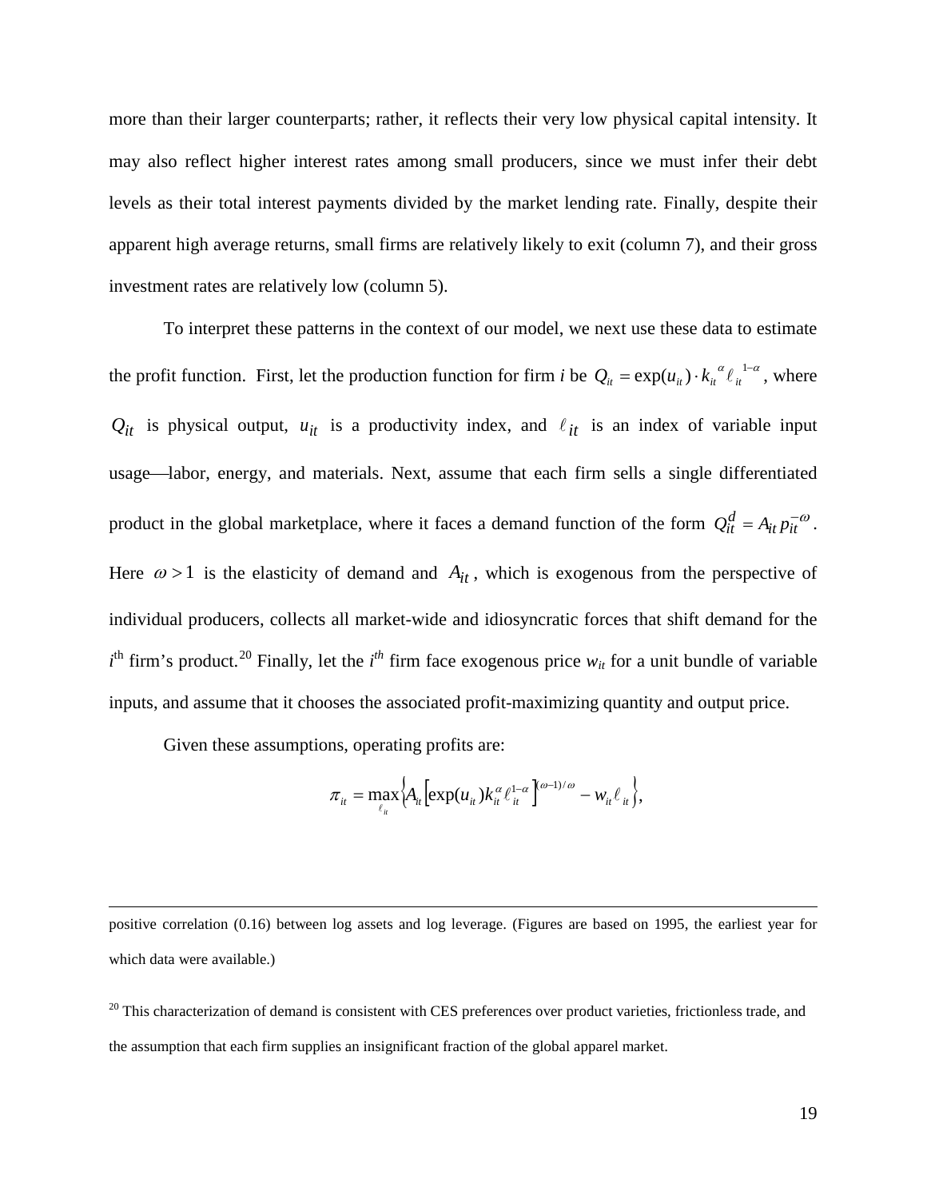more than their larger counterparts; rather, it reflects their very low physical capital intensity. It may also reflect higher interest rates among small producers, since we must infer their debt levels as their total interest payments divided by the market lending rate. Finally, despite their apparent high average returns, small firms are relatively likely to exit (column 7), and their gross investment rates are relatively low (column 5).

To interpret these patterns in the context of our model, we next use these data to estimate the profit function. First, let the production function for firm *i* be $Q_{it} = \exp(u_{it}) \cdot k_{it}^{\alpha} \ell_{it}^{1-\alpha}$, where $Q_{it}$ is physical output, $u_{it}$ is a productivity index, and $\ell_{it}$ is an index of variable input usage—labor, energy, and materials. Next, assume that each firm sells a single differentiated product in the global marketplace, where it faces a demand function of the form $Q_{it}^{d} = A_{it} p_{it}^{-\omega}$. Here $\omega > 1$ is the elasticity of demand and $A_{it}$, which is exogenous from the perspective of individual producers, collects all market-wide and idiosyncratic forces that shift demand for the $i^{\text{th}}$ firm's product.[20] Finally, let the $i^{th}$ firm face exogenous price $w_{it}$ for a unit bundle of variable inputs, and assume that it chooses the associated profit-maximizing quantity and output price.

Given these assumptions, operating profits are:

$$\pi_{it} = \max_{\ell_{it}} \left\{ A_{it} \left[ \exp(u_{it}) k_{it}^{\alpha} \ell_{it}^{1-\alpha} \right]^{(\omega-1)/\omega} - w_{it} \ell_{it} \right\},$$

---

positive correlation (0.16) between log assets and log leverage. (Figures are based on 1995, the earliest year for which data were available.)

[20] This characterization of demand is consistent with CES preferences over product varieties, frictionless trade, and the assumption that each firm supplies an insignificant fraction of the global apparel market.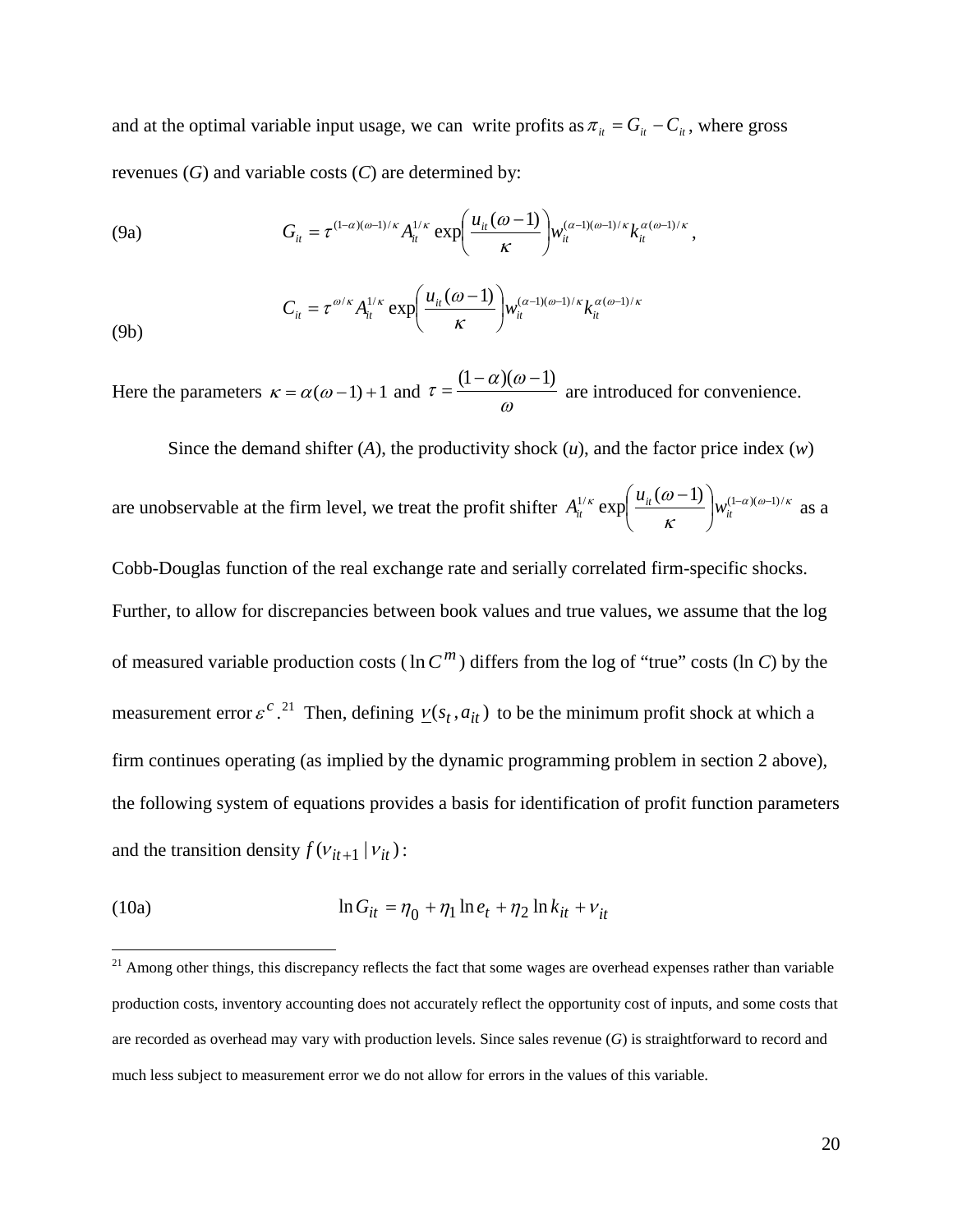and at the optimal variable input usage, we can write profits as $\pi_{it} = G_{it} - C_{it}$, where gross revenues (*G*) and variable costs (*C*) are determined by:

(9a)
$$G_{it} = \tau^{(1-\alpha)(\omega-1)/\kappa} A_{it}^{1/\kappa} \exp\left(\frac{u_{it}(\omega-1)}{\kappa}\right) w_{it}^{(\alpha-1)(\omega-1)/\kappa} k_{it}^{\alpha(\omega-1)/\kappa},$$

(9b)
$$C_{it} = \tau^{\omega/\kappa} A_{it}^{1/\kappa} \exp\left(\frac{u_{it}(\omega-1)}{\kappa}\right) w_{it}^{(\alpha-1)(\omega-1)/\kappa} k_{it}^{\alpha(\omega-1)/\kappa}$$

Here the parameters $\kappa = \alpha(\omega-1)+1$ and $\tau = \dfrac{(1-\alpha)(\omega-1)}{\omega}$ are introduced for convenience.

Since the demand shifter (*A*), the productivity shock (*u*), and the factor price index (*w*) are unobservable at the firm level, we treat the profit shifter $A_{it}^{1/\kappa} \exp\left(\frac{u_{it}(\omega-1)}{\kappa}\right) w_{it}^{(1-\alpha)(\omega-1)/\kappa}$ as a Cobb-Douglas function of the real exchange rate and serially correlated firm-specific shocks. Further, to allow for discrepancies between book values and true values, we assume that the log of measured variable production costs ($\ln C^m$) differs from the log of "true" costs (ln *C*) by the measurement error $\varepsilon^c$.[21] Then, defining $\underline{v}(s_t, a_{it})$ to be the minimum profit shock at which a firm continues operating (as implied by the dynamic programming problem in section 2 above), the following system of equations provides a basis for identification of profit function parameters and the transition density $f(v_{it+1} \mid v_{it})$:

(10a)
$$\ln G_{it} = \eta_0 + \eta_1 \ln e_t + \eta_2 \ln k_{it} + v_{it}$$

[21] Among other things, this discrepancy reflects the fact that some wages are overhead expenses rather than variable production costs, inventory accounting does not accurately reflect the opportunity cost of inputs, and some costs that are recorded as overhead may vary with production levels. Since sales revenue (*G*) is straightforward to record and much less subject to measurement error we do not allow for errors in the values of this variable.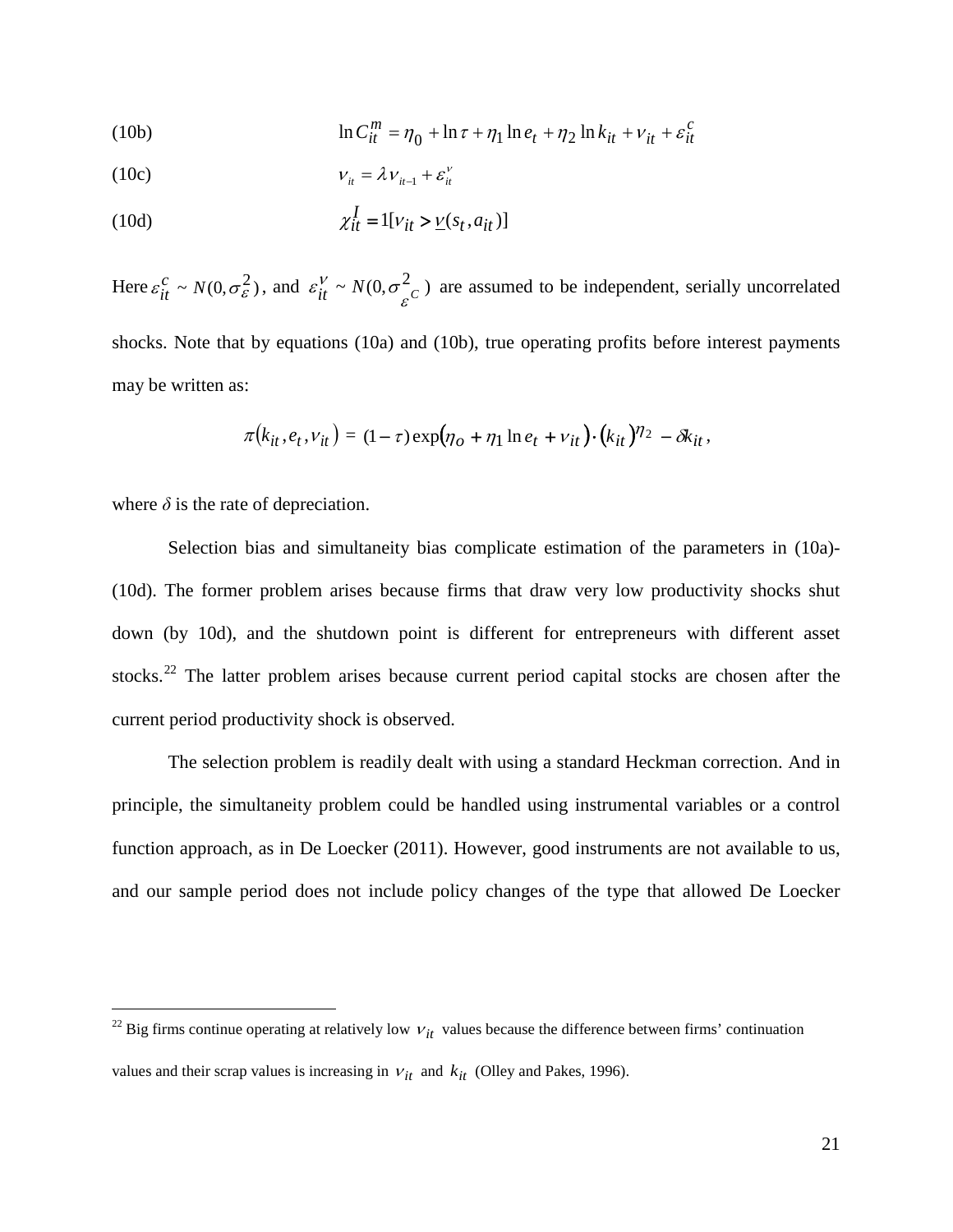(10b) $$\ln C_{it}^{m} = \eta_0 + \ln \tau + \eta_1 \ln e_t + \eta_2 \ln k_{it} + \nu_{it} + \varepsilon_{it}^{c}$$

(10c) $$\nu_{it} = \lambda \nu_{it-1} + \varepsilon_{it}^{\nu}$$

(10d) $$\chi_{it}^{I} = 1[\nu_{it} > \underline{\nu}(s_t, a_{it})]$$

Here $\varepsilon_{it}^{c} \sim N(0, \sigma_{\varepsilon}^{2})$, and $\varepsilon_{it}^{\nu} \sim N(0, \sigma_{\varepsilon^C}^{2})$ are assumed to be independent, serially uncorrelated shocks. Note that by equations (10a) and (10b), true operating profits before interest payments may be written as:

$$\pi(k_{it}, e_t, \nu_{it}) = (1-\tau)\exp(\eta_o + \eta_1 \ln e_t + \nu_{it}) \cdot (k_{it})^{\eta_2} - \delta k_{it},$$

where $\delta$ is the rate of depreciation.

Selection bias and simultaneity bias complicate estimation of the parameters in (10a)-(10d). The former problem arises because firms that draw very low productivity shocks shut down (by 10d), and the shutdown point is different for entrepreneurs with different asset stocks.[22] The latter problem arises because current period capital stocks are chosen after the current period productivity shock is observed.

The selection problem is readily dealt with using a standard Heckman correction. And in principle, the simultaneity problem could be handled using instrumental variables or a control function approach, as in De Loecker (2011). However, good instruments are not available to us, and our sample period does not include policy changes of the type that allowed De Loecker

[22] Big firms continue operating at relatively low $\nu_{it}$ values because the difference between firms' continuation values and their scrap values is increasing in $\nu_{it}$ and $k_{it}$ (Olley and Pakes, 1996).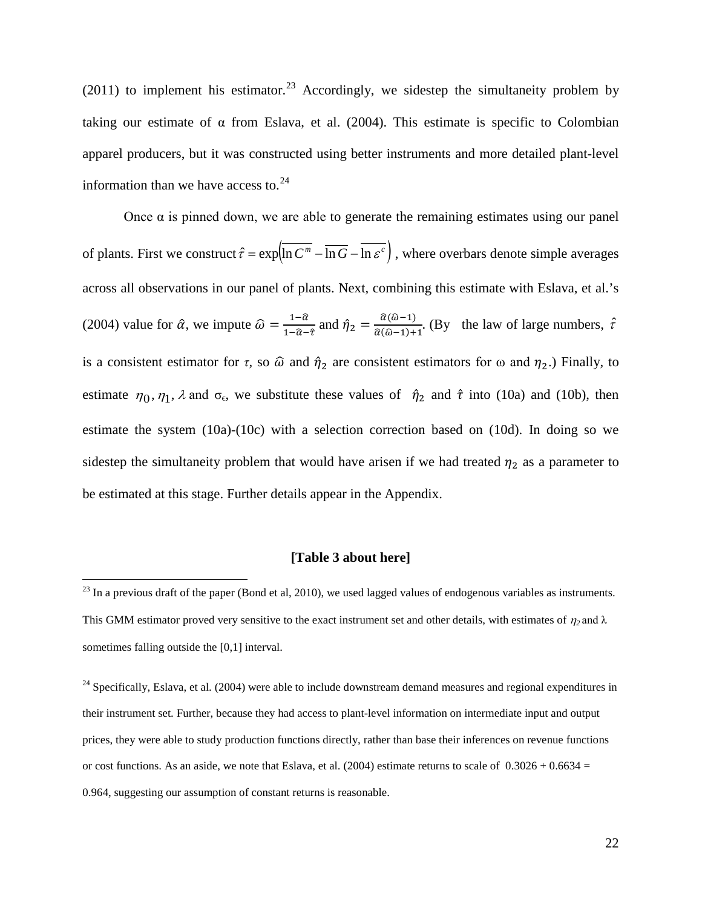(2011) to implement his estimator.[23] Accordingly, we sidestep the simultaneity problem by taking our estimate of α from Eslava, et al. (2004). This estimate is specific to Colombian apparel producers, but it was constructed using better instruments and more detailed plant-level information than we have access to.[24]

Once α is pinned down, we are able to generate the remaining estimates using our panel of plants. First we construct $\hat{\tau} = \exp\left(\overline{\ln C^m} - \overline{\ln G} - \overline{\ln \varepsilon^c}\right)$, where overbars denote simple averages across all observations in our panel of plants. Next, combining this estimate with Eslava, et al.'s (2004) value for $\hat{\alpha}$, we impute $\hat{\omega} = \frac{1-\hat{\alpha}}{1-\hat{\alpha}-\hat{\tau}}$ and $\hat{\eta}_2 = \frac{\hat{\alpha}(\hat{\omega}-1)}{\hat{\alpha}(\hat{\omega}-1)+1}$. (By the law of large numbers, $\hat{\tau}$ is a consistent estimator for $\tau$, so $\hat{\omega}$ and $\hat{\eta}_2$ are consistent estimators for ω and $\eta_2$.) Finally, to estimate $\eta_0, \eta_1, \lambda$ and $\sigma_\epsilon$, we substitute these values of $\hat{\eta}_2$ and $\hat{\tau}$ into (10a) and (10b), then estimate the system (10a)-(10c) with a selection correction based on (10d). In doing so we sidestep the simultaneity problem that would have arisen if we had treated $\eta_2$ as a parameter to be estimated at this stage. Further details appear in the Appendix.

**[Table 3 about here]**

---

[23] In a previous draft of the paper (Bond et al, 2010), we used lagged values of endogenous variables as instruments. This GMM estimator proved very sensitive to the exact instrument set and other details, with estimates of $\eta_2$ and λ sometimes falling outside the [0,1] interval.

[24] Specifically, Eslava, et al. (2004) were able to include downstream demand measures and regional expenditures in their instrument set. Further, because they had access to plant-level information on intermediate input and output prices, they were able to study production functions directly, rather than base their inferences on revenue functions or cost functions. As an aside, we note that Eslava, et al. (2004) estimate returns to scale of 0.3026 + 0.6634 = 0.964, suggesting our assumption of constant returns is reasonable.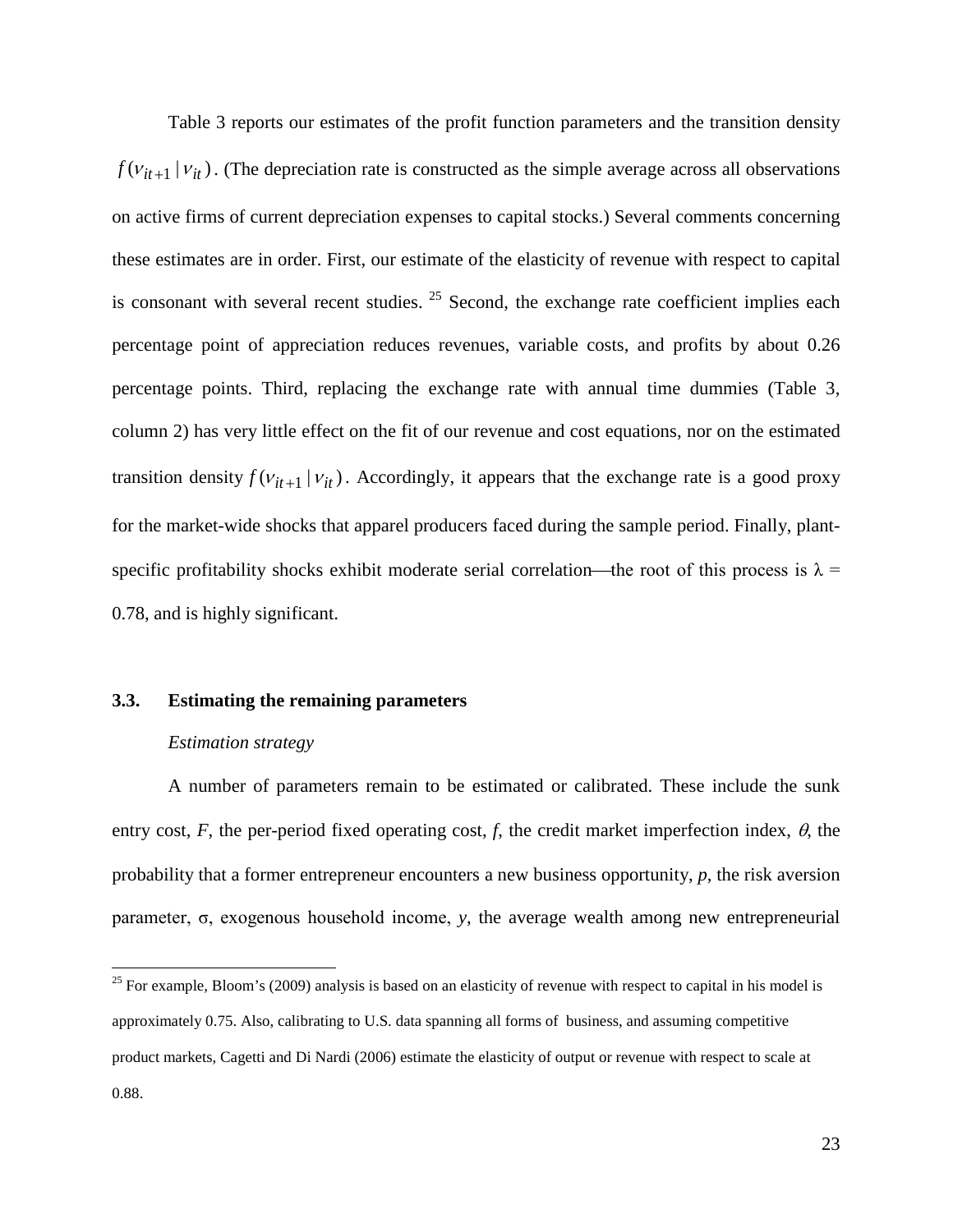Table 3 reports our estimates of the profit function parameters and the transition density $f(\nu_{it+1} \mid \nu_{it})$. (The depreciation rate is constructed as the simple average across all observations on active firms of current depreciation expenses to capital stocks.) Several comments concerning these estimates are in order. First, our estimate of the elasticity of revenue with respect to capital is consonant with several recent studies. [25] Second, the exchange rate coefficient implies each percentage point of appreciation reduces revenues, variable costs, and profits by about 0.26 percentage points. Third, replacing the exchange rate with annual time dummies (Table 3, column 2) has very little effect on the fit of our revenue and cost equations, nor on the estimated transition density $f(\nu_{it+1} \mid \nu_{it})$. Accordingly, it appears that the exchange rate is a good proxy for the market-wide shocks that apparel producers faced during the sample period. Finally, plant-specific profitability shocks exhibit moderate serial correlation—the root of this process is $\lambda = 0.78$, and is highly significant.

### 3.3. Estimating the remaining parameters

*Estimation strategy*

A number of parameters remain to be estimated or calibrated. These include the sunk entry cost, $F$, the per-period fixed operating cost, $f$, the credit market imperfection index, $\theta$, the probability that a former entrepreneur encounters a new business opportunity, $p$, the risk aversion parameter, $\sigma$, exogenous household income, $y$, the average wealth among new entrepreneurial

---

[25] For example, Bloom's (2009) analysis is based on an elasticity of revenue with respect to capital in his model is approximately 0.75. Also, calibrating to U.S. data spanning all forms of business, and assuming competitive product markets, Cagetti and Di Nardi (2006) estimate the elasticity of output or revenue with respect to scale at 0.88.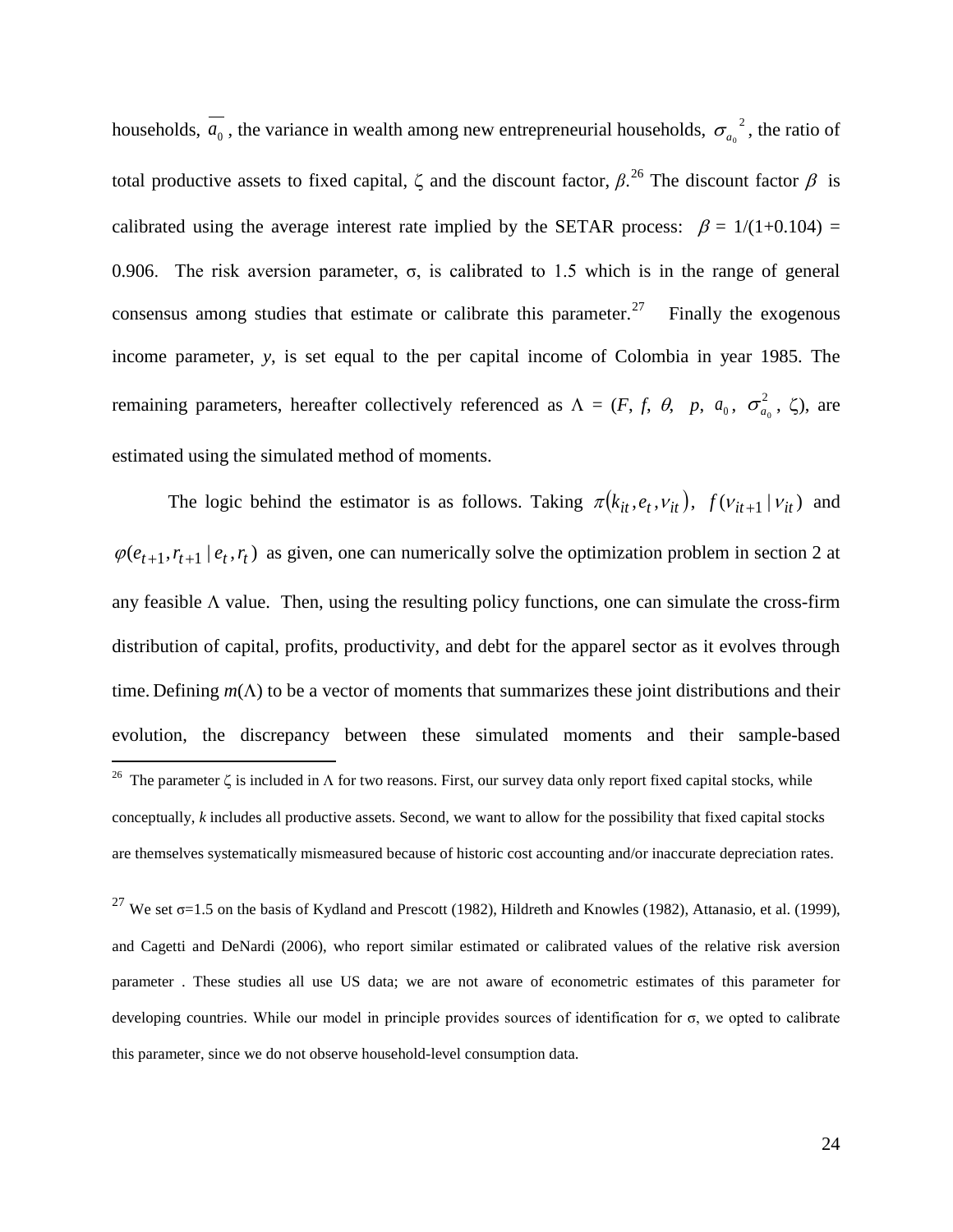households, $\overline{a_0}$, the variance in wealth among new entrepreneurial households, $\sigma_{a_0}{}^2$, the ratio of total productive assets to fixed capital, $\zeta$ and the discount factor, $\beta$.[26] The discount factor $\beta$ is calibrated using the average interest rate implied by the SETAR process: $\beta = 1/(1+0.104) = 0.906$. The risk aversion parameter, σ, is calibrated to 1.5 which is in the range of general consensus among studies that estimate or calibrate this parameter.[27] Finally the exogenous income parameter, *y*, is set equal to the per capital income of Colombia in year 1985. The remaining parameters, hereafter collectively referenced as $\Lambda = (F, f, \theta, p, a_0, \sigma^2_{a_0}, \zeta)$, are estimated using the simulated method of moments.

The logic behind the estimator is as follows. Taking $\pi(k_{it}, e_t, v_{it})$, $f(v_{it+1} \mid v_{it})$ and $\varphi(e_{t+1}, r_{t+1} \mid e_t, r_t)$ as given, one can numerically solve the optimization problem in section 2 at any feasible Λ value. Then, using the resulting policy functions, one can simulate the cross-firm distribution of capital, profits, productivity, and debt for the apparel sector as it evolves through time. Defining $m(\Lambda)$ to be a vector of moments that summarizes these joint distributions and their evolution, the discrepancy between these simulated moments and their sample-based

---

[26] The parameter ζ is included in Λ for two reasons. First, our survey data only report fixed capital stocks, while conceptually, *k* includes all productive assets. Second, we want to allow for the possibility that fixed capital stocks are themselves systematically mismeasured because of historic cost accounting and/or inaccurate depreciation rates.

[27] We set σ=1.5 on the basis of Kydland and Prescott (1982), Hildreth and Knowles (1982), Attanasio, et al. (1999), and Cagetti and DeNardi (2006), who report similar estimated or calibrated values of the relative risk aversion parameter . These studies all use US data; we are not aware of econometric estimates of this parameter for developing countries. While our model in principle provides sources of identification for σ, we opted to calibrate this parameter, since we do not observe household-level consumption data.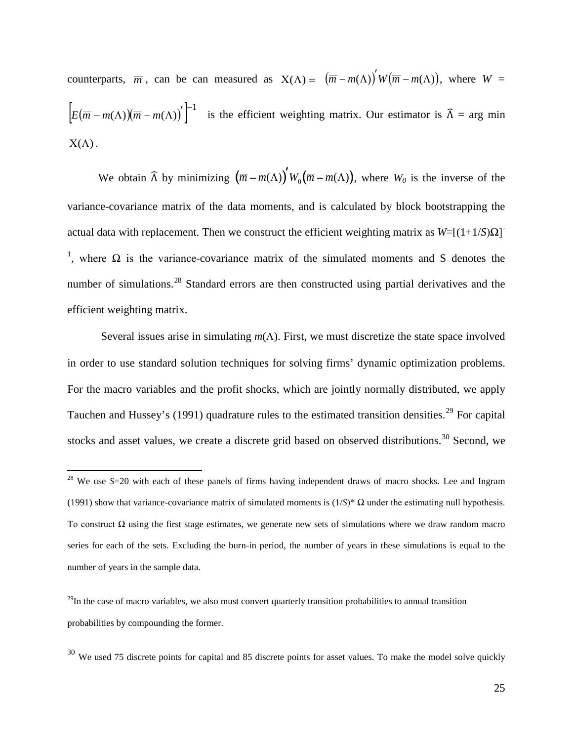counterparts, $\overline{m}$, can be can measured as $X(\Lambda) = (\overline{m} - m(\Lambda))' W (\overline{m} - m(\Lambda))$, where $W = \left[E(\overline{m} - m(\Lambda))(\overline{m} - m(\Lambda))'\right]^{-1}$ is the efficient weighting matrix. Our estimator is $\widehat{\Lambda}$ = arg min $X(\Lambda)$.

We obtain $\widehat{\Lambda}$ by minimizing $(\overline{m} - m(\Lambda))' W_0 (\overline{m} - m(\Lambda))$, where $W_0$ is the inverse of the variance-covariance matrix of the data moments, and is calculated by block bootstrapping the actual data with replacement. Then we construct the efficient weighting matrix as $W = [(1+1/S)\Omega]^{-1}$, where $\Omega$ is the variance-covariance matrix of the simulated moments and S denotes the number of simulations.[28] Standard errors are then constructed using partial derivatives and the efficient weighting matrix.

Several issues arise in simulating $m(\Lambda)$. First, we must discretize the state space involved in order to use standard solution techniques for solving firms' dynamic optimization problems. For the macro variables and the profit shocks, which are jointly normally distributed, we apply Tauchen and Hussey's (1991) quadrature rules to the estimated transition densities.[29] For capital stocks and asset values, we create a discrete grid based on observed distributions.[30] Second, we

[28] We use $S$=20 with each of these panels of firms having independent draws of macro shocks. Lee and Ingram (1991) show that variance-covariance matrix of simulated moments is $(1/S)^* \Omega$ under the estimating null hypothesis. To construct $\Omega$ using the first stage estimates, we generate new sets of simulations where we draw random macro series for each of the sets. Excluding the burn-in period, the number of years in these simulations is equal to the number of years in the sample data.

[29] In the case of macro variables, we also must convert quarterly transition probabilities to annual transition probabilities by compounding the former.

[30] We used 75 discrete points for capital and 85 discrete points for asset values. To make the model solve quickly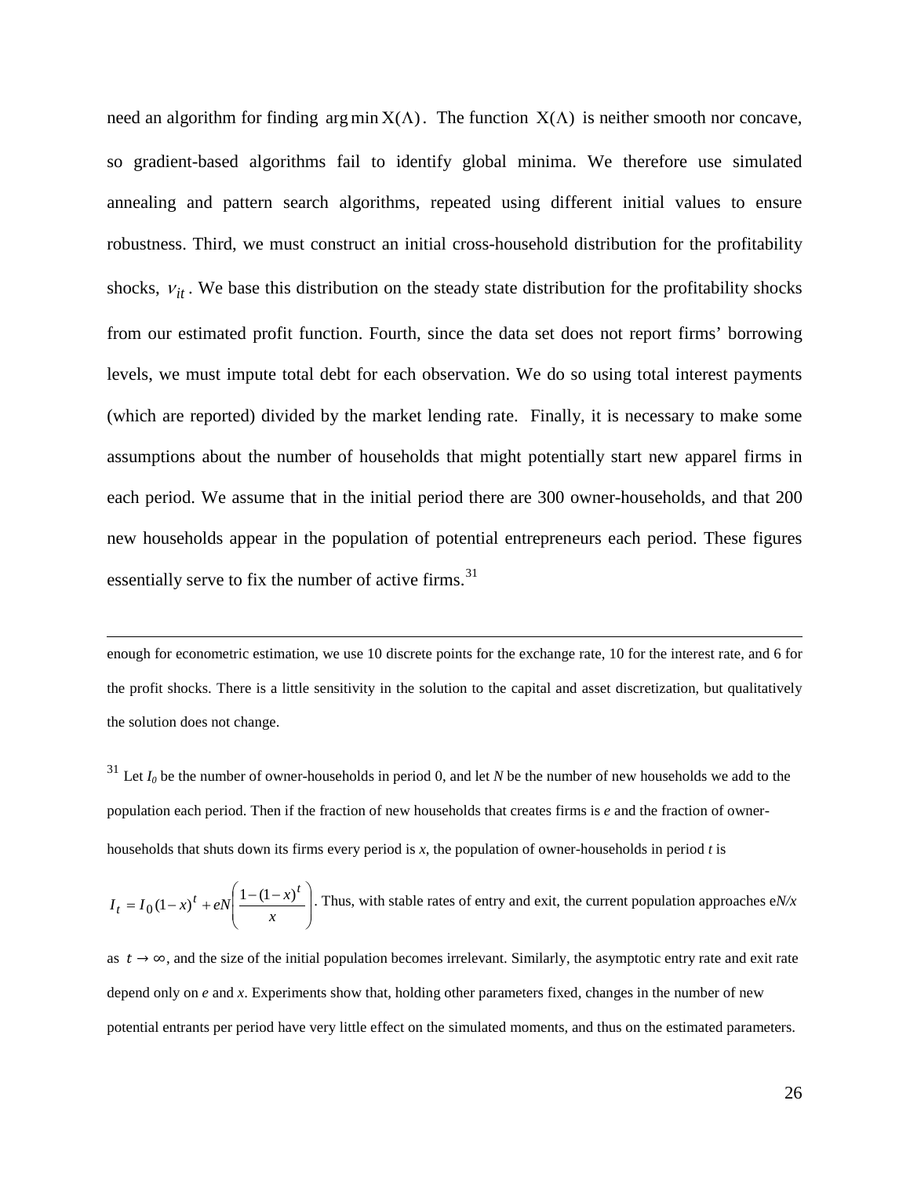need an algorithm for finding $\arg\min \mathrm{X}(\Lambda)$. The function $\mathrm{X}(\Lambda)$ is neither smooth nor concave, so gradient-based algorithms fail to identify global minima. We therefore use simulated annealing and pattern search algorithms, repeated using different initial values to ensure robustness. Third, we must construct an initial cross-household distribution for the profitability shocks, $\nu_{it}$. We base this distribution on the steady state distribution for the profitability shocks from our estimated profit function. Fourth, since the data set does not report firms' borrowing levels, we must impute total debt for each observation. We do so using total interest payments (which are reported) divided by the market lending rate. Finally, it is necessary to make some assumptions about the number of households that might potentially start new apparel firms in each period. We assume that in the initial period there are 300 owner-households, and that 200 new households appear in the population of potential entrepreneurs each period. These figures essentially serve to fix the number of active firms.[31]

---

enough for econometric estimation, we use 10 discrete points for the exchange rate, 10 for the interest rate, and 6 for the profit shocks. There is a little sensitivity in the solution to the capital and asset discretization, but qualitatively the solution does not change.

[31] Let $I_0$ be the number of owner-households in period 0, and let $N$ be the number of new households we add to the population each period. Then if the fraction of new households that creates firms is $e$ and the fraction of owner-households that shuts down its firms every period is $x$, the population of owner-households in period $t$ is

$I_t = I_0(1-x)^t + eN\left(\frac{1-(1-x)^t}{x}\right)$. Thus, with stable rates of entry and exit, the current population approaches $eN/x$ as $t \to \infty$, and the size of the initial population becomes irrelevant. Similarly, the asymptotic entry rate and exit rate depend only on $e$ and $x$. Experiments show that, holding other parameters fixed, changes in the number of new potential entrants per period have very little effect on the simulated moments, and thus on the estimated parameters.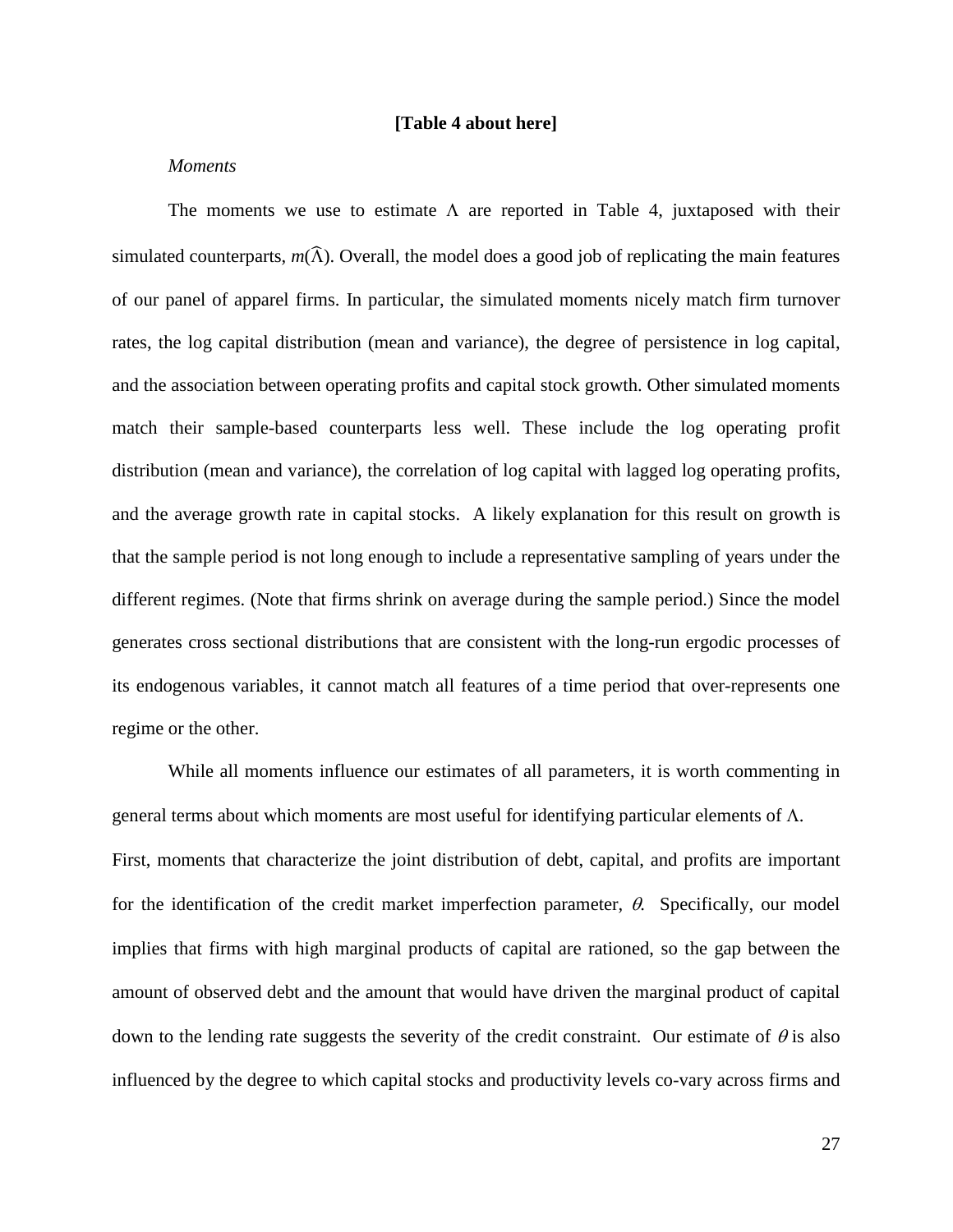**[Table 4 about here]**

*Moments*

The moments we use to estimate $\Lambda$ are reported in Table 4, juxtaposed with their simulated counterparts, $m(\widehat{\Lambda})$. Overall, the model does a good job of replicating the main features of our panel of apparel firms. In particular, the simulated moments nicely match firm turnover rates, the log capital distribution (mean and variance), the degree of persistence in log capital, and the association between operating profits and capital stock growth. Other simulated moments match their sample-based counterparts less well. These include the log operating profit distribution (mean and variance), the correlation of log capital with lagged log operating profits, and the average growth rate in capital stocks. A likely explanation for this result on growth is that the sample period is not long enough to include a representative sampling of years under the different regimes. (Note that firms shrink on average during the sample period.) Since the model generates cross sectional distributions that are consistent with the long-run ergodic processes of its endogenous variables, it cannot match all features of a time period that over-represents one regime or the other.

While all moments influence our estimates of all parameters, it is worth commenting in general terms about which moments are most useful for identifying particular elements of $\Lambda$. First, moments that characterize the joint distribution of debt, capital, and profits are important for the identification of the credit market imperfection parameter, $\theta$. Specifically, our model implies that firms with high marginal products of capital are rationed, so the gap between the amount of observed debt and the amount that would have driven the marginal product of capital down to the lending rate suggests the severity of the credit constraint. Our estimate of $\theta$ is also influenced by the degree to which capital stocks and productivity levels co-vary across firms and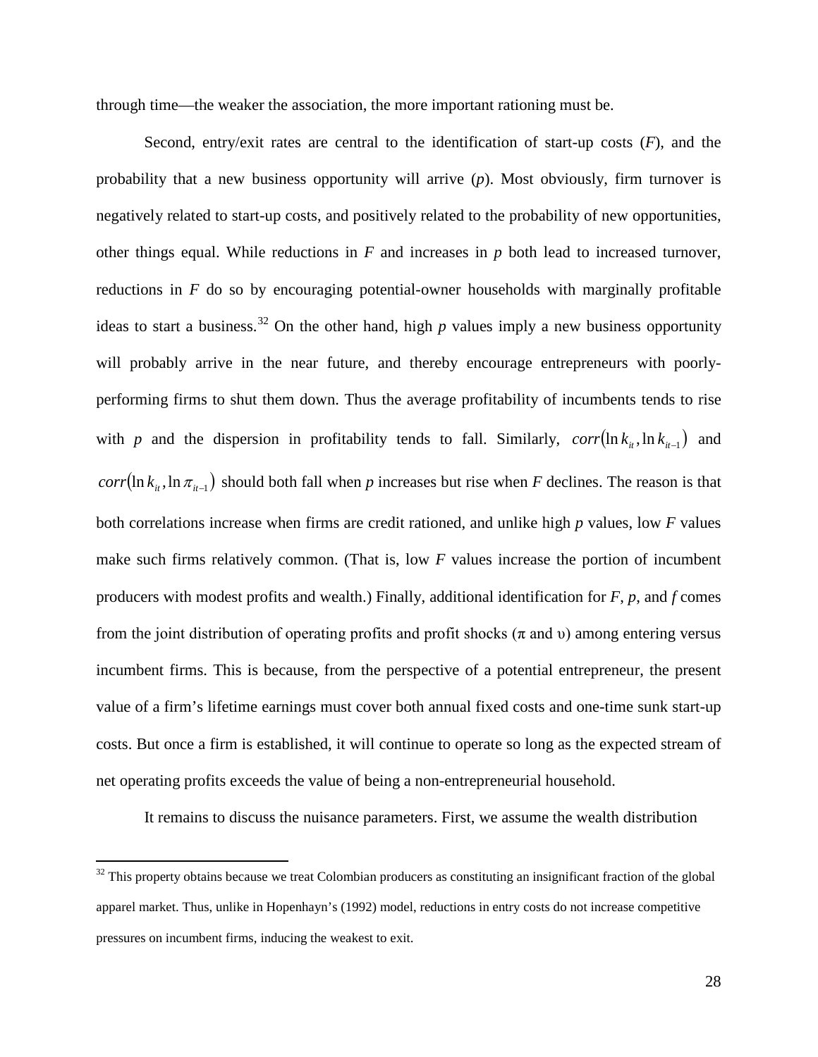through time—the weaker the association, the more important rationing must be.

Second, entry/exit rates are central to the identification of start-up costs ($F$), and the probability that a new business opportunity will arrive ($p$). Most obviously, firm turnover is negatively related to start-up costs, and positively related to the probability of new opportunities, other things equal. While reductions in $F$ and increases in $p$ both lead to increased turnover, reductions in $F$ do so by encouraging potential-owner households with marginally profitable ideas to start a business.[32] On the other hand, high $p$ values imply a new business opportunity will probably arrive in the near future, and thereby encourage entrepreneurs with poorly-performing firms to shut them down. Thus the average profitability of incumbents tends to rise with $p$ and the dispersion in profitability tends to fall. Similarly, $corr(\ln k_{it}, \ln k_{it-1})$ and $corr(\ln k_{it}, \ln \pi_{it-1})$ should both fall when $p$ increases but rise when $F$ declines. The reason is that both correlations increase when firms are credit rationed, and unlike high $p$ values, low $F$ values make such firms relatively common. (That is, low $F$ values increase the portion of incumbent producers with modest profits and wealth.) Finally, additional identification for $F$, $p$, and $f$ comes from the joint distribution of operating profits and profit shocks ($\pi$ and $\upsilon$) among entering versus incumbent firms. This is because, from the perspective of a potential entrepreneur, the present value of a firm's lifetime earnings must cover both annual fixed costs and one-time sunk start-up costs. But once a firm is established, it will continue to operate so long as the expected stream of net operating profits exceeds the value of being a non-entrepreneurial household.

It remains to discuss the nuisance parameters. First, we assume the wealth distribution

[32] This property obtains because we treat Colombian producers as constituting an insignificant fraction of the global apparel market. Thus, unlike in Hopenhayn's (1992) model, reductions in entry costs do not increase competitive pressures on incumbent firms, inducing the weakest to exit.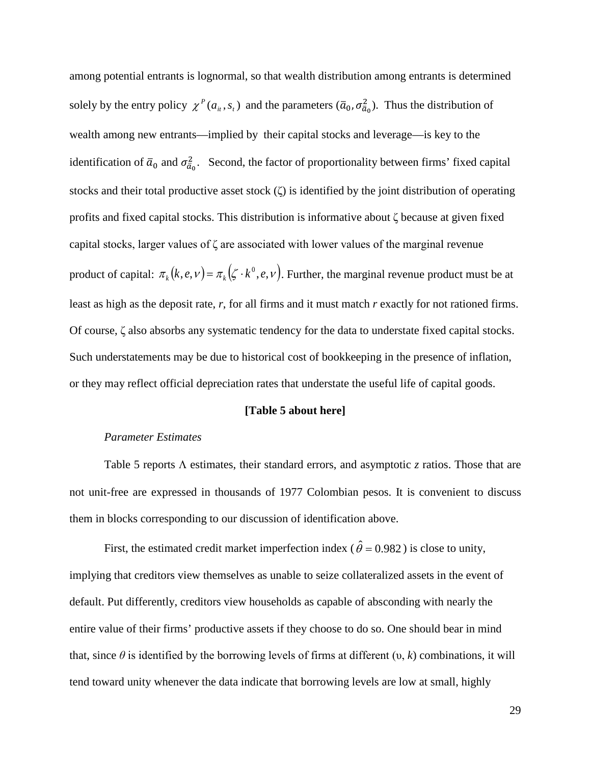among potential entrants is lognormal, so that wealth distribution among entrants is determined solely by the entry policy $\chi^P(a_{it}, s_t)$ and the parameters $(\bar{a}_0, \sigma^2_{\bar{a}_0})$. Thus the distribution of wealth among new entrants—implied by their capital stocks and leverage—is key to the identification of $\bar{a}_0$ and $\sigma^2_{\bar{a}_0}$. Second, the factor of proportionality between firms' fixed capital stocks and their total productive asset stock ($\zeta$) is identified by the joint distribution of operating profits and fixed capital stocks. This distribution is informative about $\zeta$ because at given fixed capital stocks, larger values of $\zeta$ are associated with lower values of the marginal revenue product of capital: $\pi_k(k, e, \nu) = \pi_k(\zeta \cdot k^0, e, \nu)$. Further, the marginal revenue product must be at least as high as the deposit rate, *r*, for all firms and it must match *r* exactly for not rationed firms. Of course, $\zeta$ also absorbs any systematic tendency for the data to understate fixed capital stocks. Such understatements may be due to historical cost of bookkeeping in the presence of inflation, or they may reflect official depreciation rates that understate the useful life of capital goods.

**[Table 5 about here]**

*Parameter Estimates*

Table 5 reports $\Lambda$ estimates, their standard errors, and asymptotic *z* ratios. Those that are not unit-free are expressed in thousands of 1977 Colombian pesos. It is convenient to discuss them in blocks corresponding to our discussion of identification above.

First, the estimated credit market imperfection index ($\hat{\theta} = 0.982$) is close to unity, implying that creditors view themselves as unable to seize collateralized assets in the event of default. Put differently, creditors view households as capable of absconding with nearly the entire value of their firms' productive assets if they choose to do so. One should bear in mind that, since $\theta$ is identified by the borrowing levels of firms at different ($\upsilon$, *k*) combinations, it will tend toward unity whenever the data indicate that borrowing levels are low at small, highly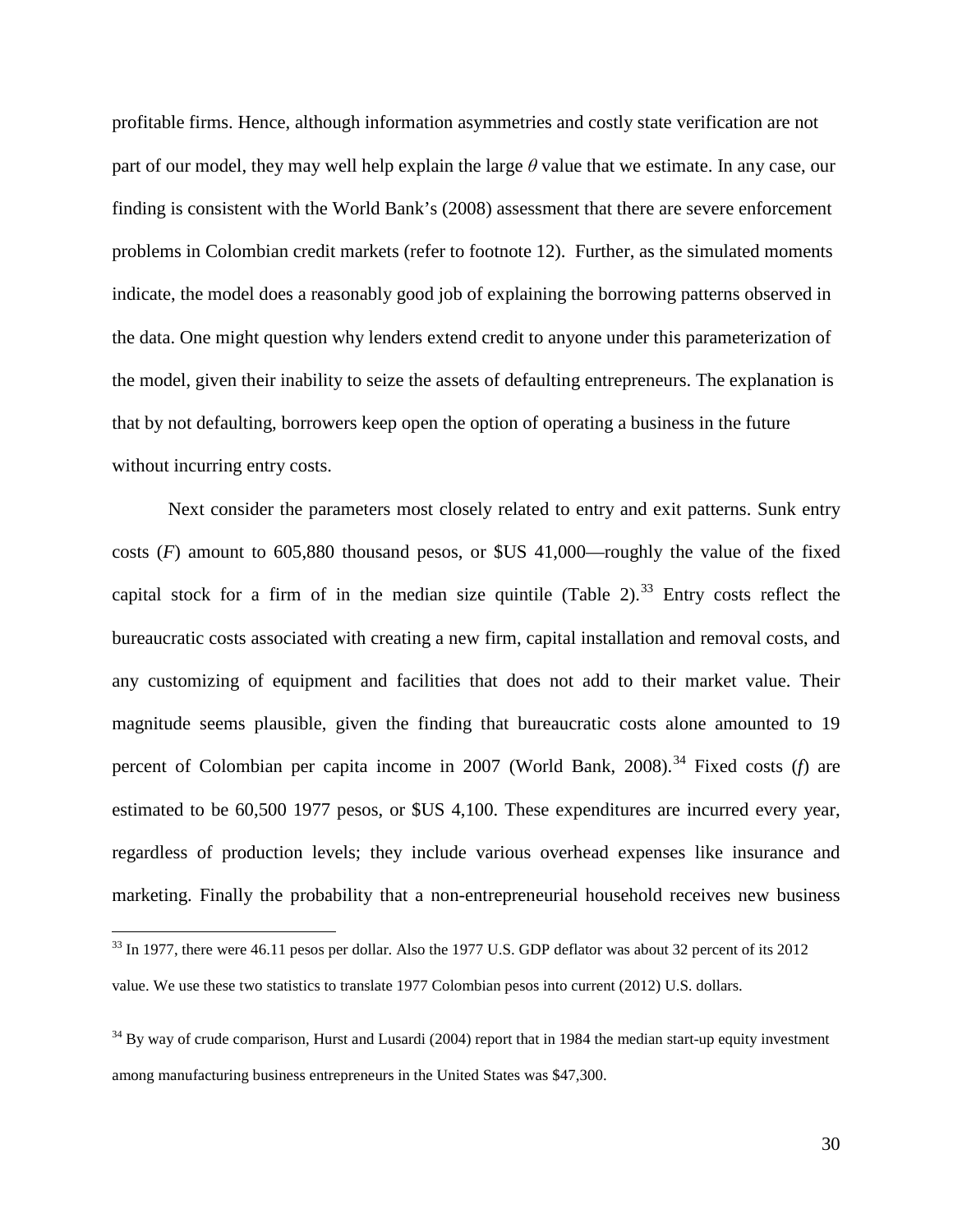profitable firms. Hence, although information asymmetries and costly state verification are not part of our model, they may well help explain the large $\theta$ value that we estimate. In any case, our finding is consistent with the World Bank's (2008) assessment that there are severe enforcement problems in Colombian credit markets (refer to footnote 12). Further, as the simulated moments indicate, the model does a reasonably good job of explaining the borrowing patterns observed in the data. One might question why lenders extend credit to anyone under this parameterization of the model, given their inability to seize the assets of defaulting entrepreneurs. The explanation is that by not defaulting, borrowers keep open the option of operating a business in the future without incurring entry costs.

Next consider the parameters most closely related to entry and exit patterns. Sunk entry costs ($F$) amount to 605,880 thousand pesos, or \$US 41,000—roughly the value of the fixed capital stock for a firm of in the median size quintile (Table 2).[33] Entry costs reflect the bureaucratic costs associated with creating a new firm, capital installation and removal costs, and any customizing of equipment and facilities that does not add to their market value. Their magnitude seems plausible, given the finding that bureaucratic costs alone amounted to 19 percent of Colombian per capita income in 2007 (World Bank, 2008).[34] Fixed costs ($f$) are estimated to be 60,500 1977 pesos, or \$US 4,100. These expenditures are incurred every year, regardless of production levels; they include various overhead expenses like insurance and marketing. Finally the probability that a non-entrepreneurial household receives new business

[33] In 1977, there were 46.11 pesos per dollar. Also the 1977 U.S. GDP deflator was about 32 percent of its 2012 value. We use these two statistics to translate 1977 Colombian pesos into current (2012) U.S. dollars.

[34] By way of crude comparison, Hurst and Lusardi (2004) report that in 1984 the median start-up equity investment among manufacturing business entrepreneurs in the United States was \$47,300.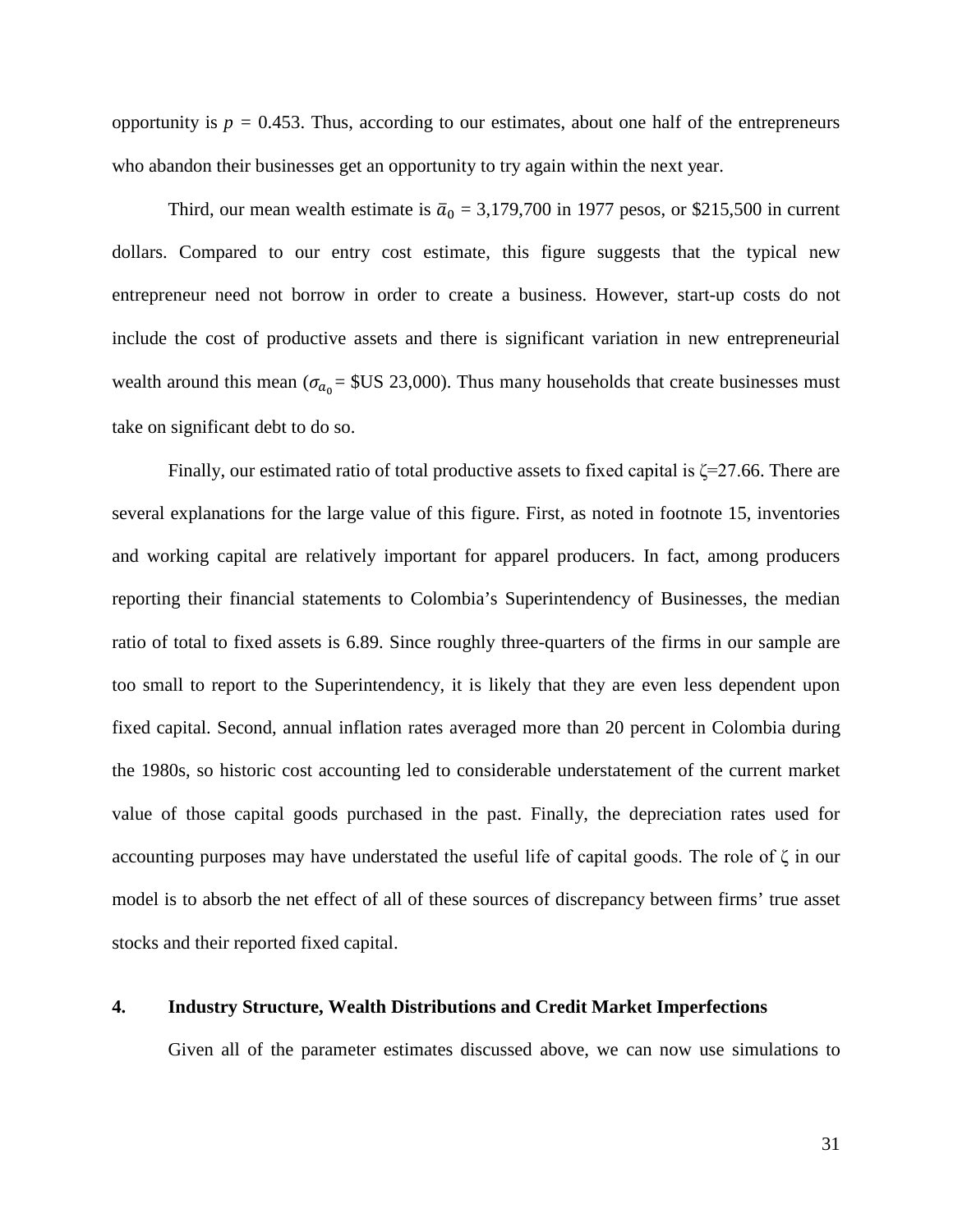opportunity is $p$ = 0.453. Thus, according to our estimates, about one half of the entrepreneurs who abandon their businesses get an opportunity to try again within the next year.

Third, our mean wealth estimate is $\bar{a}_0$ = 3,179,700 in 1977 pesos, or $215,500 in current dollars. Compared to our entry cost estimate, this figure suggests that the typical new entrepreneur need not borrow in order to create a business. However, start-up costs do not include the cost of productive assets and there is significant variation in new entrepreneurial wealth around this mean ($\sigma_{a_0}$ = $US 23,000). Thus many households that create businesses must take on significant debt to do so.

Finally, our estimated ratio of total productive assets to fixed capital is $\zeta$=27.66. There are several explanations for the large value of this figure. First, as noted in footnote 15, inventories and working capital are relatively important for apparel producers. In fact, among producers reporting their financial statements to Colombia's Superintendency of Businesses, the median ratio of total to fixed assets is 6.89. Since roughly three-quarters of the firms in our sample are too small to report to the Superintendency, it is likely that they are even less dependent upon fixed capital. Second, annual inflation rates averaged more than 20 percent in Colombia during the 1980s, so historic cost accounting led to considerable understatement of the current market value of those capital goods purchased in the past. Finally, the depreciation rates used for accounting purposes may have understated the useful life of capital goods. The role of $\zeta$ in our model is to absorb the net effect of all of these sources of discrepancy between firms' true asset stocks and their reported fixed capital.

## 4. Industry Structure, Wealth Distributions and Credit Market Imperfections

Given all of the parameter estimates discussed above, we can now use simulations to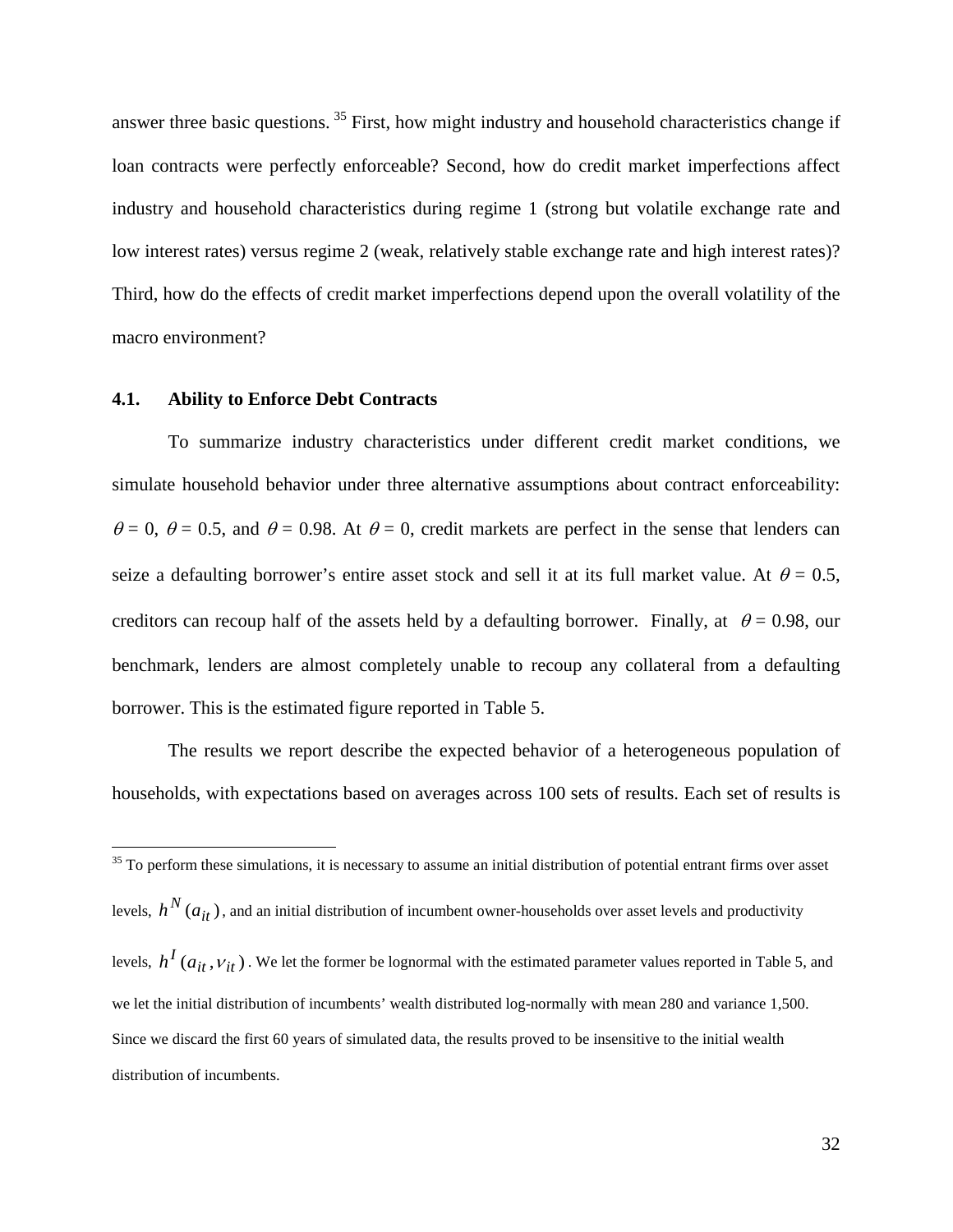answer three basic questions. [35] First, how might industry and household characteristics change if loan contracts were perfectly enforceable? Second, how do credit market imperfections affect industry and household characteristics during regime 1 (strong but volatile exchange rate and low interest rates) versus regime 2 (weak, relatively stable exchange rate and high interest rates)? Third, how do the effects of credit market imperfections depend upon the overall volatility of the macro environment?

### 4.1. Ability to Enforce Debt Contracts

To summarize industry characteristics under different credit market conditions, we simulate household behavior under three alternative assumptions about contract enforceability: $\theta = 0$, $\theta = 0.5$, and $\theta = 0.98$. At $\theta = 0$, credit markets are perfect in the sense that lenders can seize a defaulting borrower's entire asset stock and sell it at its full market value. At $\theta = 0.5$, creditors can recoup half of the assets held by a defaulting borrower. Finally, at $\theta = 0.98$, our benchmark, lenders are almost completely unable to recoup any collateral from a defaulting borrower. This is the estimated figure reported in Table 5.

The results we report describe the expected behavior of a heterogeneous population of households, with expectations based on averages across 100 sets of results. Each set of results is

[35] To perform these simulations, it is necessary to assume an initial distribution of potential entrant firms over asset levels, $h^N(a_{it})$, and an initial distribution of incumbent owner-households over asset levels and productivity levels, $h^I(a_{it}, v_{it})$. We let the former be lognormal with the estimated parameter values reported in Table 5, and we let the initial distribution of incumbents' wealth distributed log-normally with mean 280 and variance 1,500. Since we discard the first 60 years of simulated data, the results proved to be insensitive to the initial wealth distribution of incumbents.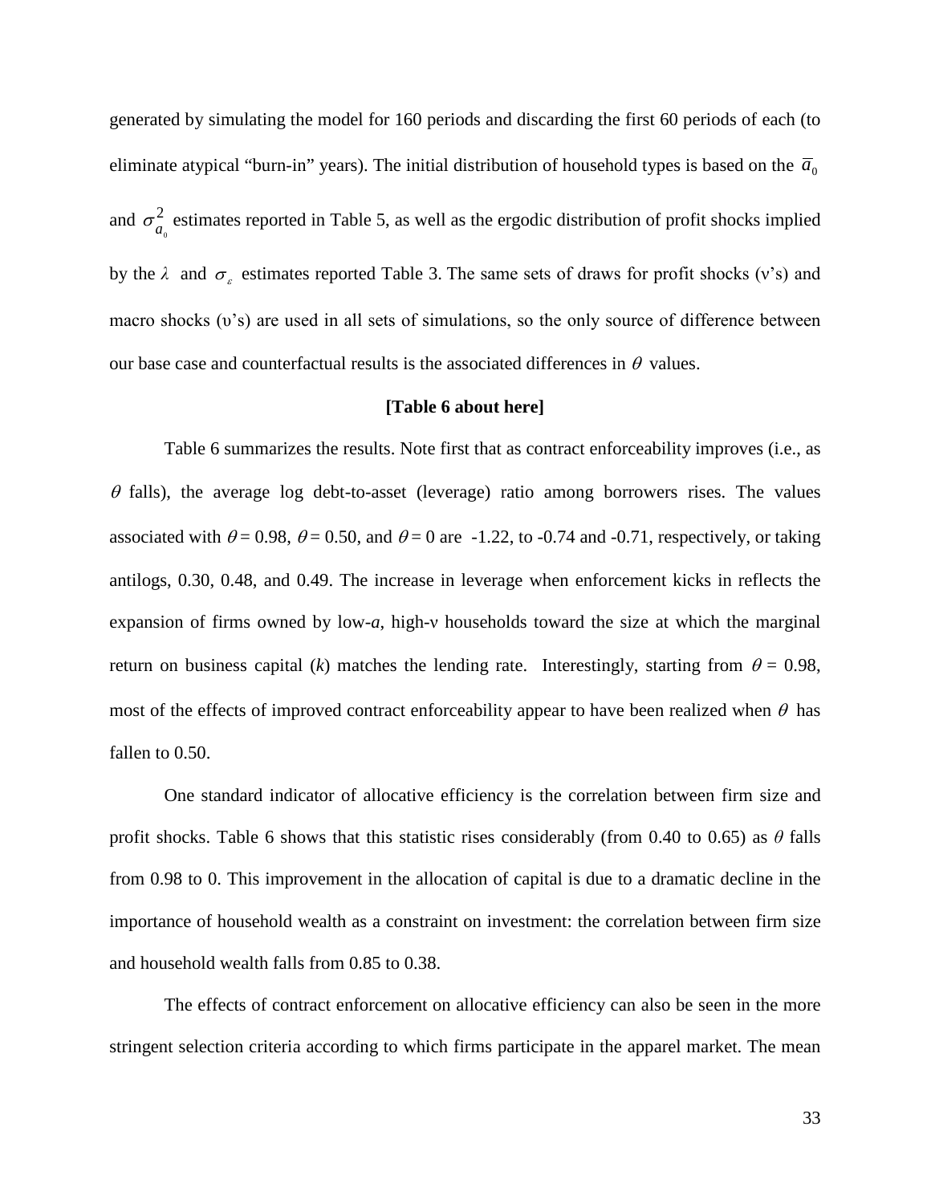generated by simulating the model for 160 periods and discarding the first 60 periods of each (to eliminate atypical "burn-in" years). The initial distribution of household types is based on the $\bar{a}_0$ and $\sigma^2_{a_0}$ estimates reported in Table 5, as well as the ergodic distribution of profit shocks implied by the $\lambda$ and $\sigma_\varepsilon$ estimates reported Table 3. The same sets of draws for profit shocks (ν's) and macro shocks (υ's) are used in all sets of simulations, so the only source of difference between our base case and counterfactual results is the associated differences in $\theta$ values.

**[Table 6 about here]**

Table 6 summarizes the results. Note first that as contract enforceability improves (i.e., as $\theta$ falls), the average log debt-to-asset (leverage) ratio among borrowers rises. The values associated with $\theta = 0.98$, $\theta = 0.50$, and $\theta = 0$ are -1.22, to -0.74 and -0.71, respectively, or taking antilogs, 0.30, 0.48, and 0.49. The increase in leverage when enforcement kicks in reflects the expansion of firms owned by low-*a*, high-ν households toward the size at which the marginal return on business capital (*k*) matches the lending rate. Interestingly, starting from $\theta = 0.98$, most of the effects of improved contract enforceability appear to have been realized when $\theta$ has fallen to 0.50.

One standard indicator of allocative efficiency is the correlation between firm size and profit shocks. Table 6 shows that this statistic rises considerably (from 0.40 to 0.65) as $\theta$ falls from 0.98 to 0. This improvement in the allocation of capital is due to a dramatic decline in the importance of household wealth as a constraint on investment: the correlation between firm size and household wealth falls from 0.85 to 0.38.

The effects of contract enforcement on allocative efficiency can also be seen in the more stringent selection criteria according to which firms participate in the apparel market. The mean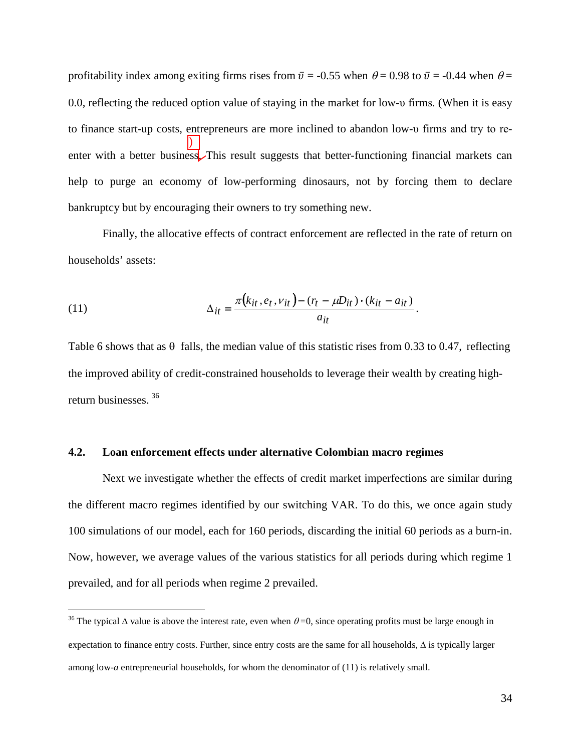profitability index among exiting firms rises from $\bar{\upsilon}$ = -0.55 when $\theta$ = 0.98 to $\bar{\upsilon}$ = -0.44 when $\theta$ = 0.0, reflecting the reduced option value of staying in the market for low-$\upsilon$ firms. (When it is easy to finance start-up costs, entrepreneurs are more inclined to abandon low-$\upsilon$ firms and try to re-enter with a better business) This result suggests that better-functioning financial markets can help to purge an economy of low-performing dinosaurs, not by forcing them to declare bankruptcy but by encouraging their owners to try something new.

Finally, the allocative effects of contract enforcement are reflected in the rate of return on households' assets:

$$\Delta_{it} = \frac{\pi\left(k_{it}, e_t, v_{it}\right) - (r_t - \mu D_{it}) \cdot (k_{it} - a_{it})}{a_{it}}. \tag{11}$$

Table 6 shows that as $\theta$ falls, the median value of this statistic rises from 0.33 to 0.47, reflecting the improved ability of credit-constrained households to leverage their wealth by creating high-return businesses. [36]

## 4.2. Loan enforcement effects under alternative Colombian macro regimes

Next we investigate whether the effects of credit market imperfections are similar during the different macro regimes identified by our switching VAR. To do this, we once again study 100 simulations of our model, each for 160 periods, discarding the initial 60 periods as a burn-in. Now, however, we average values of the various statistics for all periods during which regime 1 prevailed, and for all periods when regime 2 prevailed.

---

[36] The typical $\Delta$ value is above the interest rate, even when $\theta$=0, since operating profits must be large enough in expectation to finance entry costs. Further, since entry costs are the same for all households, $\Delta$ is typically larger among low-*a* entrepreneurial households, for whom the denominator of (11) is relatively small.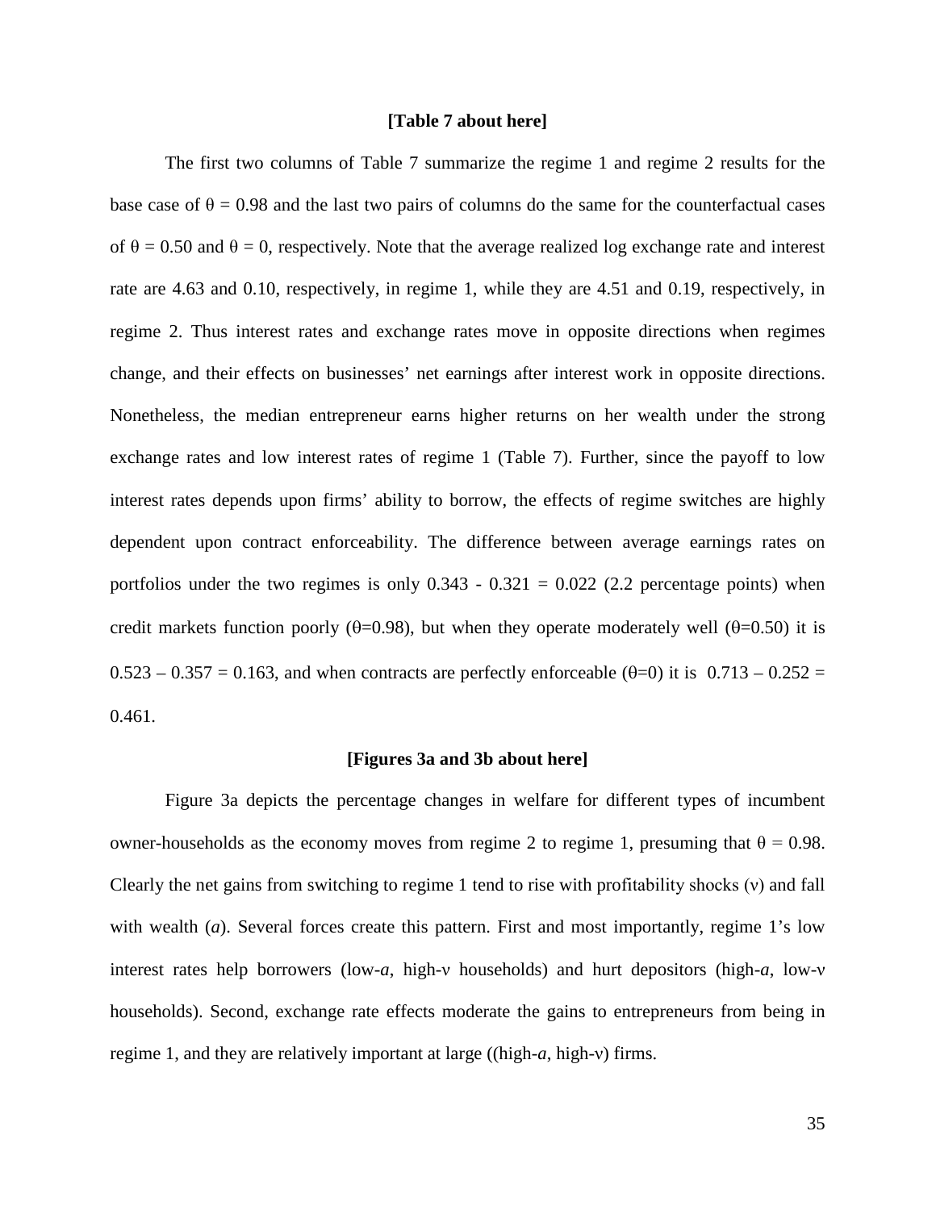**[Table 7 about here]**

The first two columns of Table 7 summarize the regime 1 and regime 2 results for the base case of $\theta = 0.98$ and the last two pairs of columns do the same for the counterfactual cases of $\theta = 0.50$ and $\theta = 0$, respectively. Note that the average realized log exchange rate and interest rate are 4.63 and 0.10, respectively, in regime 1, while they are 4.51 and 0.19, respectively, in regime 2. Thus interest rates and exchange rates move in opposite directions when regimes change, and their effects on businesses' net earnings after interest work in opposite directions. Nonetheless, the median entrepreneur earns higher returns on her wealth under the strong exchange rates and low interest rates of regime 1 (Table 7). Further, since the payoff to low interest rates depends upon firms' ability to borrow, the effects of regime switches are highly dependent upon contract enforceability. The difference between average earnings rates on portfolios under the two regimes is only $0.343 - 0.321 = 0.022$ (2.2 percentage points) when credit markets function poorly ($\theta$=0.98), but when they operate moderately well ($\theta$=0.50) it is $0.523 - 0.357 = 0.163$, and when contracts are perfectly enforceable ($\theta$=0) it is $0.713 - 0.252 = 0.461$.

**[Figures 3a and 3b about here]**

Figure 3a depicts the percentage changes in welfare for different types of incumbent owner-households as the economy moves from regime 2 to regime 1, presuming that $\theta = 0.98$. Clearly the net gains from switching to regime 1 tend to rise with profitability shocks ($\nu$) and fall with wealth ($a$). Several forces create this pattern. First and most importantly, regime 1's low interest rates help borrowers (low-$a$, high-$\nu$ households) and hurt depositors (high-$a$, low-$\nu$ households). Second, exchange rate effects moderate the gains to entrepreneurs from being in regime 1, and they are relatively important at large ((high-$a$, high-$\nu$) firms.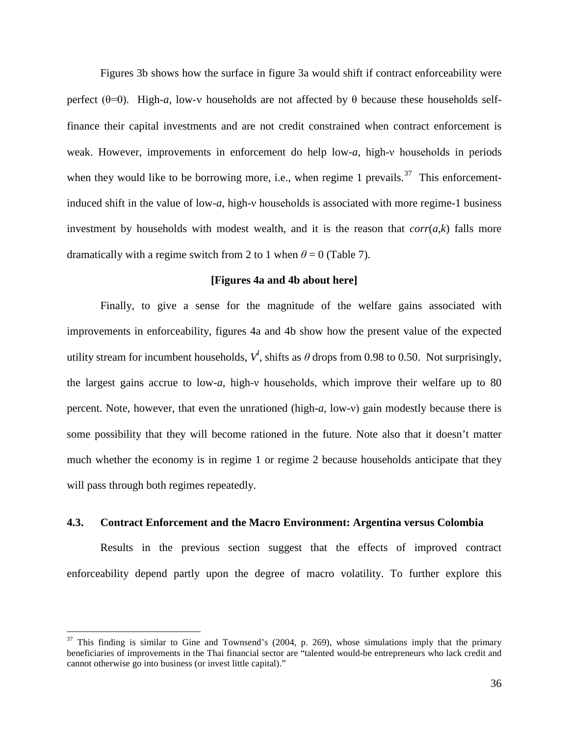Figures 3b shows how the surface in figure 3a would shift if contract enforceability were perfect ($\theta$=0). High-$a$, low-$\nu$ households are not affected by $\theta$ because these households self-finance their capital investments and are not credit constrained when contract enforcement is weak. However, improvements in enforcement do help low-$a$, high-$\nu$ households in periods when they would like to be borrowing more, i.e., when regime 1 prevails.[37] This enforcement-induced shift in the value of low-$a$, high-$\nu$ households is associated with more regime-1 business investment by households with modest wealth, and it is the reason that $corr(a,k)$ falls more dramatically with a regime switch from 2 to 1 when $\theta = 0$ (Table 7).

**[Figures 4a and 4b about here]**

Finally, to give a sense for the magnitude of the welfare gains associated with improvements in enforceability, figures 4a and 4b show how the present value of the expected utility stream for incumbent households, $V^I$, shifts as $\theta$ drops from 0.98 to 0.50. Not surprisingly, the largest gains accrue to low-$a$, high-$\nu$ households, which improve their welfare up to 80 percent. Note, however, that even the unrationed (high-$a$, low-$\nu$) gain modestly because there is some possibility that they will become rationed in the future. Note also that it doesn't matter much whether the economy is in regime 1 or regime 2 because households anticipate that they will pass through both regimes repeatedly.

### 4.3. Contract Enforcement and the Macro Environment: Argentina versus Colombia

Results in the previous section suggest that the effects of improved contract enforceability depend partly upon the degree of macro volatility. To further explore this

---

[37] This finding is similar to Gine and Townsend's (2004, p. 269), whose simulations imply that the primary beneficiaries of improvements in the Thai financial sector are "talented would-be entrepreneurs who lack credit and cannot otherwise go into business (or invest little capital)."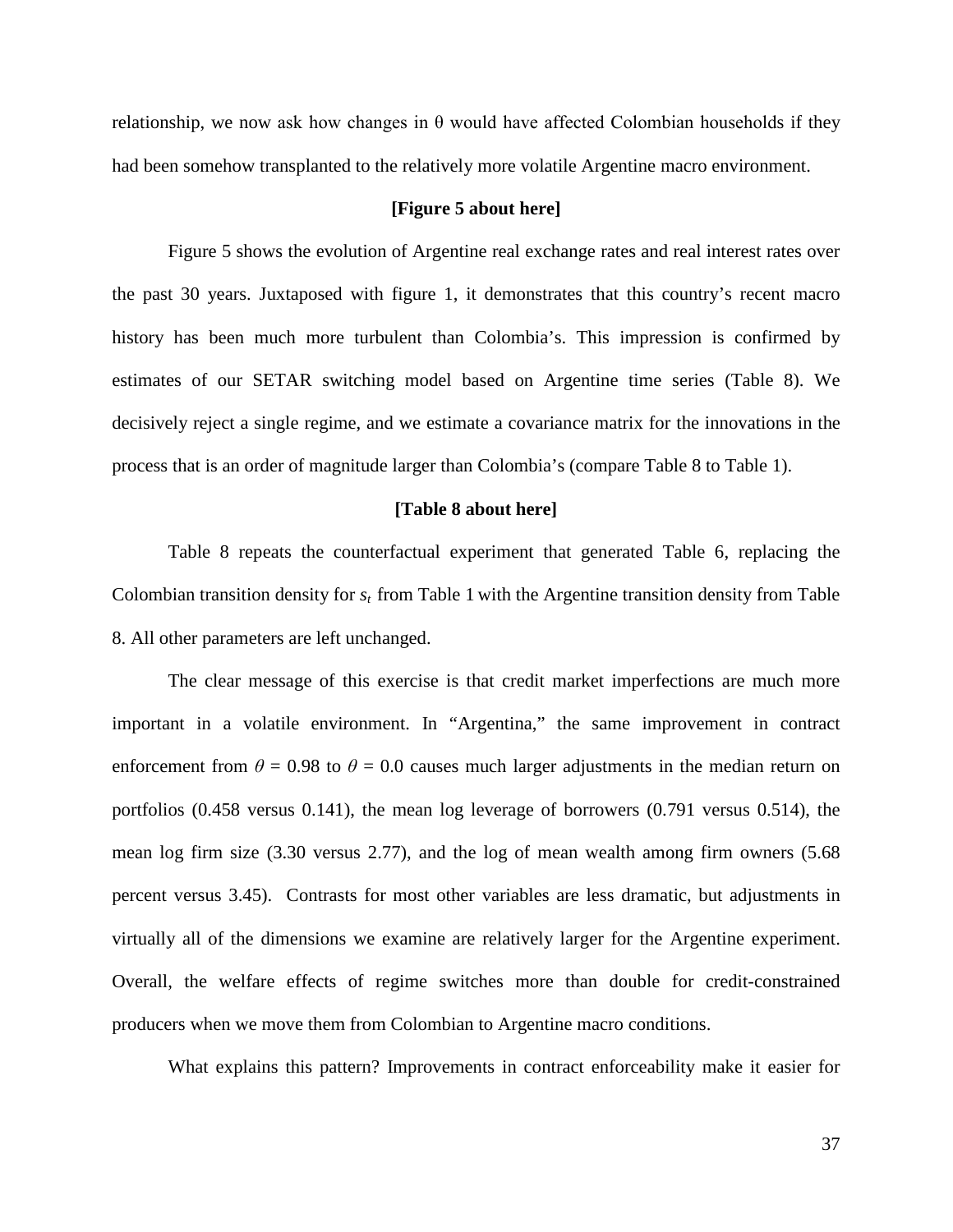relationship, we now ask how changes in θ would have affected Colombian households if they had been somehow transplanted to the relatively more volatile Argentine macro environment.

**[Figure 5 about here]**

Figure 5 shows the evolution of Argentine real exchange rates and real interest rates over the past 30 years. Juxtaposed with figure 1, it demonstrates that this country's recent macro history has been much more turbulent than Colombia's. This impression is confirmed by estimates of our SETAR switching model based on Argentine time series (Table 8). We decisively reject a single regime, and we estimate a covariance matrix for the innovations in the process that is an order of magnitude larger than Colombia's (compare Table 8 to Table 1).

**[Table 8 about here]**

Table 8 repeats the counterfactual experiment that generated Table 6, replacing the Colombian transition density for $s_t$ from Table 1 with the Argentine transition density from Table 8. All other parameters are left unchanged.

The clear message of this exercise is that credit market imperfections are much more important in a volatile environment. In "Argentina," the same improvement in contract enforcement from $\theta = 0.98$ to $\theta = 0.0$ causes much larger adjustments in the median return on portfolios (0.458 versus 0.141), the mean log leverage of borrowers (0.791 versus 0.514), the mean log firm size (3.30 versus 2.77), and the log of mean wealth among firm owners (5.68 percent versus 3.45). Contrasts for most other variables are less dramatic, but adjustments in virtually all of the dimensions we examine are relatively larger for the Argentine experiment. Overall, the welfare effects of regime switches more than double for credit-constrained producers when we move them from Colombian to Argentine macro conditions.

What explains this pattern? Improvements in contract enforceability make it easier for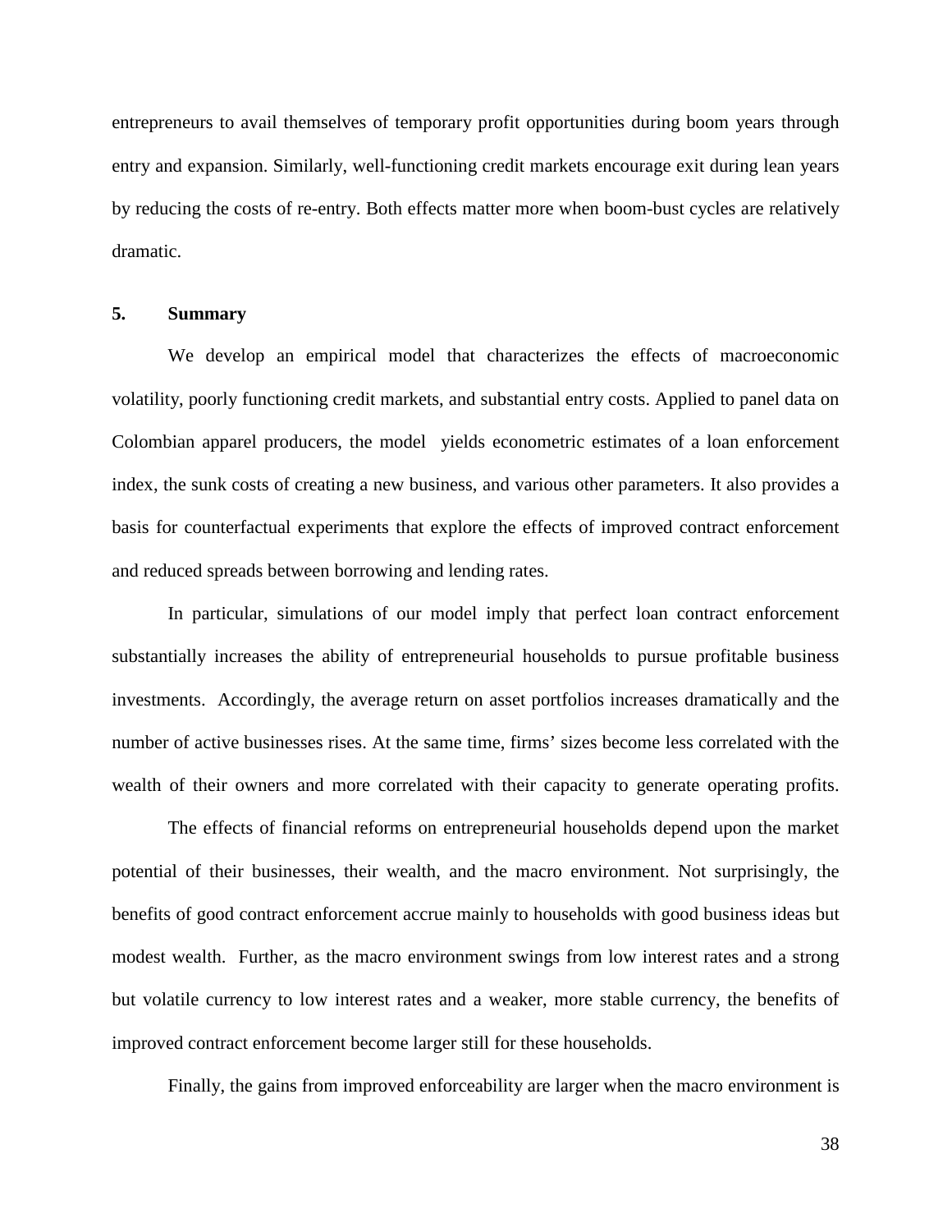entrepreneurs to avail themselves of temporary profit opportunities during boom years through entry and expansion. Similarly, well-functioning credit markets encourage exit during lean years by reducing the costs of re-entry. Both effects matter more when boom-bust cycles are relatively dramatic.

## 5. Summary

We develop an empirical model that characterizes the effects of macroeconomic volatility, poorly functioning credit markets, and substantial entry costs. Applied to panel data on Colombian apparel producers, the model yields econometric estimates of a loan enforcement index, the sunk costs of creating a new business, and various other parameters. It also provides a basis for counterfactual experiments that explore the effects of improved contract enforcement and reduced spreads between borrowing and lending rates.

In particular, simulations of our model imply that perfect loan contract enforcement substantially increases the ability of entrepreneurial households to pursue profitable business investments. Accordingly, the average return on asset portfolios increases dramatically and the number of active businesses rises. At the same time, firms' sizes become less correlated with the wealth of their owners and more correlated with their capacity to generate operating profits.

The effects of financial reforms on entrepreneurial households depend upon the market potential of their businesses, their wealth, and the macro environment. Not surprisingly, the benefits of good contract enforcement accrue mainly to households with good business ideas but modest wealth. Further, as the macro environment swings from low interest rates and a strong but volatile currency to low interest rates and a weaker, more stable currency, the benefits of improved contract enforcement become larger still for these households.

Finally, the gains from improved enforceability are larger when the macro environment is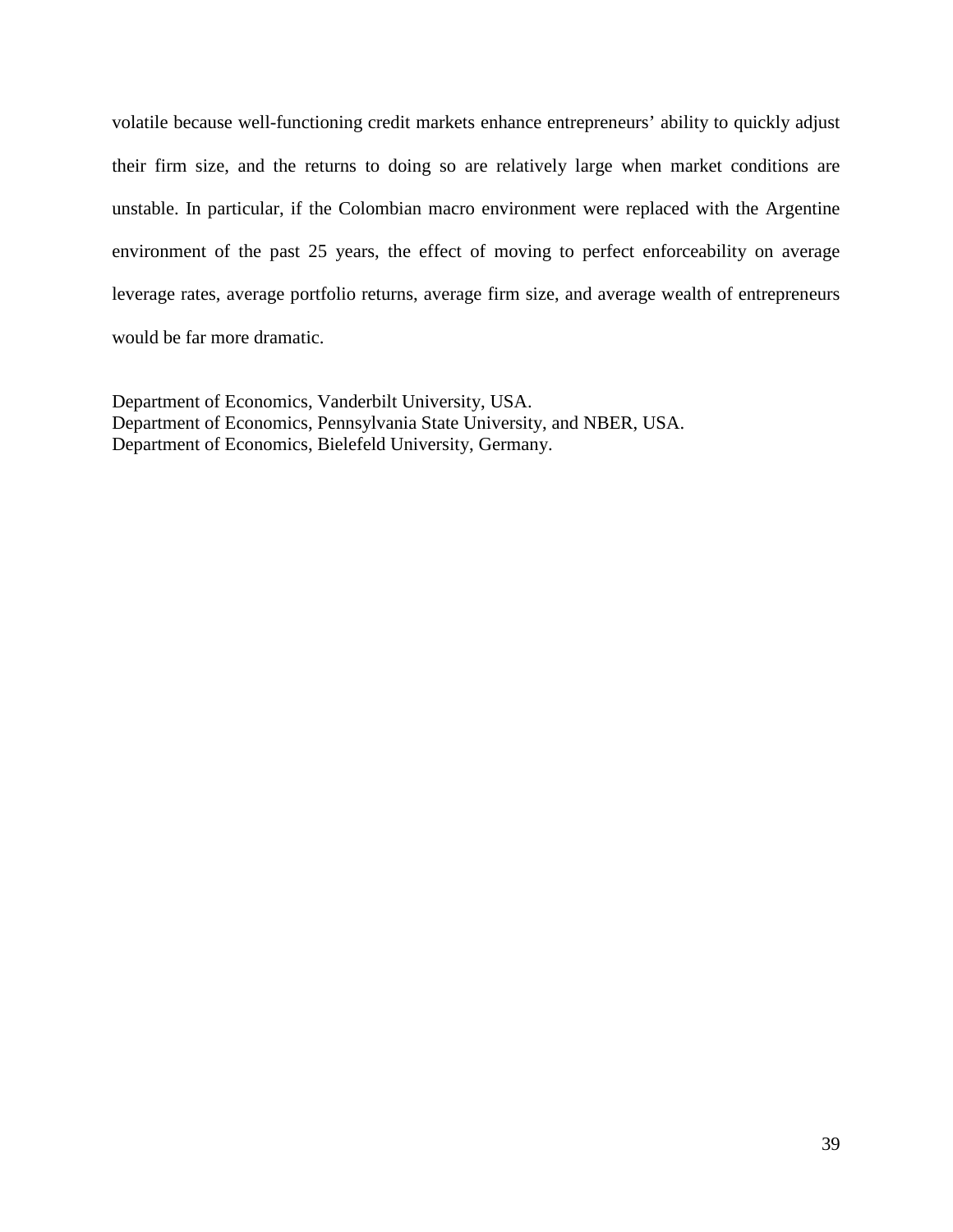volatile because well-functioning credit markets enhance entrepreneurs' ability to quickly adjust their firm size, and the returns to doing so are relatively large when market conditions are unstable. In particular, if the Colombian macro environment were replaced with the Argentine environment of the past 25 years, the effect of moving to perfect enforceability on average leverage rates, average portfolio returns, average firm size, and average wealth of entrepreneurs would be far more dramatic.

Department of Economics, Vanderbilt University, USA.
Department of Economics, Pennsylvania State University, and NBER, USA.
Department of Economics, Bielefeld University, Germany.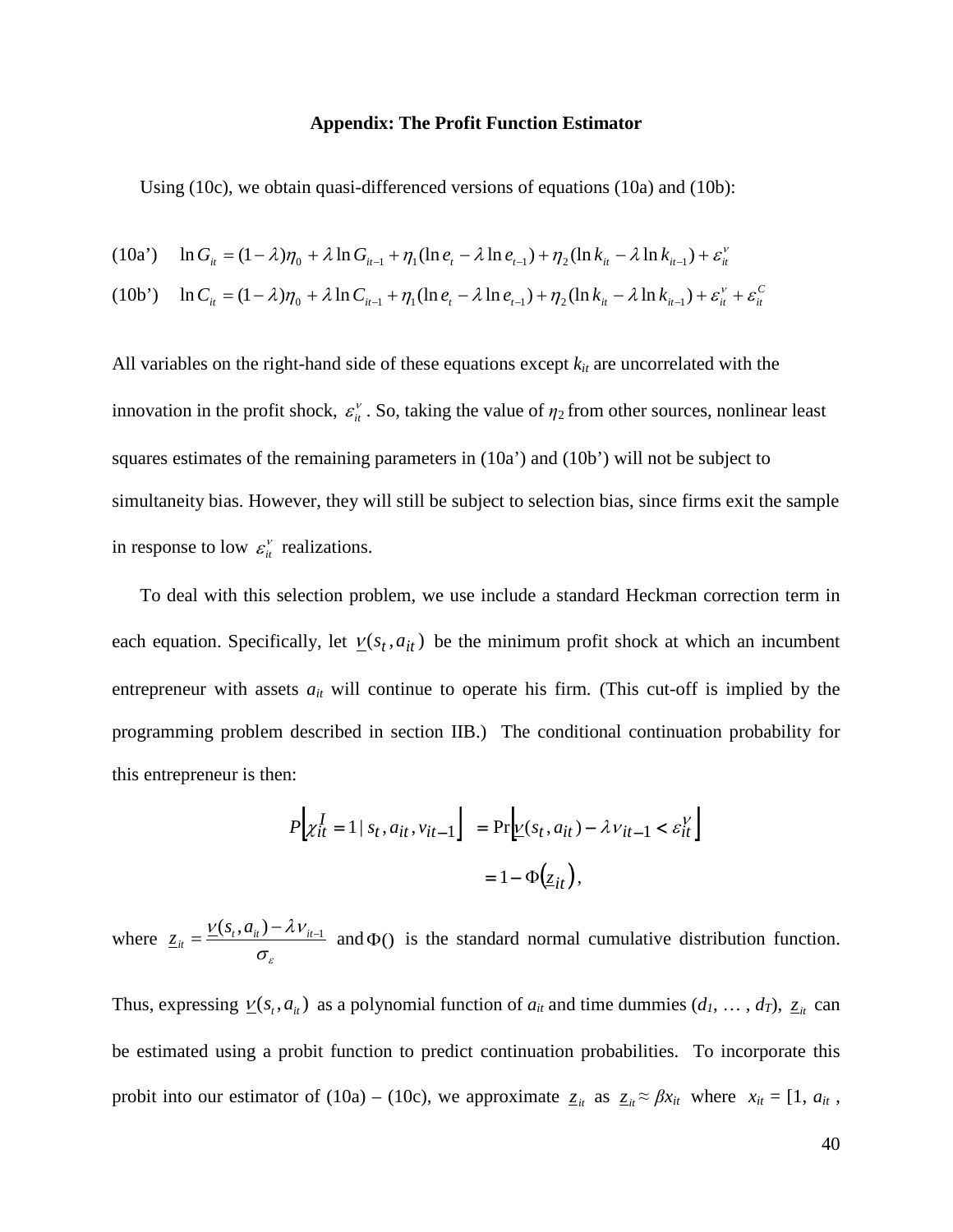### Appendix: The Profit Function Estimator

Using (10c), we obtain quasi-differenced versions of equations (10a) and (10b):

$$\text{(10a')} \quad \ln G_{it} = (1-\lambda)\eta_0 + \lambda \ln G_{it-1} + \eta_1(\ln e_t - \lambda \ln e_{t-1}) + \eta_2(\ln k_{it} - \lambda \ln k_{it-1}) + \varepsilon_{it}^{\nu}$$

$$\text{(10b')} \quad \ln C_{it} = (1-\lambda)\eta_0 + \lambda \ln C_{it-1} + \eta_1(\ln e_t - \lambda \ln e_{t-1}) + \eta_2(\ln k_{it} - \lambda \ln k_{it-1}) + \varepsilon_{it}^{\nu} + \varepsilon_{it}^{C}$$

All variables on the right-hand side of these equations except $k_{it}$ are uncorrelated with the innovation in the profit shock, $\varepsilon_{it}^{\nu}$. So, taking the value of $\eta_2$ from other sources, nonlinear least squares estimates of the remaining parameters in (10a') and (10b') will not be subject to simultaneity bias. However, they will still be subject to selection bias, since firms exit the sample in response to low $\varepsilon_{it}^{\nu}$ realizations.

To deal with this selection problem, we use include a standard Heckman correction term in each equation. Specifically, let $\underline{\nu}(s_t, a_{it})$ be the minimum profit shock at which an incumbent entrepreneur with assets $a_{it}$ will continue to operate his firm. (This cut-off is implied by the programming problem described in section IIB.) The conditional continuation probability for this entrepreneur is then:

$$
\begin{aligned}
P\left[\chi_{it}^{I} = 1 \mid s_t, a_{it}, \nu_{it-1}\right] &= \Pr\left[\underline{\nu}(s_t, a_{it}) - \lambda \nu_{it-1} < \varepsilon_{it}^{\nu}\right] \\
&= 1 - \Phi\left(\underline{z}_{it}\right),
\end{aligned}
$$

where $\underline{z}_{it} = \dfrac{\underline{\nu}(s_t, a_{it}) - \lambda \nu_{it-1}}{\sigma_{\varepsilon}}$ and $\Phi()$ is the standard normal cumulative distribution function. Thus, expressing $\underline{\nu}(s_t, a_{it})$ as a polynomial function of $a_{it}$ and time dummies ($d_1$, … , $d_T$), $\underline{z}_{it}$ can be estimated using a probit function to predict continuation probabilities. To incorporate this probit into our estimator of (10a) – (10c), we approximate $\underline{z}_{it}$ as $\underline{z}_{it} \approx \beta x_{it}$ where $x_{it}$ = [1, $a_{it}$ ,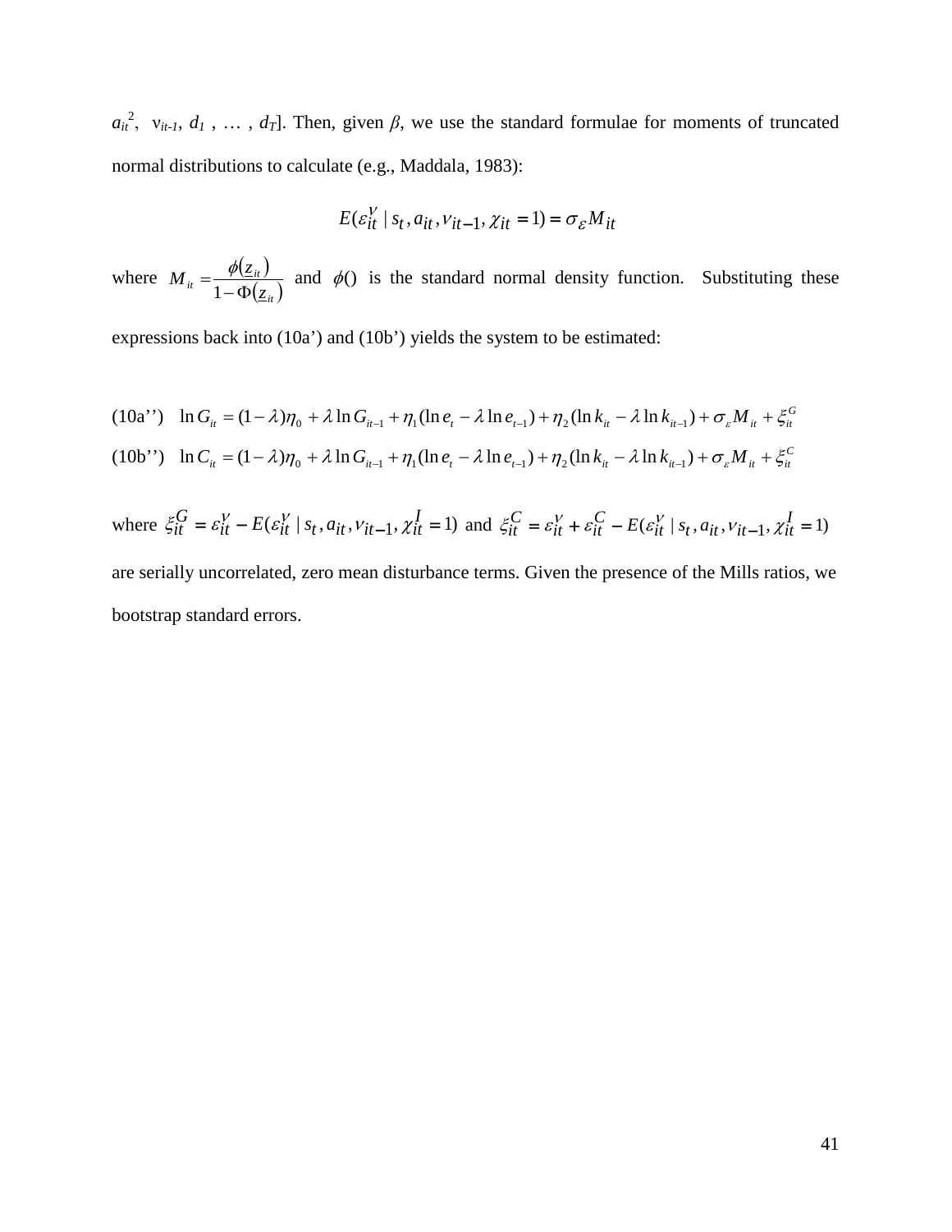$a_{it}^2$, $\nu_{it-1}$, $d_1$ , … , $d_T$]. Then, given $\beta$, we use the standard formulae for moments of truncated normal distributions to calculate (e.g., Maddala, 1983):

$$E(\varepsilon_{it}^{\nu} \mid s_t, a_{it}, \nu_{it-1}, \chi_{it} = 1) = \sigma_{\varepsilon} M_{it}$$

where $M_{it} = \dfrac{\phi(\underline{z}_{it})}{1 - \Phi(\underline{z}_{it})}$ and $\phi()$ is the standard normal density function. Substituting these expressions back into (10a') and (10b') yields the system to be estimated:

(10a'') $\ln G_{it} = (1-\lambda)\eta_0 + \lambda \ln G_{it-1} + \eta_1(\ln e_t - \lambda \ln e_{t-1}) + \eta_2(\ln k_{it} - \lambda \ln k_{it-1}) + \sigma_{\varepsilon} M_{it} + \xi_{it}^G$

(10b'') $\ln C_{it} = (1-\lambda)\eta_0 + \lambda \ln G_{it-1} + \eta_1(\ln e_t - \lambda \ln e_{t-1}) + \eta_2(\ln k_{it} - \lambda \ln k_{it-1}) + \sigma_{\varepsilon} M_{it} + \xi_{it}^C$

where $\xi_{it}^G = \varepsilon_{it}^{\nu} - E(\varepsilon_{it}^{\nu} \mid s_t, a_{it}, \nu_{it-1}, \chi_{it}^I = 1)$ and $\xi_{it}^C = \varepsilon_{it}^{\nu} + \varepsilon_{it}^C - E(\varepsilon_{it}^{\nu} \mid s_t, a_{it}, \nu_{it-1}, \chi_{it}^I = 1)$ are serially uncorrelated, zero mean disturbance terms. Given the presence of the Mills ratios, we bootstrap standard errors.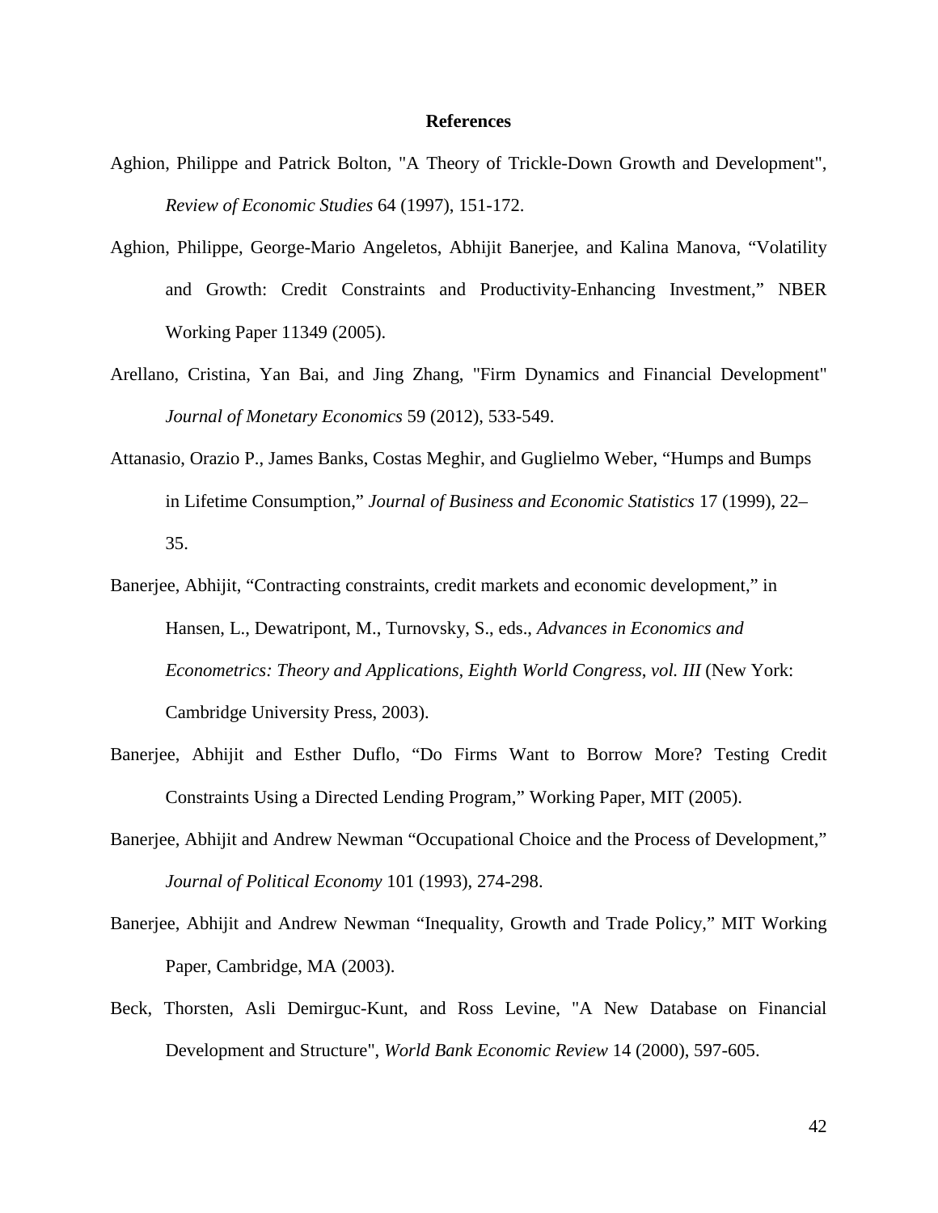## References

Aghion, Philippe and Patrick Bolton, "A Theory of Trickle-Down Growth and Development", *Review of Economic Studies* 64 (1997), 151-172.

Aghion, Philippe, George-Mario Angeletos, Abhijit Banerjee, and Kalina Manova, "Volatility and Growth: Credit Constraints and Productivity-Enhancing Investment," NBER Working Paper 11349 (2005).

Arellano, Cristina, Yan Bai, and Jing Zhang, "Firm Dynamics and Financial Development" *Journal of Monetary Economics* 59 (2012), 533-549.

Attanasio, Orazio P., James Banks, Costas Meghir, and Guglielmo Weber, "Humps and Bumps in Lifetime Consumption," *Journal of Business and Economic Statistics* 17 (1999), 22–35.

Banerjee, Abhijit, "Contracting constraints, credit markets and economic development," in Hansen, L., Dewatripont, M., Turnovsky, S., eds., *Advances in Economics and Econometrics: Theory and Applications, Eighth World Congress, vol. III* (New York: Cambridge University Press, 2003).

Banerjee, Abhijit and Esther Duflo, "Do Firms Want to Borrow More? Testing Credit Constraints Using a Directed Lending Program," Working Paper, MIT (2005).

Banerjee, Abhijit and Andrew Newman "Occupational Choice and the Process of Development," *Journal of Political Economy* 101 (1993), 274-298.

Banerjee, Abhijit and Andrew Newman "Inequality, Growth and Trade Policy," MIT Working Paper, Cambridge, MA (2003).

Beck, Thorsten, Asli Demirguc-Kunt, and Ross Levine, "A New Database on Financial Development and Structure", *World Bank Economic Review* 14 (2000), 597-605.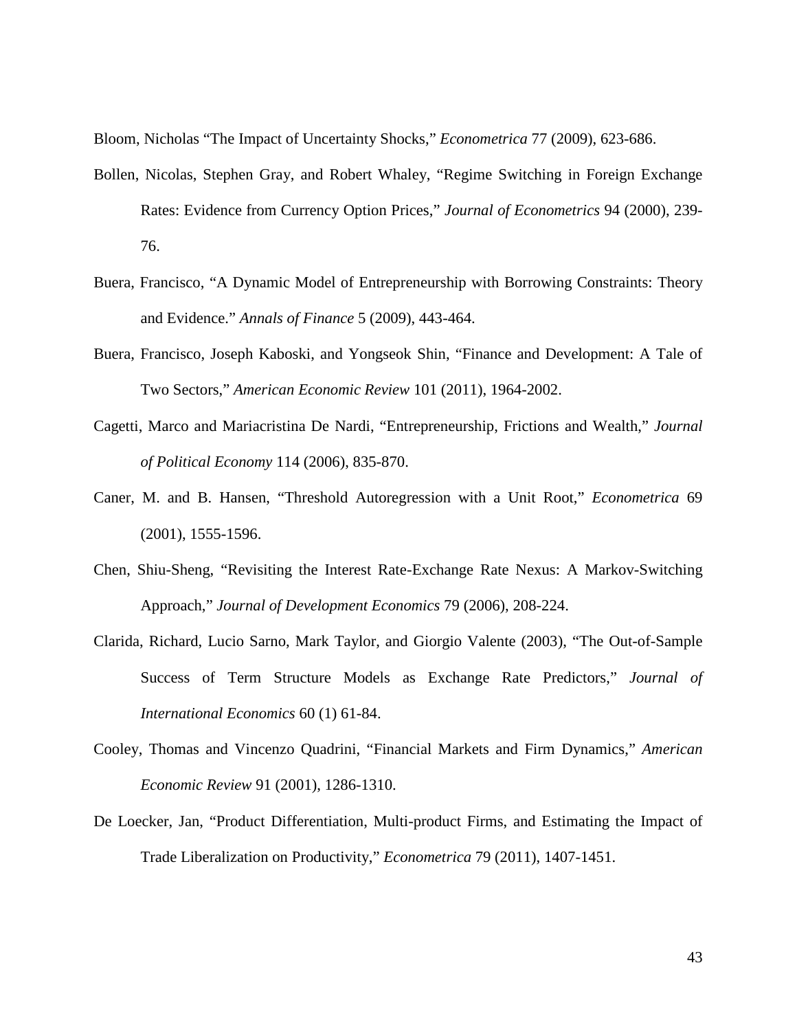Bloom, Nicholas "The Impact of Uncertainty Shocks," *Econometrica* 77 (2009), 623-686.

Bollen, Nicolas, Stephen Gray, and Robert Whaley, "Regime Switching in Foreign Exchange Rates: Evidence from Currency Option Prices," *Journal of Econometrics* 94 (2000), 239-76.

Buera, Francisco, "A Dynamic Model of Entrepreneurship with Borrowing Constraints: Theory and Evidence." *Annals of Finance* 5 (2009), 443-464.

Buera, Francisco, Joseph Kaboski, and Yongseok Shin, "Finance and Development: A Tale of Two Sectors," *American Economic Review* 101 (2011), 1964-2002.

Cagetti, Marco and Mariacristina De Nardi, "Entrepreneurship, Frictions and Wealth," *Journal of Political Economy* 114 (2006), 835-870.

Caner, M. and B. Hansen, "Threshold Autoregression with a Unit Root," *Econometrica* 69 (2001), 1555-1596.

Chen, Shiu-Sheng, "Revisiting the Interest Rate-Exchange Rate Nexus: A Markov-Switching Approach," *Journal of Development Economics* 79 (2006), 208-224.

Clarida, Richard, Lucio Sarno, Mark Taylor, and Giorgio Valente (2003), "The Out-of-Sample Success of Term Structure Models as Exchange Rate Predictors," *Journal of International Economics* 60 (1) 61-84.

Cooley, Thomas and Vincenzo Quadrini, "Financial Markets and Firm Dynamics," *American Economic Review* 91 (2001), 1286-1310.

De Loecker, Jan, "Product Differentiation, Multi-product Firms, and Estimating the Impact of Trade Liberalization on Productivity," *Econometrica* 79 (2011), 1407-1451.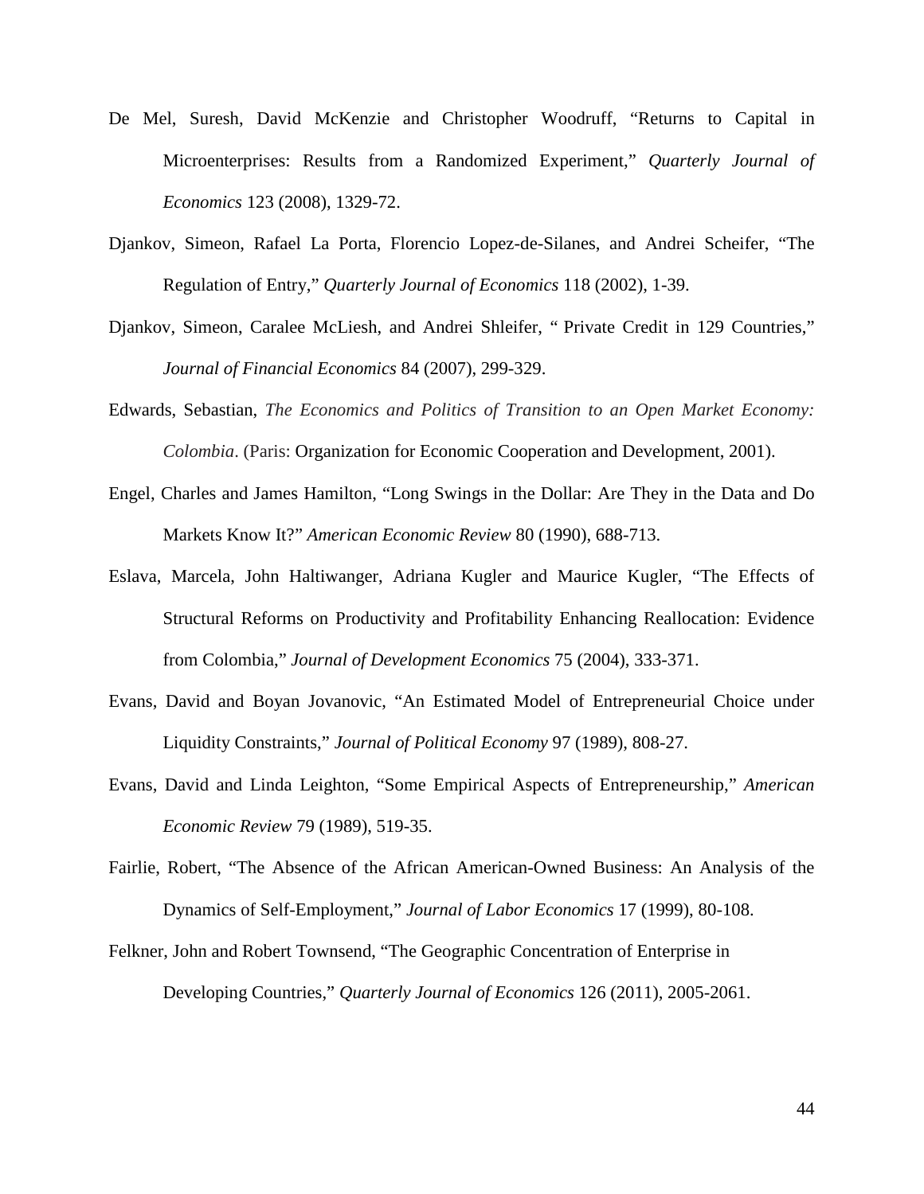De Mel, Suresh, David McKenzie and Christopher Woodruff, "Returns to Capital in Microenterprises: Results from a Randomized Experiment," *Quarterly Journal of Economics* 123 (2008), 1329-72.

Djankov, Simeon, Rafael La Porta, Florencio Lopez-de-Silanes, and Andrei Scheifer, "The Regulation of Entry," *Quarterly Journal of Economics* 118 (2002), 1-39.

Djankov, Simeon, Caralee McLiesh, and Andrei Shleifer, " Private Credit in 129 Countries," *Journal of Financial Economics* 84 (2007), 299-329.

Edwards, Sebastian, *The Economics and Politics of Transition to an Open Market Economy: Colombia*. (Paris: Organization for Economic Cooperation and Development, 2001).

Engel, Charles and James Hamilton, "Long Swings in the Dollar: Are They in the Data and Do Markets Know It?" *American Economic Review* 80 (1990), 688-713.

Eslava, Marcela, John Haltiwanger, Adriana Kugler and Maurice Kugler, "The Effects of Structural Reforms on Productivity and Profitability Enhancing Reallocation: Evidence from Colombia," *Journal of Development Economics* 75 (2004), 333-371.

Evans, David and Boyan Jovanovic, "An Estimated Model of Entrepreneurial Choice under Liquidity Constraints," *Journal of Political Economy* 97 (1989), 808-27.

Evans, David and Linda Leighton, "Some Empirical Aspects of Entrepreneurship," *American Economic Review* 79 (1989), 519-35.

Fairlie, Robert, "The Absence of the African American-Owned Business: An Analysis of the Dynamics of Self-Employment," *Journal of Labor Economics* 17 (1999), 80-108.

Felkner, John and Robert Townsend, "The Geographic Concentration of Enterprise in Developing Countries," *Quarterly Journal of Economics* 126 (2011), 2005-2061.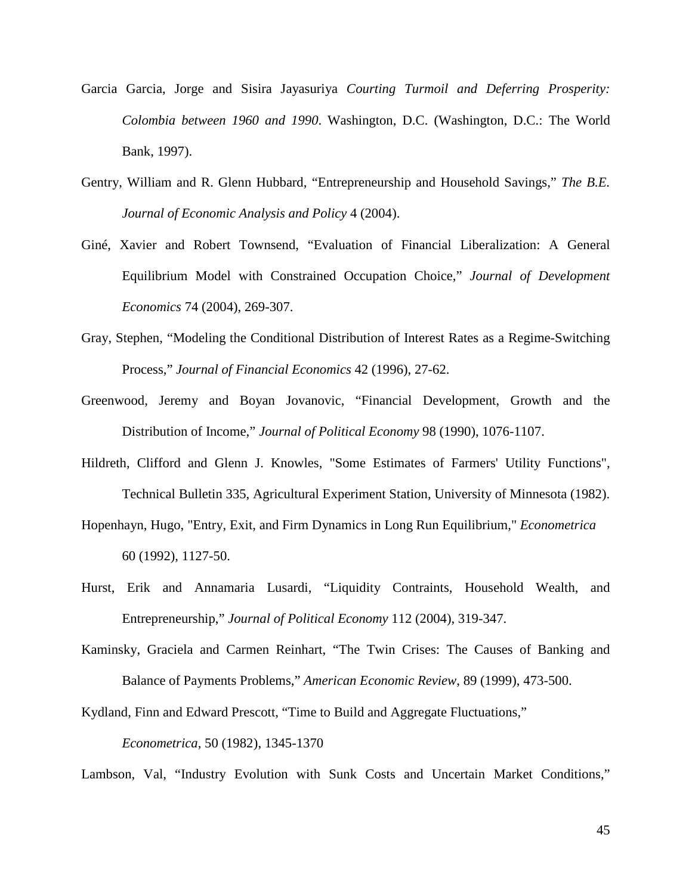Garcia Garcia, Jorge and Sisira Jayasuriya *Courting Turmoil and Deferring Prosperity: Colombia between 1960 and 1990*. Washington, D.C. (Washington, D.C.: The World Bank, 1997).

Gentry, William and R. Glenn Hubbard, "Entrepreneurship and Household Savings," *The B.E. Journal of Economic Analysis and Policy* 4 (2004).

Giné, Xavier and Robert Townsend, "Evaluation of Financial Liberalization: A General Equilibrium Model with Constrained Occupation Choice," *Journal of Development Economics* 74 (2004), 269-307.

Gray, Stephen, "Modeling the Conditional Distribution of Interest Rates as a Regime-Switching Process," *Journal of Financial Economics* 42 (1996), 27-62.

Greenwood, Jeremy and Boyan Jovanovic, "Financial Development, Growth and the Distribution of Income," *Journal of Political Economy* 98 (1990), 1076-1107.

Hildreth, Clifford and Glenn J. Knowles, "Some Estimates of Farmers' Utility Functions", Technical Bulletin 335, Agricultural Experiment Station, University of Minnesota (1982).

Hopenhayn, Hugo, "Entry, Exit, and Firm Dynamics in Long Run Equilibrium," *Econometrica* 60 (1992), 1127-50.

Hurst, Erik and Annamaria Lusardi, "Liquidity Contraints, Household Wealth, and Entrepreneurship," *Journal of Political Economy* 112 (2004), 319-347.

Kaminsky, Graciela and Carmen Reinhart, "The Twin Crises: The Causes of Banking and Balance of Payments Problems," *American Economic Review*, 89 (1999), 473-500.

Kydland, Finn and Edward Prescott, "Time to Build and Aggregate Fluctuations," *Econometrica*, 50 (1982), 1345-1370

Lambson, Val, "Industry Evolution with Sunk Costs and Uncertain Market Conditions,"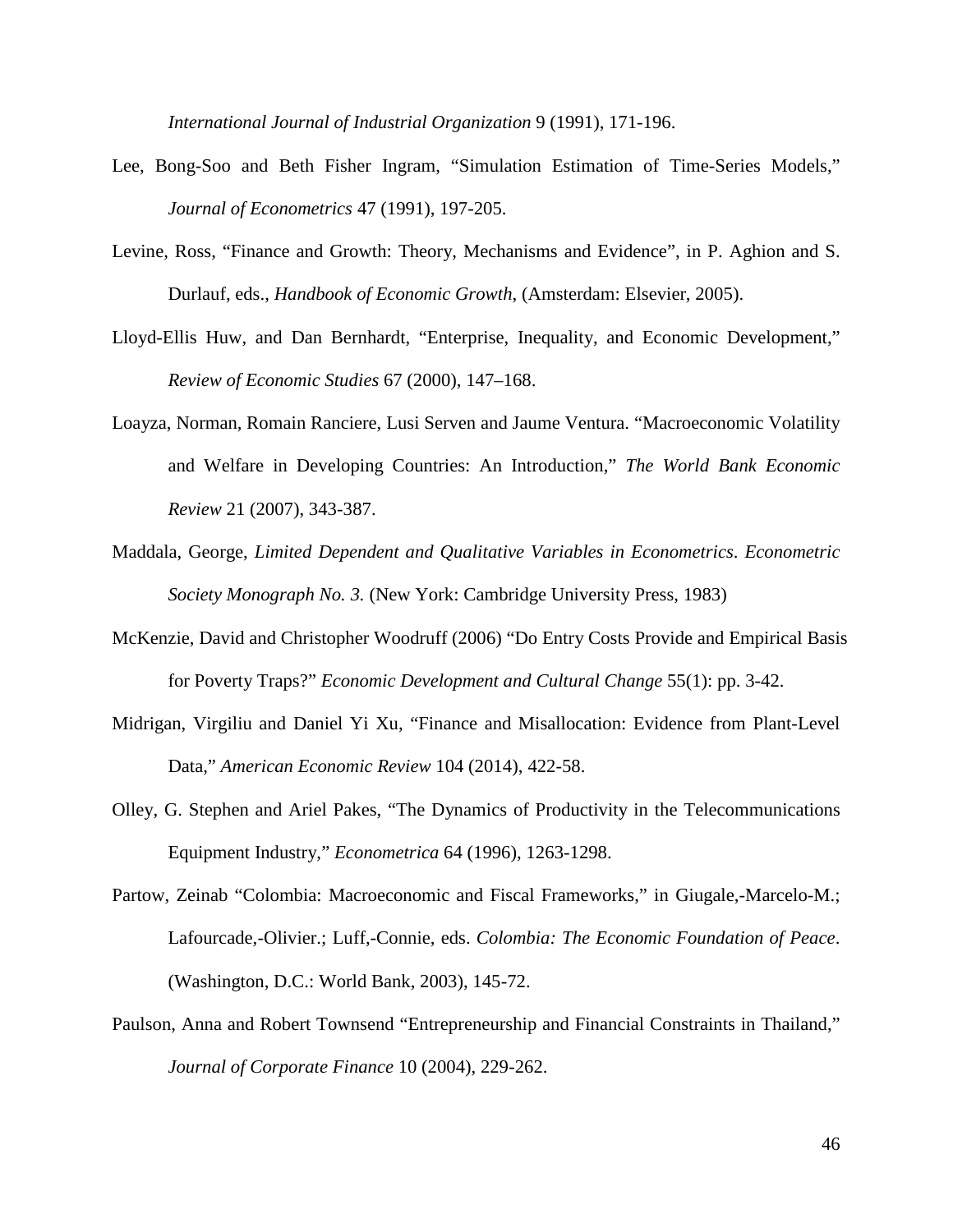*International Journal of Industrial Organization* 9 (1991), 171-196.

Lee, Bong-Soo and Beth Fisher Ingram, "Simulation Estimation of Time-Series Models," *Journal of Econometrics* 47 (1991), 197-205.

Levine, Ross, "Finance and Growth: Theory, Mechanisms and Evidence", in P. Aghion and S. Durlauf, eds., *Handbook of Economic Growth*, (Amsterdam: Elsevier, 2005).

Lloyd-Ellis Huw, and Dan Bernhardt, "Enterprise, Inequality, and Economic Development," *Review of Economic Studies* 67 (2000), 147–168.

Loayza, Norman, Romain Ranciere, Lusi Serven and Jaume Ventura. "Macroeconomic Volatility and Welfare in Developing Countries: An Introduction," *The World Bank Economic Review* 21 (2007), 343-387.

Maddala, George, *Limited Dependent and Qualitative Variables in Econometrics*. *Econometric Society Monograph No. 3.* (New York: Cambridge University Press, 1983)

McKenzie, David and Christopher Woodruff (2006) "Do Entry Costs Provide and Empirical Basis for Poverty Traps?" *Economic Development and Cultural Change* 55(1): pp. 3-42.

Midrigan, Virgiliu and Daniel Yi Xu, "Finance and Misallocation: Evidence from Plant-Level Data," *American Economic Review* 104 (2014), 422-58.

Olley, G. Stephen and Ariel Pakes, "The Dynamics of Productivity in the Telecommunications Equipment Industry," *Econometrica* 64 (1996), 1263-1298.

Partow, Zeinab "Colombia: Macroeconomic and Fiscal Frameworks," in Giugale,-Marcelo-M.; Lafourcade,-Olivier.; Luff,-Connie, eds. *Colombia: The Economic Foundation of Peace*. (Washington, D.C.: World Bank, 2003), 145-72.

Paulson, Anna and Robert Townsend "Entrepreneurship and Financial Constraints in Thailand," *Journal of Corporate Finance* 10 (2004), 229-262.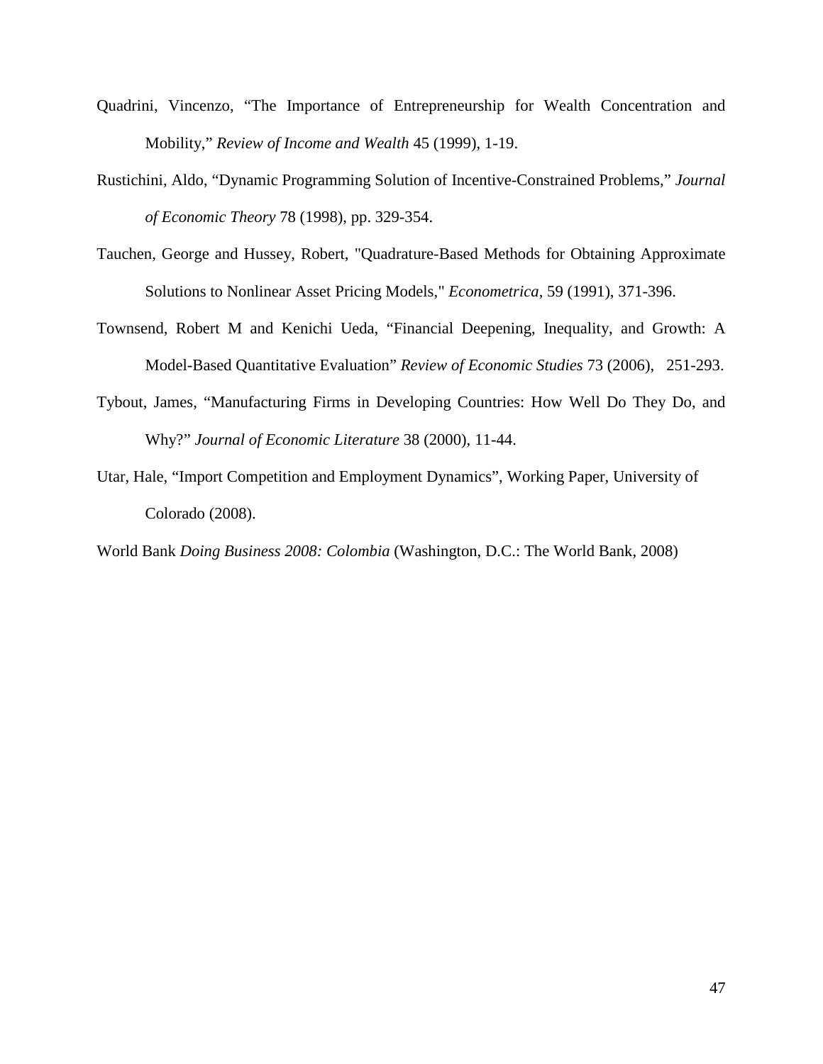Quadrini, Vincenzo, "The Importance of Entrepreneurship for Wealth Concentration and Mobility," *Review of Income and Wealth* 45 (1999), 1-19.

Rustichini, Aldo, "Dynamic Programming Solution of Incentive-Constrained Problems," *Journal of Economic Theory* 78 (1998), pp. 329-354.

Tauchen, George and Hussey, Robert, "Quadrature-Based Methods for Obtaining Approximate Solutions to Nonlinear Asset Pricing Models," *Econometrica*, 59 (1991), 371-396.

Townsend, Robert M and Kenichi Ueda, "Financial Deepening, Inequality, and Growth: A Model-Based Quantitative Evaluation" *Review of Economic Studies* 73 (2006), 251-293.

Tybout, James, "Manufacturing Firms in Developing Countries: How Well Do They Do, and Why?" *Journal of Economic Literature* 38 (2000), 11-44.

Utar, Hale, "Import Competition and Employment Dynamics", Working Paper, University of Colorado (2008).

World Bank *Doing Business 2008: Colombia* (Washington, D.C.: The World Bank, 2008)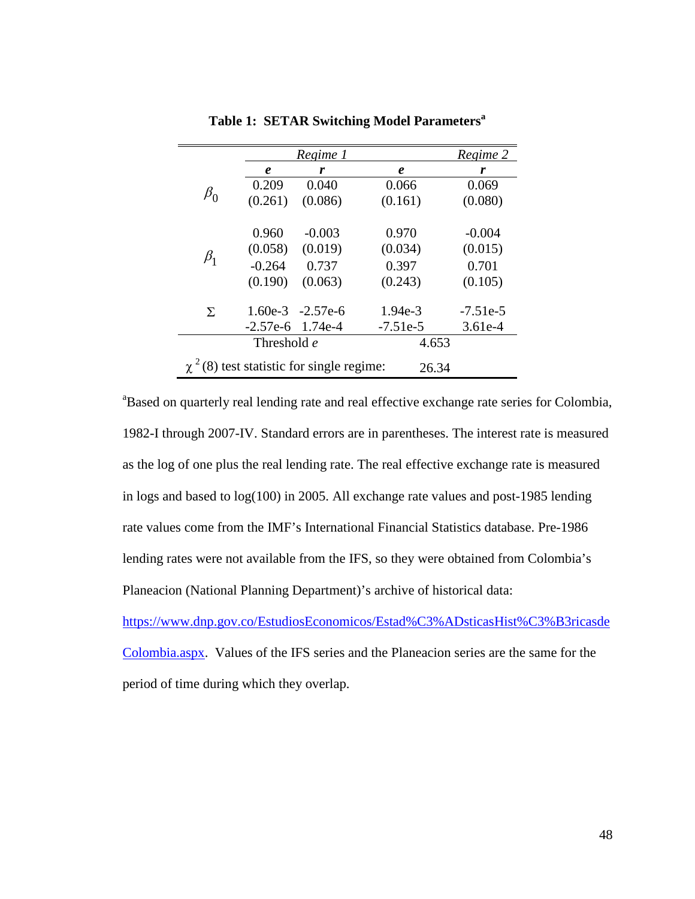**Table 1: SETAR Switching Model Parameters[a]**

| | *Regime 1* | | *Regime 2* | |
|---|---|---|---|---|
| | ***e*** | ***r*** | ***e*** | ***r*** |
| $\beta_0$ | 0.209 | 0.040 | 0.066 | 0.069 |
| | (0.261) | (0.086) | (0.161) | (0.080) |
| $\beta_1$ | 0.960 | -0.003 | 0.970 | -0.004 |
| | (0.058) | (0.019) | (0.034) | (0.015) |
| | -0.264 | 0.737 | 0.397 | 0.701 |
| | (0.190) | (0.063) | (0.243) | (0.105) |
| $\Sigma$ | 1.60e-3 | -2.57e-6 | 1.94e-3 | -7.51e-5 |
| | -2.57e-6 | 1.74e-4 | -7.51e-5 | 3.61e-4 |
| Threshold *e* | | | 4.653 | |
| $\chi^2(8)$ test statistic for single regime: | | | 26.34 | |

[a]Based on quarterly real lending rate and real effective exchange rate series for Colombia, 1982-I through 2007-IV. Standard errors are in parentheses. The interest rate is measured as the log of one plus the real lending rate. The real effective exchange rate is measured in logs and based to log(100) in 2005. All exchange rate values and post-1985 lending rate values come from the IMF's International Financial Statistics database. Pre-1986 lending rates were not available from the IFS, so they were obtained from Colombia's Planeacion (National Planning Department)'s archive of historical data: https://www.dnp.gov.co/EstudiosEconomicos/Estad%C3%ADsticasHist%C3%B3ricasdeColombia.aspx. Values of the IFS series and the Planeacion series are the same for the period of time during which they overlap.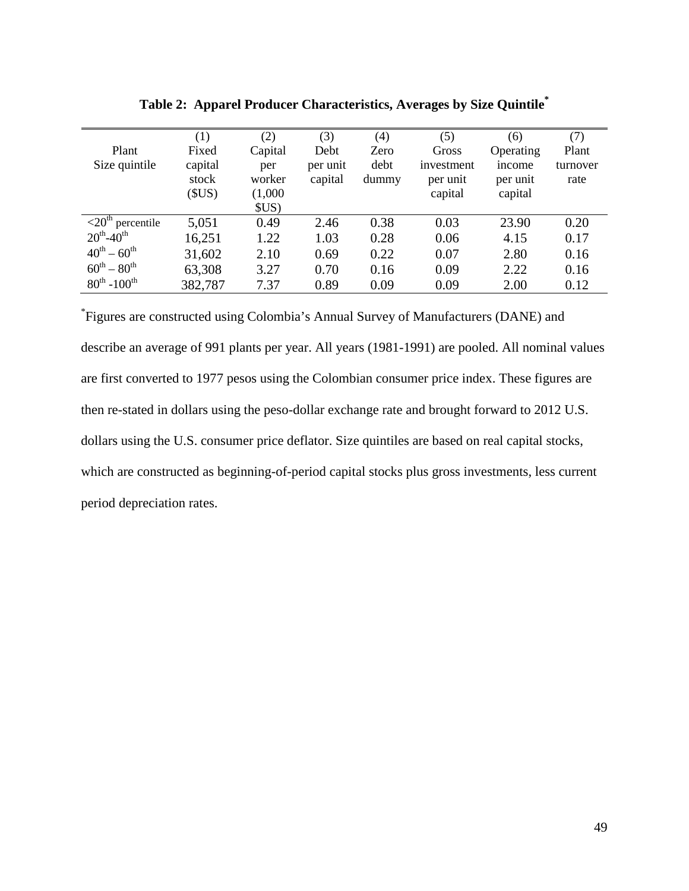**Table 2: Apparel Producer Characteristics, Averages by Size Quintile***

| Plant Size quintile | (1) Fixed capital stock ($US) | (2) Capital per worker (1,000 $US) | (3) Debt per unit capital | (4) Zero debt dummy | (5) Gross investment per unit capital | (6) Operating income per unit capital | (7) Plant turnover rate |
|---|---|---|---|---|---|---|---|
| <20th percentile | 5,051 | 0.49 | 2.46 | 0.38 | 0.03 | 23.90 | 0.20 |
| 20th-40th | 16,251 | 1.22 | 1.03 | 0.28 | 0.06 | 4.15 | 0.17 |
| 40th – 60th | 31,602 | 2.10 | 0.69 | 0.22 | 0.07 | 2.80 | 0.16 |
| 60th – 80th | 63,308 | 3.27 | 0.70 | 0.16 | 0.09 | 2.22 | 0.16 |
| 80th -100th | 382,787 | 7.37 | 0.89 | 0.09 | 0.09 | 2.00 | 0.12 |

*Figures are constructed using Colombia's Annual Survey of Manufacturers (DANE) and describe an average of 991 plants per year. All years (1981-1991) are pooled. All nominal values are first converted to 1977 pesos using the Colombian consumer price index. These figures are then re-stated in dollars using the peso-dollar exchange rate and brought forward to 2012 U.S. dollars using the U.S. consumer price deflator. Size quintiles are based on real capital stocks, which are constructed as beginning-of-period capital stocks plus gross investments, less current period depreciation rates.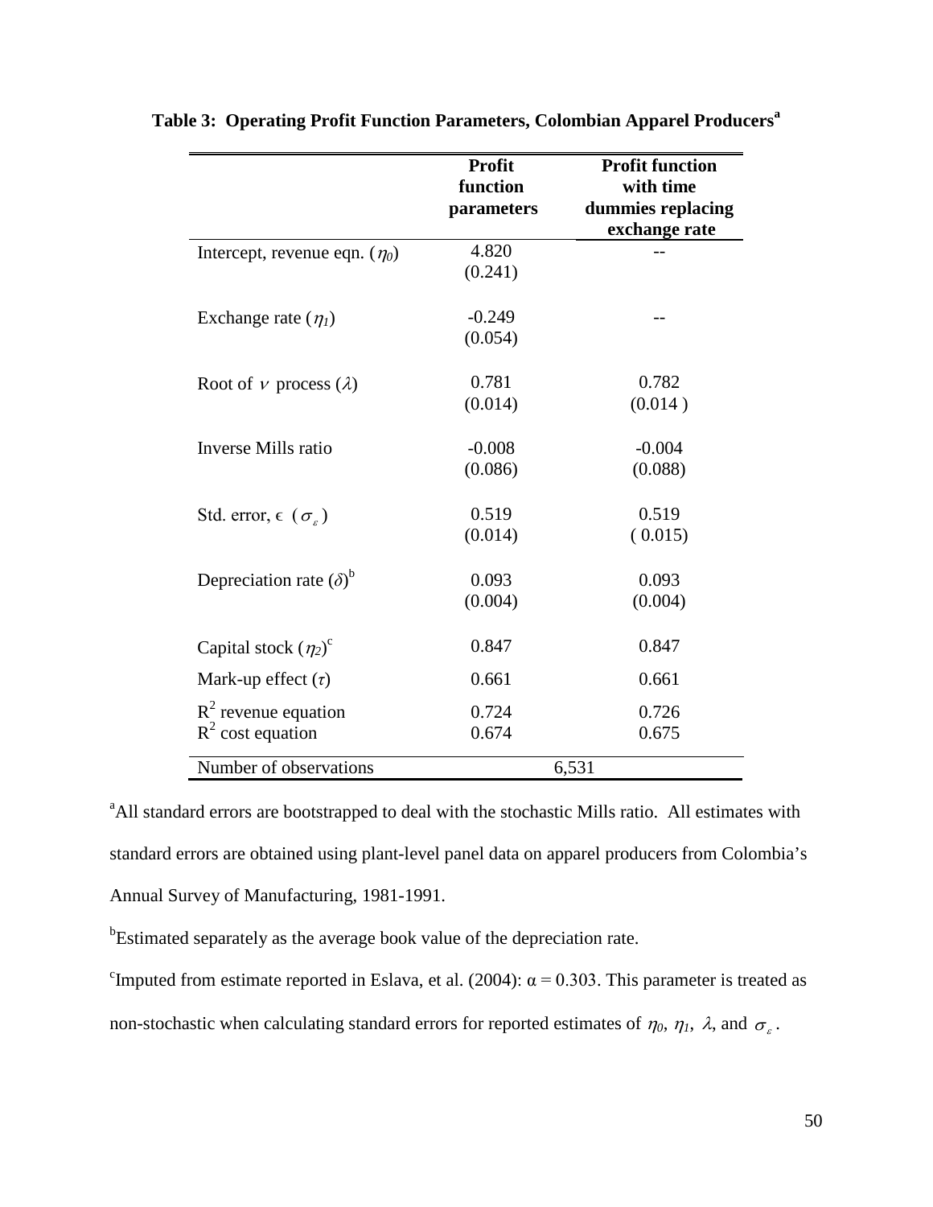**Table 3: Operating Profit Function Parameters, Colombian Apparel Producers[a]**

| | Profit function parameters | Profit function with time dummies replacing exchange rate |
|---|---|---|
| Intercept, revenue eqn. ($\eta_0$) | 4.820 | -- |
| | (0.241) | |
| Exchange rate ($\eta_1$) | -0.249 | -- |
| | (0.054) | |
| Root of $\nu$ process ($\lambda$) | 0.781 | 0.782 |
| | (0.014) | (0.014 ) |
| Inverse Mills ratio | -0.008 | -0.004 |
| | (0.086) | (0.088) |
| Std. error, $\epsilon$ ($\sigma_\varepsilon$) | 0.519 | 0.519 |
| | (0.014) | ( 0.015) |
| Depreciation rate ($\delta$)[b] | 0.093 | 0.093 |
| | (0.004) | (0.004) |
| Capital stock ($\eta_2$)[c] | 0.847 | 0.847 |
| Mark-up effect ($\tau$) | 0.661 | 0.661 |
| $R^2$ revenue equation | 0.724 | 0.726 |
| $R^2$ cost equation | 0.674 | 0.675 |
| Number of observations | 6,531 | |

[a]All standard errors are bootstrapped to deal with the stochastic Mills ratio. All estimates with standard errors are obtained using plant-level panel data on apparel producers from Colombia's Annual Survey of Manufacturing, 1981-1991.

[b]Estimated separately as the average book value of the depreciation rate.

[c]Imputed from estimate reported in Eslava, et al. (2004): $\alpha = 0.303$. This parameter is treated as non-stochastic when calculating standard errors for reported estimates of $\eta_0$, $\eta_1$, $\lambda$, and $\sigma_\varepsilon$.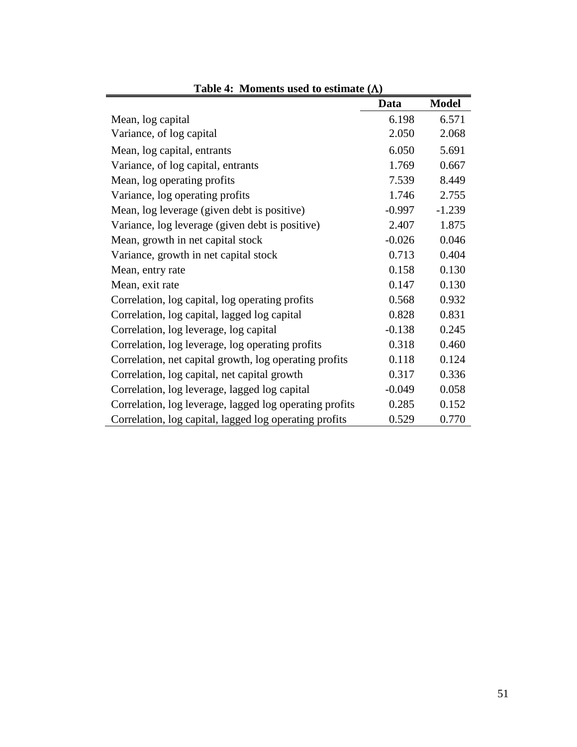**Table 4: Moments used to estimate ($\Lambda$)**

| | Data | Model |
|---|---|---|
| Mean, log capital | 6.198 | 6.571 |
| Variance, of log capital | 2.050 | 2.068 |
| Mean, log capital, entrants | 6.050 | 5.691 |
| Variance, of log capital, entrants | 1.769 | 0.667 |
| Mean, log operating profits | 7.539 | 8.449 |
| Variance, log operating profits | 1.746 | 2.755 |
| Mean, log leverage (given debt is positive) | -0.997 | -1.239 |
| Variance, log leverage (given debt is positive) | 2.407 | 1.875 |
| Mean, growth in net capital stock | -0.026 | 0.046 |
| Variance, growth in net capital stock | 0.713 | 0.404 |
| Mean, entry rate | 0.158 | 0.130 |
| Mean, exit rate | 0.147 | 0.130 |
| Correlation, log capital, log operating profits | 0.568 | 0.932 |
| Correlation, log capital, lagged log capital | 0.828 | 0.831 |
| Correlation, log leverage, log capital | -0.138 | 0.245 |
| Correlation, log leverage, log operating profits | 0.318 | 0.460 |
| Correlation, net capital growth, log operating profits | 0.118 | 0.124 |
| Correlation, log capital, net capital growth | 0.317 | 0.336 |
| Correlation, log leverage, lagged log capital | -0.049 | 0.058 |
| Correlation, log leverage, lagged log operating profits | 0.285 | 0.152 |
| Correlation, log capital, lagged log operating profits | 0.529 | 0.770 |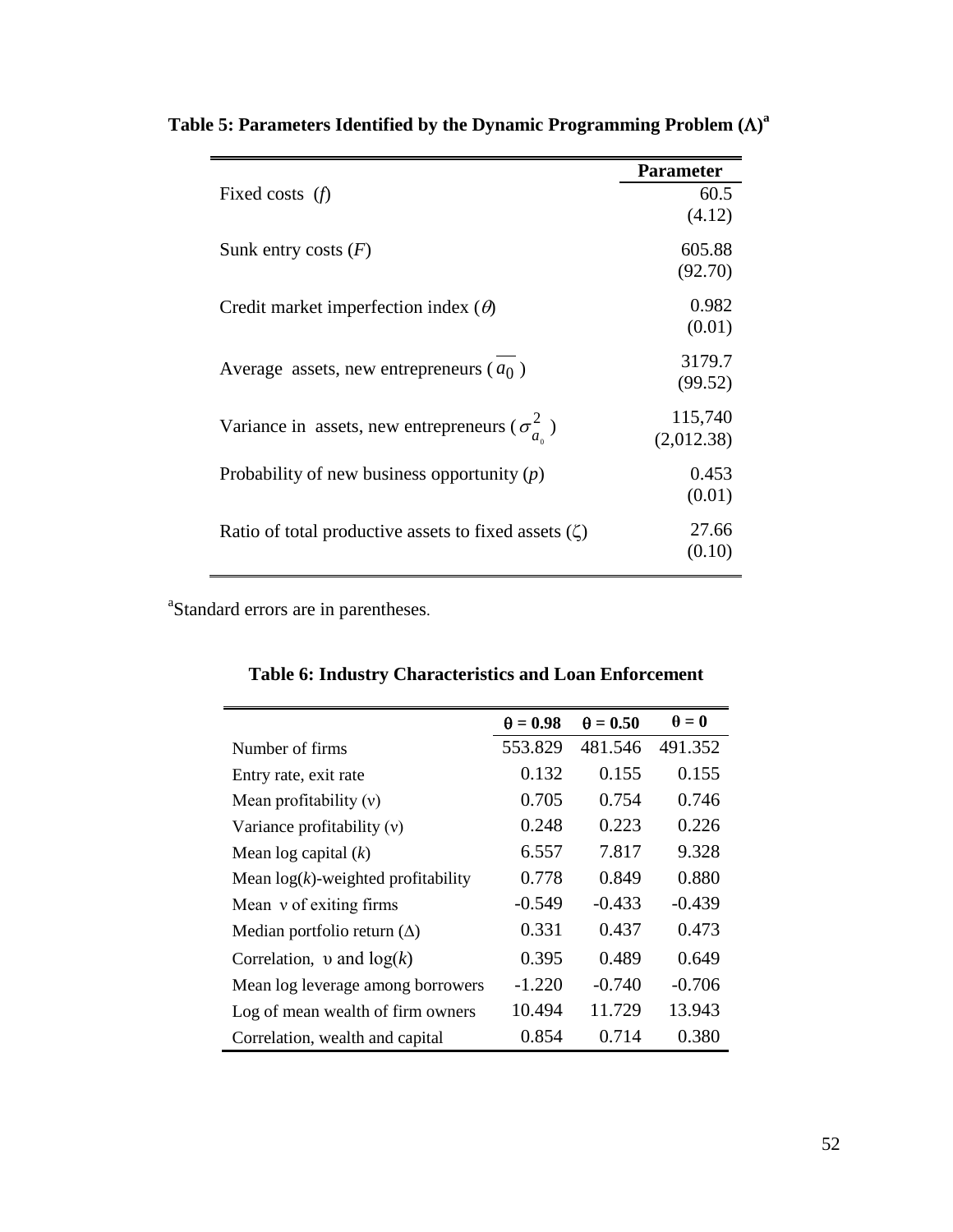**Table 5: Parameters Identified by the Dynamic Programming Problem ($\Lambda$)[a]**

| | Parameter |
|---|---|
| Fixed costs ($f$) | 60.5 (4.12) |
| Sunk entry costs ($F$) | 605.88 (92.70) |
| Credit market imperfection index ($\theta$) | 0.982 (0.01) |
| Average assets, new entrepreneurs ($\overline{a_0}$) | 3179.7 (99.52) |
| Variance in assets, new entrepreneurs ($\sigma^2_{a_0}$) | 115,740 (2,012.38) |
| Probability of new business opportunity ($p$) | 0.453 (0.01) |
| Ratio of total productive assets to fixed assets ($\zeta$) | 27.66 (0.10) |

[a]Standard errors are in parentheses.

**Table 6: Industry Characteristics and Loan Enforcement**

| | $\theta = 0.98$ | $\theta = 0.50$ | $\theta = 0$ |
|---|---|---|---|
| Number of firms | 553.829 | 481.546 | 491.352 |
| Entry rate, exit rate | 0.132 | 0.155 | 0.155 |
| Mean profitability ($\nu$) | 0.705 | 0.754 | 0.746 |
| Variance profitability ($\nu$) | 0.248 | 0.223 | 0.226 |
| Mean log capital ($k$) | 6.557 | 7.817 | 9.328 |
| Mean $\log(k)$-weighted profitability | 0.778 | 0.849 | 0.880 |
| Mean $\nu$ of exiting firms | -0.549 | -0.433 | -0.439 |
| Median portfolio return ($\Delta$) | 0.331 | 0.437 | 0.473 |
| Correlation, $\upsilon$ and $\log(k)$ | 0.395 | 0.489 | 0.649 |
| Mean log leverage among borrowers | -1.220 | -0.740 | -0.706 |
| Log of mean wealth of firm owners | 10.494 | 11.729 | 13.943 |
| Correlation, wealth and capital | 0.854 | 0.714 | 0.380 |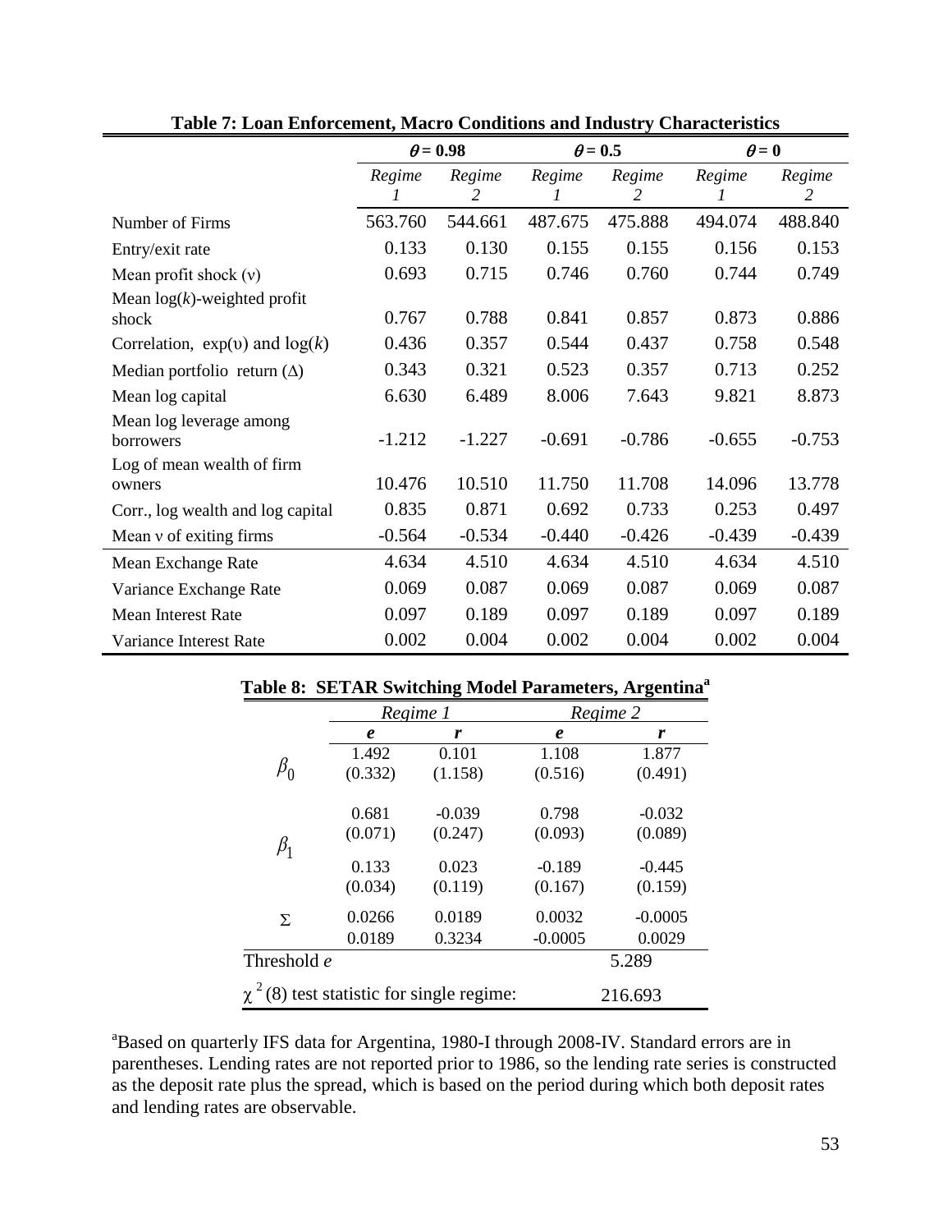**Table 7: Loan Enforcement, Macro Conditions and Industry Characteristics**

| | $\theta = 0.98$ | | $\theta = 0.5$ | | $\theta = 0$ | |
|---|---|---|---|---|---|---|
| | *Regime 1* | *Regime 2* | *Regime 1* | *Regime 2* | *Regime 1* | *Regime 2* |
| Number of Firms | 563.760 | 544.661 | 487.675 | 475.888 | 494.074 | 488.840 |
| Entry/exit rate | 0.133 | 0.130 | 0.155 | 0.155 | 0.156 | 0.153 |
| Mean profit shock ($\nu$) | 0.693 | 0.715 | 0.746 | 0.760 | 0.744 | 0.749 |
| Mean $\log(k)$-weighted profit shock | 0.767 | 0.788 | 0.841 | 0.857 | 0.873 | 0.886 |
| Correlation, $\exp(\upsilon)$ and $\log(k)$ | 0.436 | 0.357 | 0.544 | 0.437 | 0.758 | 0.548 |
| Median portfolio return ($\Delta$) | 0.343 | 0.321 | 0.523 | 0.357 | 0.713 | 0.252 |
| Mean log capital | 6.630 | 6.489 | 8.006 | 7.643 | 9.821 | 8.873 |
| Mean log leverage among borrowers | -1.212 | -1.227 | -0.691 | -0.786 | -0.655 | -0.753 |
| Log of mean wealth of firm owners | 10.476 | 10.510 | 11.750 | 11.708 | 14.096 | 13.778 |
| Corr., log wealth and log capital | 0.835 | 0.871 | 0.692 | 0.733 | 0.253 | 0.497 |
| Mean $\nu$ of exiting firms | -0.564 | -0.534 | -0.440 | -0.426 | -0.439 | -0.439 |
| Mean Exchange Rate | 4.634 | 4.510 | 4.634 | 4.510 | 4.634 | 4.510 |
| Variance Exchange Rate | 0.069 | 0.087 | 0.069 | 0.087 | 0.069 | 0.087 |
| Mean Interest Rate | 0.097 | 0.189 | 0.097 | 0.189 | 0.097 | 0.189 |
| Variance Interest Rate | 0.002 | 0.004 | 0.002 | 0.004 | 0.002 | 0.004 |

**Table 8: SETAR Switching Model Parameters, Argentina[a]**

| | *Regime 1* | | *Regime 2* | |
|---|---|---|---|---|
| | ***e*** | ***r*** | ***e*** | ***r*** |
| $\beta_0$ | 1.492 | 0.101 | 1.108 | 1.877 |
| | (0.332) | (1.158) | (0.516) | (0.491) |
| $\beta_1$ | 0.681 | -0.039 | 0.798 | -0.032 |
| | (0.071) | (0.247) | (0.093) | (0.089) |
| | 0.133 | 0.023 | -0.189 | -0.445 |
| | (0.034) | (0.119) | (0.167) | (0.159) |
| $\Sigma$ | 0.0266 | 0.0189 | 0.0032 | -0.0005 |
| | 0.0189 | 0.3234 | -0.0005 | 0.0029 |
| Threshold *e* | | | | 5.289 |
| $\chi^2(8)$ test statistic for single regime: | | | | 216.693 |

[a]Based on quarterly IFS data for Argentina, 1980-I through 2008-IV. Standard errors are in parentheses. Lending rates are not reported prior to 1986, so the lending rate series is constructed as the deposit rate plus the spread, which is based on the period during which both deposit rates and lending rates are observable.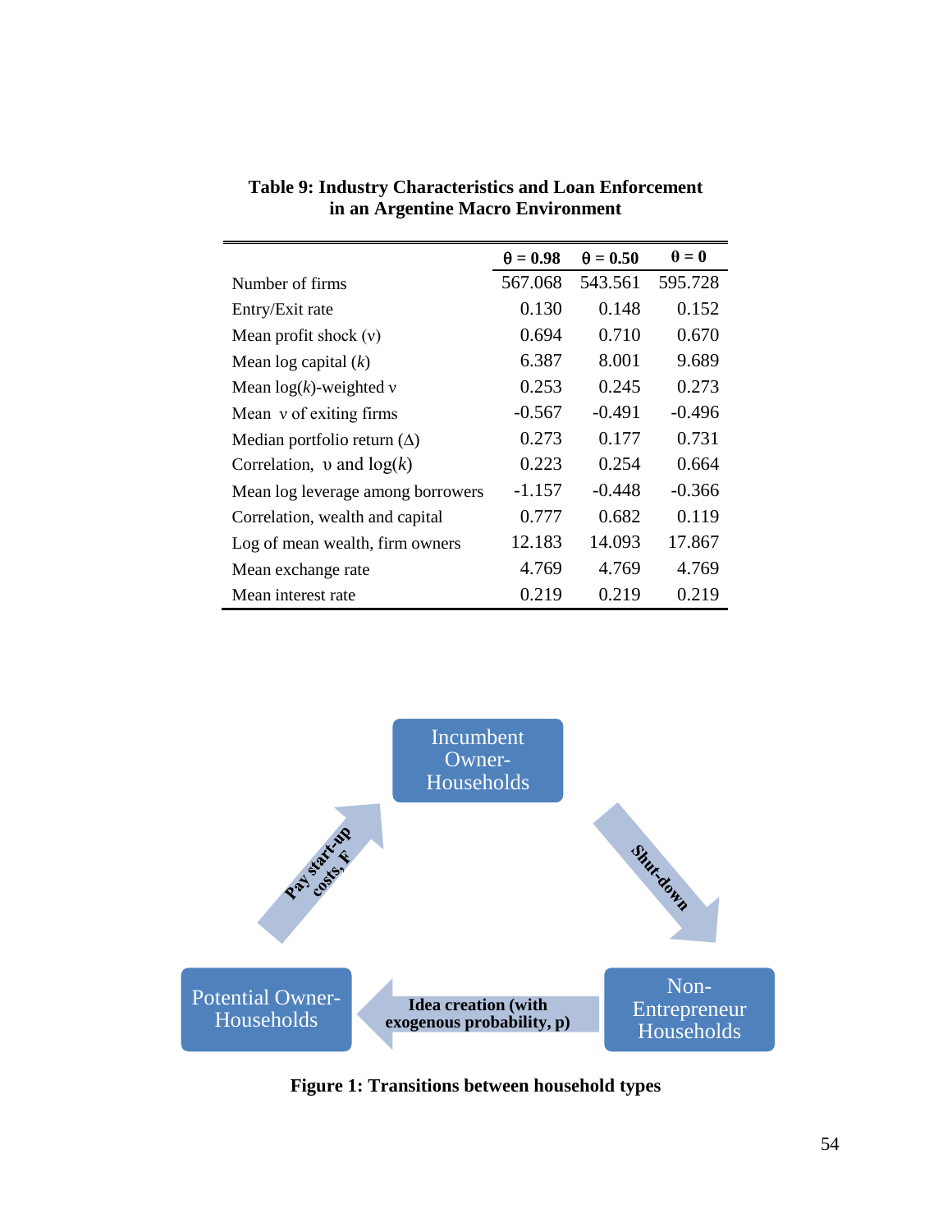**Table 9: Industry Characteristics and Loan Enforcement in an Argentine Macro Environment**

| | $\theta = 0.98$ | $\theta = 0.50$ | $\theta = 0$ |
|---|---|---|---|
| Number of firms | 567.068 | 543.561 | 595.728 |
| Entry/Exit rate | 0.130 | 0.148 | 0.152 |
| Mean profit shock ($\nu$) | 0.694 | 0.710 | 0.670 |
| Mean log capital ($k$) | 6.387 | 8.001 | 9.689 |
| Mean log($k$)-weighted $\nu$ | 0.253 | 0.245 | 0.273 |
| Mean $\nu$ of exiting firms | -0.567 | -0.491 | -0.496 |
| Median portfolio return ($\Delta$) | 0.273 | 0.177 | 0.731 |
| Correlation, $\upsilon$ and log($k$) | 0.223 | 0.254 | 0.664 |
| Mean log leverage among borrowers | -1.157 | -0.448 | -0.366 |
| Correlation, wealth and capital | 0.777 | 0.682 | 0.119 |
| Log of mean wealth, firm owners | 12.183 | 14.093 | 17.867 |
| Mean exchange rate | 4.769 | 4.769 | 4.769 |
| Mean interest rate | 0.219 | 0.219 | 0.219 |

Incumbent Owner-Households

Shut-down

Non-Entrepreneur Households

Idea creation (with exogenous probability, p)

Potential Owner-Households

Pay start-up costs, F

**Figure 1: Transitions between household types**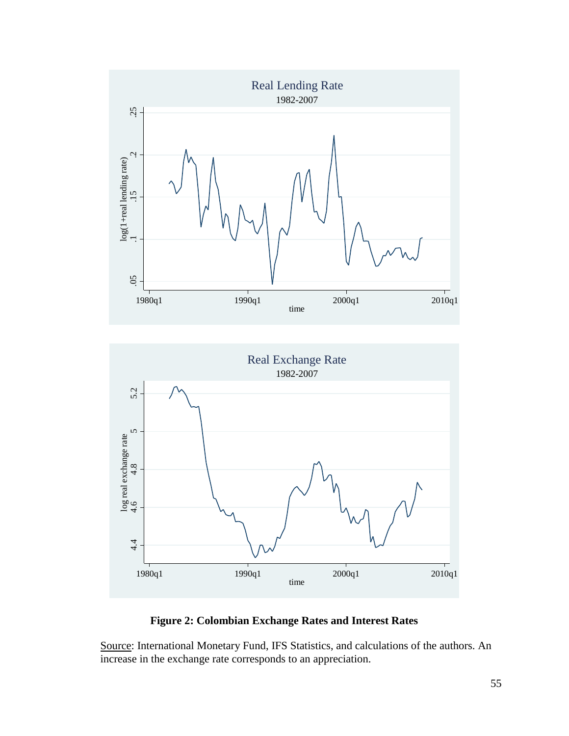**Figure 2: Colombian Exchange Rates and Interest Rates**

Source: International Monetary Fund, IFS Statistics, and calculations of the authors. An increase in the exchange rate corresponds to an appreciation.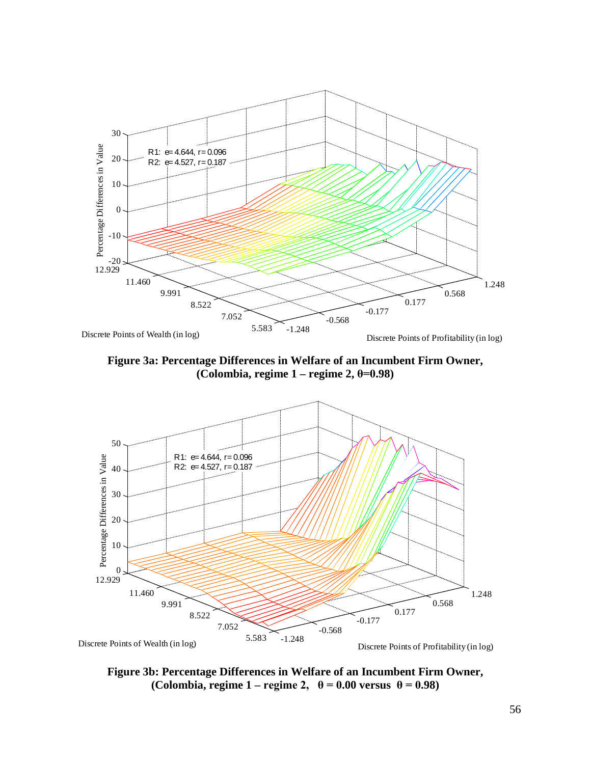**Figure 3a: Percentage Differences in Welfare of an Incumbent Firm Owner, (Colombia, regime 1 – regime 2, θ=0.98)**

**Figure 3b: Percentage Differences in Welfare of an Incumbent Firm Owner, (Colombia, regime 1 – regime 2, θ = 0.00 versus θ = 0.98)**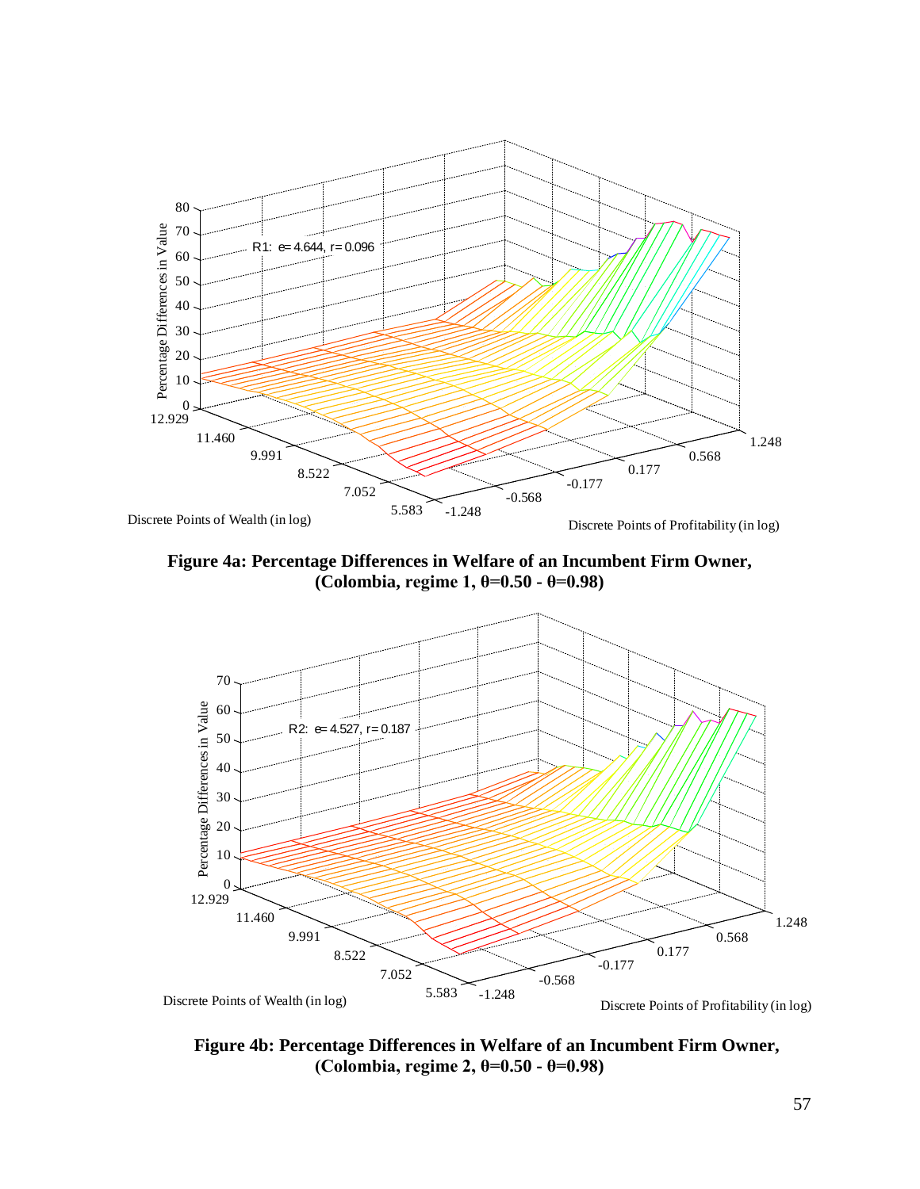**Figure 4a: Percentage Differences in Welfare of an Incumbent Firm Owner, (Colombia, regime 1, θ=0.50 - θ=0.98)**

**Figure 4b: Percentage Differences in Welfare of an Incumbent Firm Owner, (Colombia, regime 2, θ=0.50 - θ=0.98)**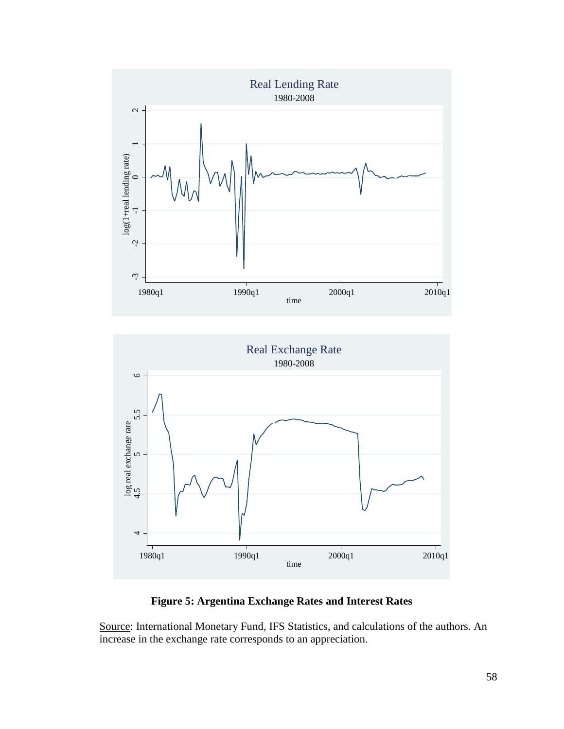Real Lending Rate

1980-2008

log(1+real lending rate)

2

1

0

-1

-2

-3

1980q1

1990q1

2000q1

2010q1

time

Real Exchange Rate

1980-2008

log real exchange rate

6

5.5

5

4.5

4

1980q1

1990q1

2000q1

2010q1

time

**Figure 5: Argentina Exchange Rates and Interest Rates**

Source: International Monetary Fund, IFS Statistics, and calculations of the authors. An increase in the exchange rate corresponds to an appreciation.